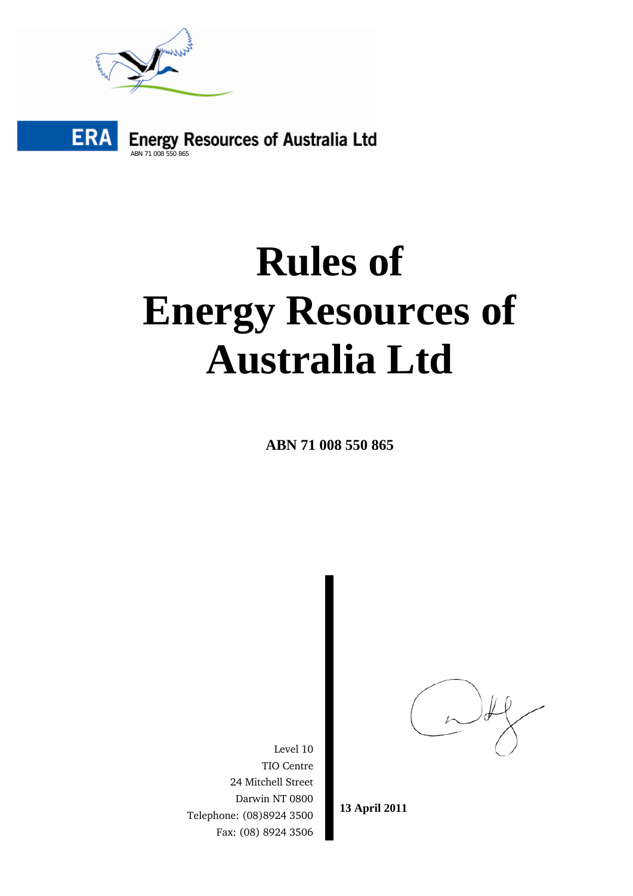ERA Energy Resources of Australia Ltd
ABN 71 008 550 865

# Rules of Energy Resources of Australia Ltd

**ABN 71 008 550 865**

Level 10
TIO Centre
24 Mitchell Street
Darwin NT 0800
Telephone: (08)8924 3500
Fax: (08) 8924 3506

**13 April 2011**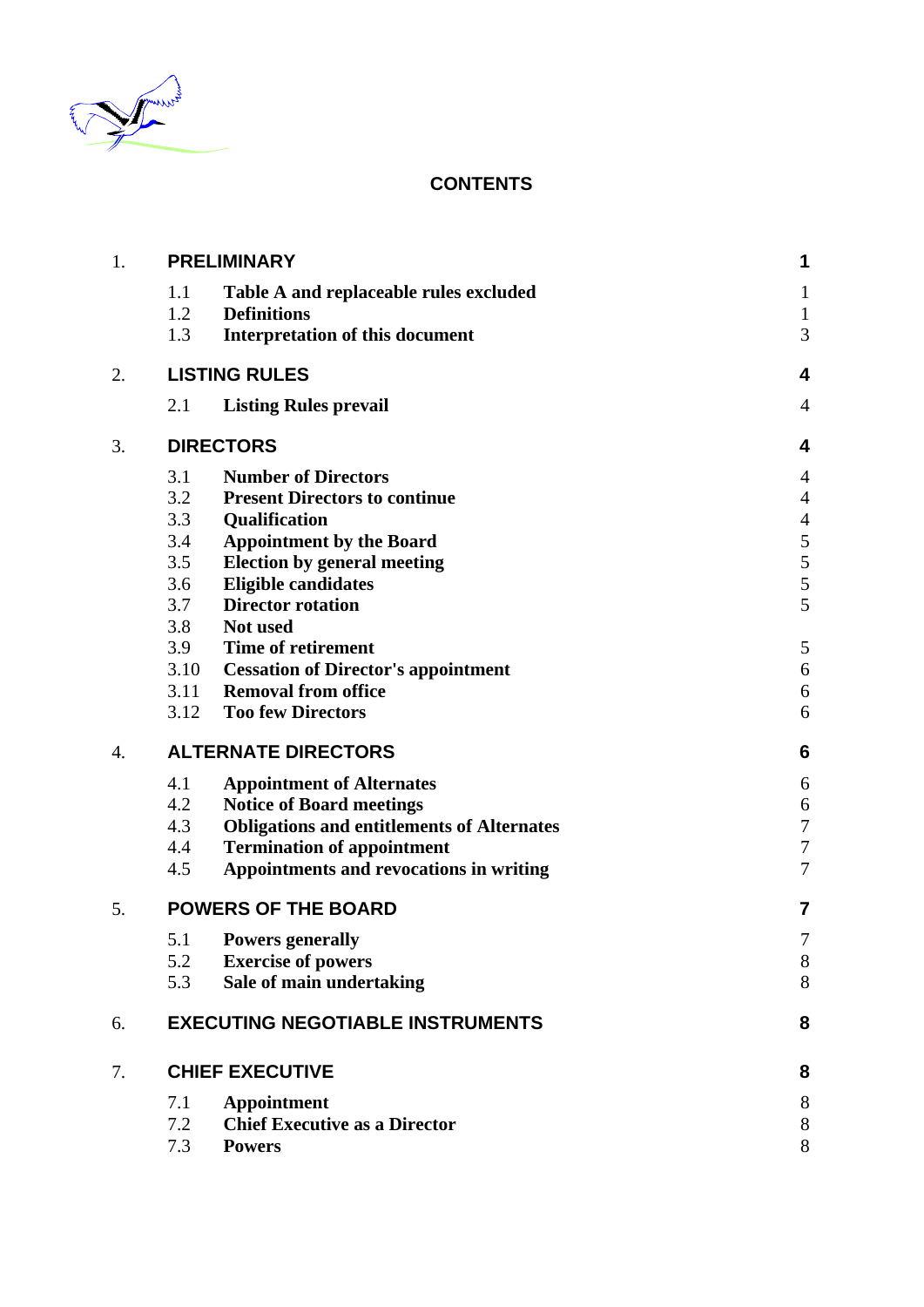# CONTENTS

| | | Page |
|---|---|---|
| 1. | **PRELIMINARY** | **1** |
| 1.1 | **Table A and replaceable rules excluded** | 1 |
| 1.2 | **Definitions** | 1 |
| 1.3 | **Interpretation of this document** | 3 |
| 2. | **LISTING RULES** | **4** |
| 2.1 | **Listing Rules prevail** | 4 |
| 3. | **DIRECTORS** | **4** |
| 3.1 | **Number of Directors** | 4 |
| 3.2 | **Present Directors to continue** | 4 |
| 3.3 | **Qualification** | 4 |
| 3.4 | **Appointment by the Board** | 5 |
| 3.5 | **Election by general meeting** | 5 |
| 3.6 | **Eligible candidates** | 5 |
| 3.7 | **Director rotation** | 5 |
| 3.8 | **Not used** | |
| 3.9 | **Time of retirement** | 5 |
| 3.10 | **Cessation of Director's appointment** | 6 |
| 3.11 | **Removal from office** | 6 |
| 3.12 | **Too few Directors** | 6 |
| 4. | **ALTERNATE DIRECTORS** | **6** |
| 4.1 | **Appointment of Alternates** | 6 |
| 4.2 | **Notice of Board meetings** | 6 |
| 4.3 | **Obligations and entitlements of Alternates** | 7 |
| 4.4 | **Termination of appointment** | 7 |
| 4.5 | **Appointments and revocations in writing** | 7 |
| 5. | **POWERS OF THE BOARD** | **7** |
| 5.1 | **Powers generally** | 7 |
| 5.2 | **Exercise of powers** | 8 |
| 5.3 | **Sale of main undertaking** | 8 |
| 6. | **EXECUTING NEGOTIABLE INSTRUMENTS** | **8** |
| 7. | **CHIEF EXECUTIVE** | **8** |
| 7.1 | **Appointment** | 8 |
| 7.2 | **Chief Executive as a Director** | 8 |
| 7.3 | **Powers** | 8 |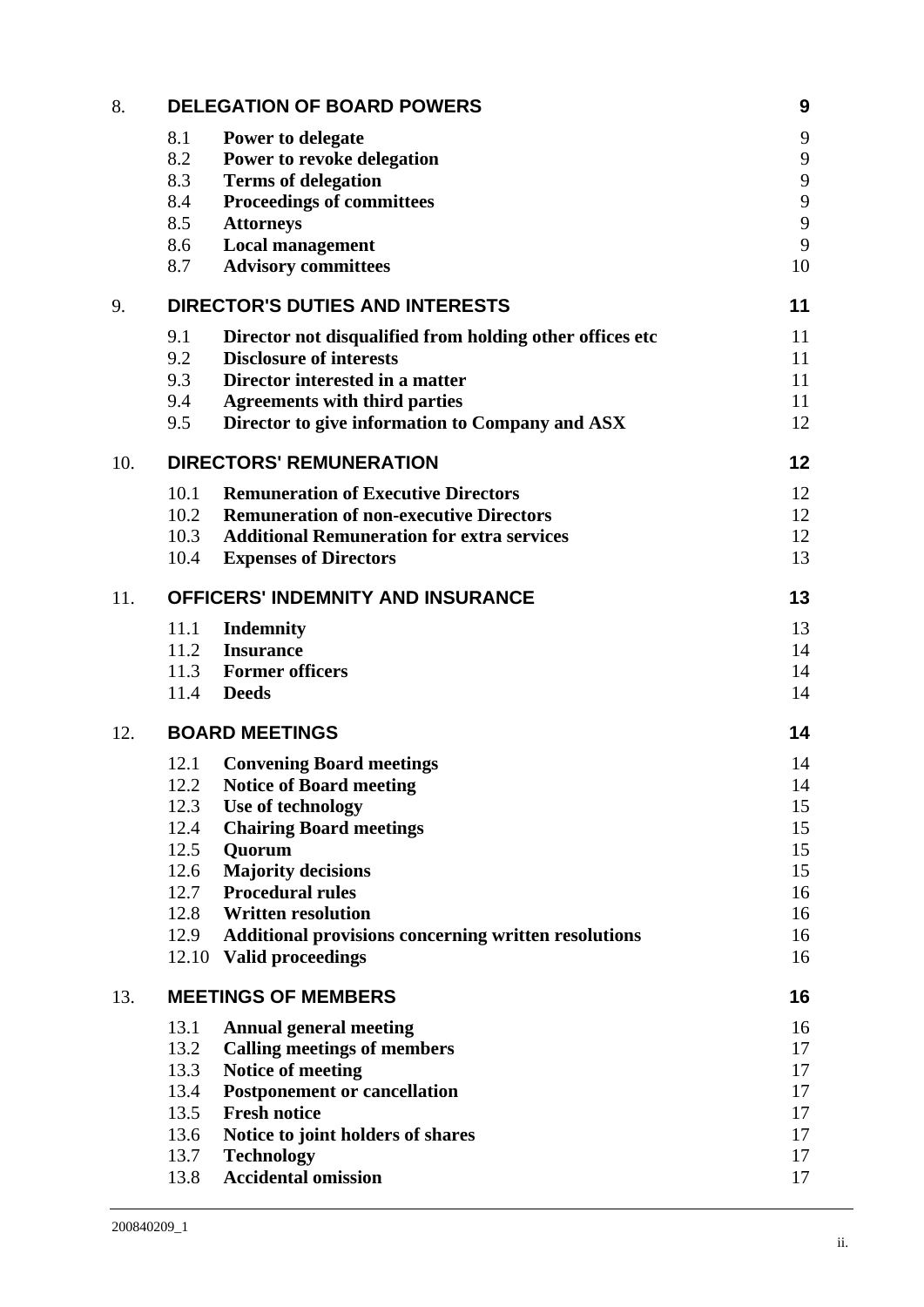| | | | |
|---|---|---|---|
| 8. | **DELEGATION OF BOARD POWERS** | | **9** |
| | 8.1 | **Power to delegate** | 9 |
| | 8.2 | **Power to revoke delegation** | 9 |
| | 8.3 | **Terms of delegation** | 9 |
| | 8.4 | **Proceedings of committees** | 9 |
| | 8.5 | **Attorneys** | 9 |
| | 8.6 | **Local management** | 9 |
| | 8.7 | **Advisory committees** | 10 |
| 9. | **DIRECTOR'S DUTIES AND INTERESTS** | | **11** |
| | 9.1 | **Director not disqualified from holding other offices etc** | 11 |
| | 9.2 | **Disclosure of interests** | 11 |
| | 9.3 | **Director interested in a matter** | 11 |
| | 9.4 | **Agreements with third parties** | 11 |
| | 9.5 | **Director to give information to Company and ASX** | 12 |
| 10. | **DIRECTORS' REMUNERATION** | | **12** |
| | 10.1 | **Remuneration of Executive Directors** | 12 |
| | 10.2 | **Remuneration of non-executive Directors** | 12 |
| | 10.3 | **Additional Remuneration for extra services** | 12 |
| | 10.4 | **Expenses of Directors** | 13 |
| 11. | **OFFICERS' INDEMNITY AND INSURANCE** | | **13** |
| | 11.1 | **Indemnity** | 13 |
| | 11.2 | **Insurance** | 14 |
| | 11.3 | **Former officers** | 14 |
| | 11.4 | **Deeds** | 14 |
| 12. | **BOARD MEETINGS** | | **14** |
| | 12.1 | **Convening Board meetings** | 14 |
| | 12.2 | **Notice of Board meeting** | 14 |
| | 12.3 | **Use of technology** | 15 |
| | 12.4 | **Chairing Board meetings** | 15 |
| | 12.5 | **Quorum** | 15 |
| | 12.6 | **Majority decisions** | 15 |
| | 12.7 | **Procedural rules** | 16 |
| | 12.8 | **Written resolution** | 16 |
| | 12.9 | **Additional provisions concerning written resolutions** | 16 |
| | 12.10 | **Valid proceedings** | 16 |
| 13. | **MEETINGS OF MEMBERS** | | **16** |
| | 13.1 | **Annual general meeting** | 16 |
| | 13.2 | **Calling meetings of members** | 17 |
| | 13.3 | **Notice of meeting** | 17 |
| | 13.4 | **Postponement or cancellation** | 17 |
| | 13.5 | **Fresh notice** | 17 |
| | 13.6 | **Notice to joint holders of shares** | 17 |
| | 13.7 | **Technology** | 17 |
| | 13.8 | **Accidental omission** | 17 |

200840209_1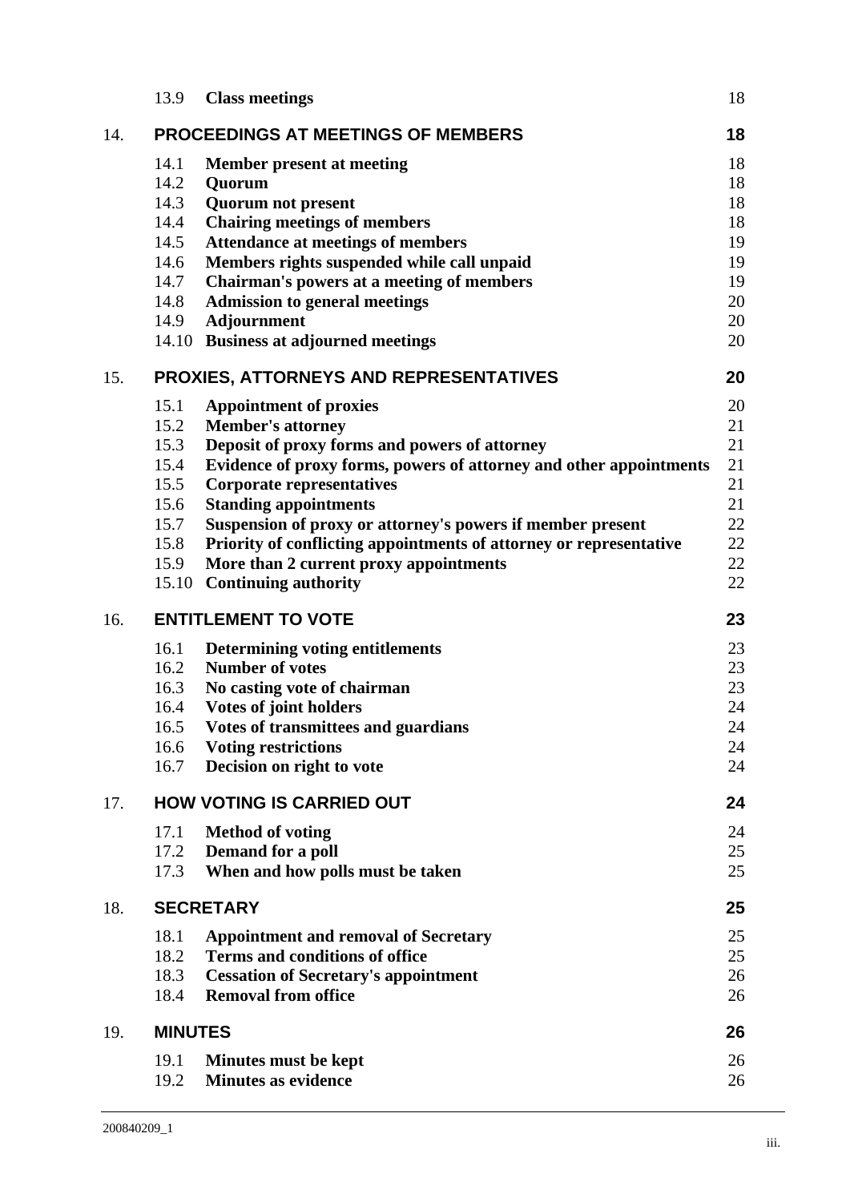| | | |
|---|---|---|
| 13.9 | **Class meetings** | 18 |
| **14.** | **PROCEEDINGS AT MEETINGS OF MEMBERS** | **18** |
| 14.1 | **Member present at meeting** | 18 |
| 14.2 | **Quorum** | 18 |
| 14.3 | **Quorum not present** | 18 |
| 14.4 | **Chairing meetings of members** | 18 |
| 14.5 | **Attendance at meetings of members** | 19 |
| 14.6 | **Members rights suspended while call unpaid** | 19 |
| 14.7 | **Chairman's powers at a meeting of members** | 19 |
| 14.8 | **Admission to general meetings** | 20 |
| 14.9 | **Adjournment** | 20 |
| 14.10 | **Business at adjourned meetings** | 20 |
| **15.** | **PROXIES, ATTORNEYS AND REPRESENTATIVES** | **20** |
| 15.1 | **Appointment of proxies** | 20 |
| 15.2 | **Member's attorney** | 21 |
| 15.3 | **Deposit of proxy forms and powers of attorney** | 21 |
| 15.4 | **Evidence of proxy forms, powers of attorney and other appointments** | 21 |
| 15.5 | **Corporate representatives** | 21 |
| 15.6 | **Standing appointments** | 21 |
| 15.7 | **Suspension of proxy or attorney's powers if member present** | 22 |
| 15.8 | **Priority of conflicting appointments of attorney or representative** | 22 |
| 15.9 | **More than 2 current proxy appointments** | 22 |
| 15.10 | **Continuing authority** | 22 |
| **16.** | **ENTITLEMENT TO VOTE** | **23** |
| 16.1 | **Determining voting entitlements** | 23 |
| 16.2 | **Number of votes** | 23 |
| 16.3 | **No casting vote of chairman** | 23 |
| 16.4 | **Votes of joint holders** | 24 |
| 16.5 | **Votes of transmittees and guardians** | 24 |
| 16.6 | **Voting restrictions** | 24 |
| 16.7 | **Decision on right to vote** | 24 |
| **17.** | **HOW VOTING IS CARRIED OUT** | **24** |
| 17.1 | **Method of voting** | 24 |
| 17.2 | **Demand for a poll** | 25 |
| 17.3 | **When and how polls must be taken** | 25 |
| **18.** | **SECRETARY** | **25** |
| 18.1 | **Appointment and removal of Secretary** | 25 |
| 18.2 | **Terms and conditions of office** | 25 |
| 18.3 | **Cessation of Secretary's appointment** | 26 |
| 18.4 | **Removal from office** | 26 |
| **19.** | **MINUTES** | **26** |
| 19.1 | **Minutes must be kept** | 26 |
| 19.2 | **Minutes as evidence** | 26 |

200840209_1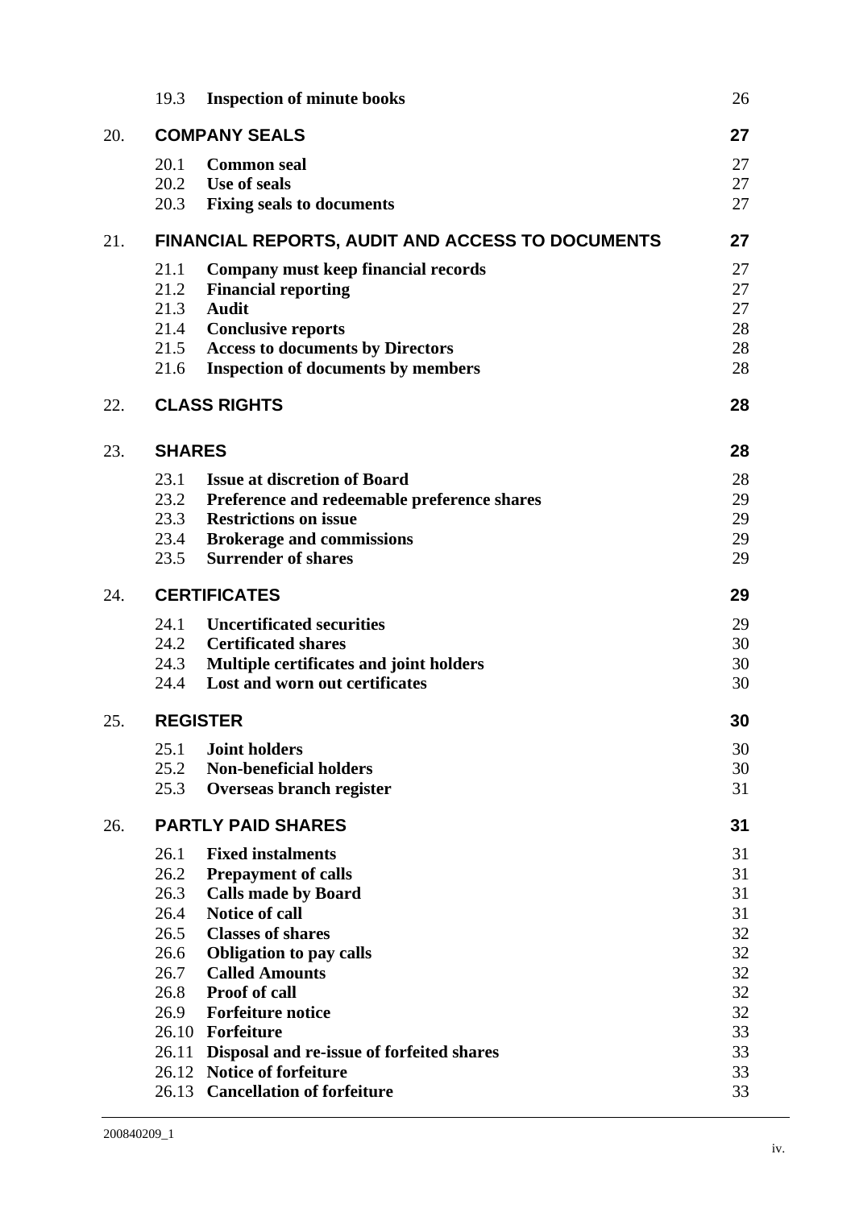| | | |
|---|---|---|
| 19.3 | **Inspection of minute books** | 26 |
| **20.** | **COMPANY SEALS** | **27** |
| 20.1 | **Common seal** | 27 |
| 20.2 | **Use of seals** | 27 |
| 20.3 | **Fixing seals to documents** | 27 |
| **21.** | **FINANCIAL REPORTS, AUDIT AND ACCESS TO DOCUMENTS** | **27** |
| 21.1 | **Company must keep financial records** | 27 |
| 21.2 | **Financial reporting** | 27 |
| 21.3 | **Audit** | 27 |
| 21.4 | **Conclusive reports** | 28 |
| 21.5 | **Access to documents by Directors** | 28 |
| 21.6 | **Inspection of documents by members** | 28 |
| **22.** | **CLASS RIGHTS** | **28** |
| **23.** | **SHARES** | **28** |
| 23.1 | **Issue at discretion of Board** | 28 |
| 23.2 | **Preference and redeemable preference shares** | 29 |
| 23.3 | **Restrictions on issue** | 29 |
| 23.4 | **Brokerage and commissions** | 29 |
| 23.5 | **Surrender of shares** | 29 |
| **24.** | **CERTIFICATES** | **29** |
| 24.1 | **Uncertificated securities** | 29 |
| 24.2 | **Certificated shares** | 30 |
| 24.3 | **Multiple certificates and joint holders** | 30 |
| 24.4 | **Lost and worn out certificates** | 30 |
| **25.** | **REGISTER** | **30** |
| 25.1 | **Joint holders** | 30 |
| 25.2 | **Non-beneficial holders** | 30 |
| 25.3 | **Overseas branch register** | 31 |
| **26.** | **PARTLY PAID SHARES** | **31** |
| 26.1 | **Fixed instalments** | 31 |
| 26.2 | **Prepayment of calls** | 31 |
| 26.3 | **Calls made by Board** | 31 |
| 26.4 | **Notice of call** | 31 |
| 26.5 | **Classes of shares** | 32 |
| 26.6 | **Obligation to pay calls** | 32 |
| 26.7 | **Called Amounts** | 32 |
| 26.8 | **Proof of call** | 32 |
| 26.9 | **Forfeiture notice** | 32 |
| 26.10 | **Forfeiture** | 33 |
| 26.11 | **Disposal and re-issue of forfeited shares** | 33 |
| 26.12 | **Notice of forfeiture** | 33 |
| 26.13 | **Cancellation of forfeiture** | 33 |

200840209_1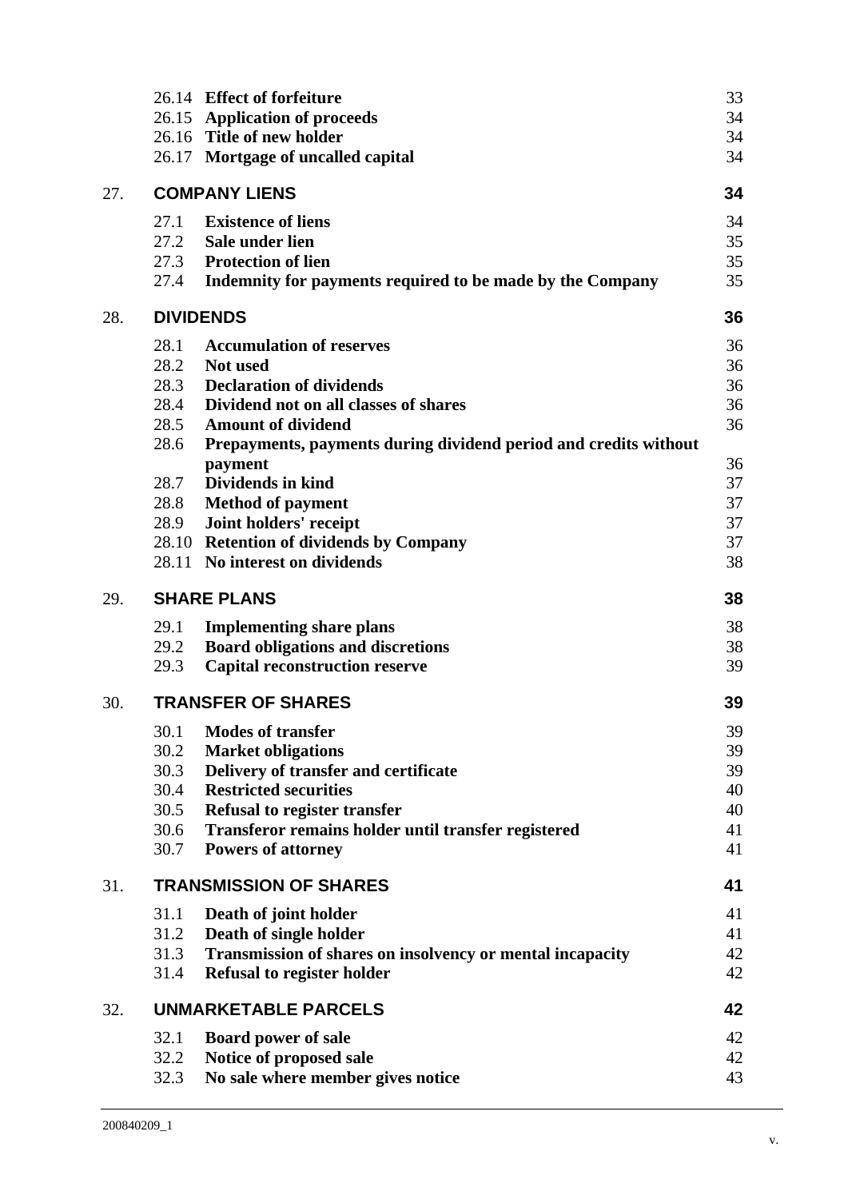| | | | |
|---|---|---|---|
| | 26.14 | **Effect of forfeiture** | 33 |
| | 26.15 | **Application of proceeds** | 34 |
| | 26.16 | **Title of new holder** | 34 |
| | 26.17 | **Mortgage of uncalled capital** | 34 |
| 27. | **COMPANY LIENS** | | **34** |
| | 27.1 | **Existence of liens** | 34 |
| | 27.2 | **Sale under lien** | 35 |
| | 27.3 | **Protection of lien** | 35 |
| | 27.4 | **Indemnity for payments required to be made by the Company** | 35 |
| 28. | **DIVIDENDS** | | **36** |
| | 28.1 | **Accumulation of reserves** | 36 |
| | 28.2 | **Not used** | 36 |
| | 28.3 | **Declaration of dividends** | 36 |
| | 28.4 | **Dividend not on all classes of shares** | 36 |
| | 28.5 | **Amount of dividend** | 36 |
| | 28.6 | **Prepayments, payments during dividend period and credits without payment** | 36 |
| | 28.7 | **Dividends in kind** | 37 |
| | 28.8 | **Method of payment** | 37 |
| | 28.9 | **Joint holders' receipt** | 37 |
| | 28.10 | **Retention of dividends by Company** | 37 |
| | 28.11 | **No interest on dividends** | 38 |
| 29. | **SHARE PLANS** | | **38** |
| | 29.1 | **Implementing share plans** | 38 |
| | 29.2 | **Board obligations and discretions** | 38 |
| | 29.3 | **Capital reconstruction reserve** | 39 |
| 30. | **TRANSFER OF SHARES** | | **39** |
| | 30.1 | **Modes of transfer** | 39 |
| | 30.2 | **Market obligations** | 39 |
| | 30.3 | **Delivery of transfer and certificate** | 39 |
| | 30.4 | **Restricted securities** | 40 |
| | 30.5 | **Refusal to register transfer** | 40 |
| | 30.6 | **Transferor remains holder until transfer registered** | 41 |
| | 30.7 | **Powers of attorney** | 41 |
| 31. | **TRANSMISSION OF SHARES** | | **41** |
| | 31.1 | **Death of joint holder** | 41 |
| | 31.2 | **Death of single holder** | 41 |
| | 31.3 | **Transmission of shares on insolvency or mental incapacity** | 42 |
| | 31.4 | **Refusal to register holder** | 42 |
| 32. | **UNMARKETABLE PARCELS** | | **42** |
| | 32.1 | **Board power of sale** | 42 |
| | 32.2 | **Notice of proposed sale** | 42 |
| | 32.3 | **No sale where member gives notice** | 43 |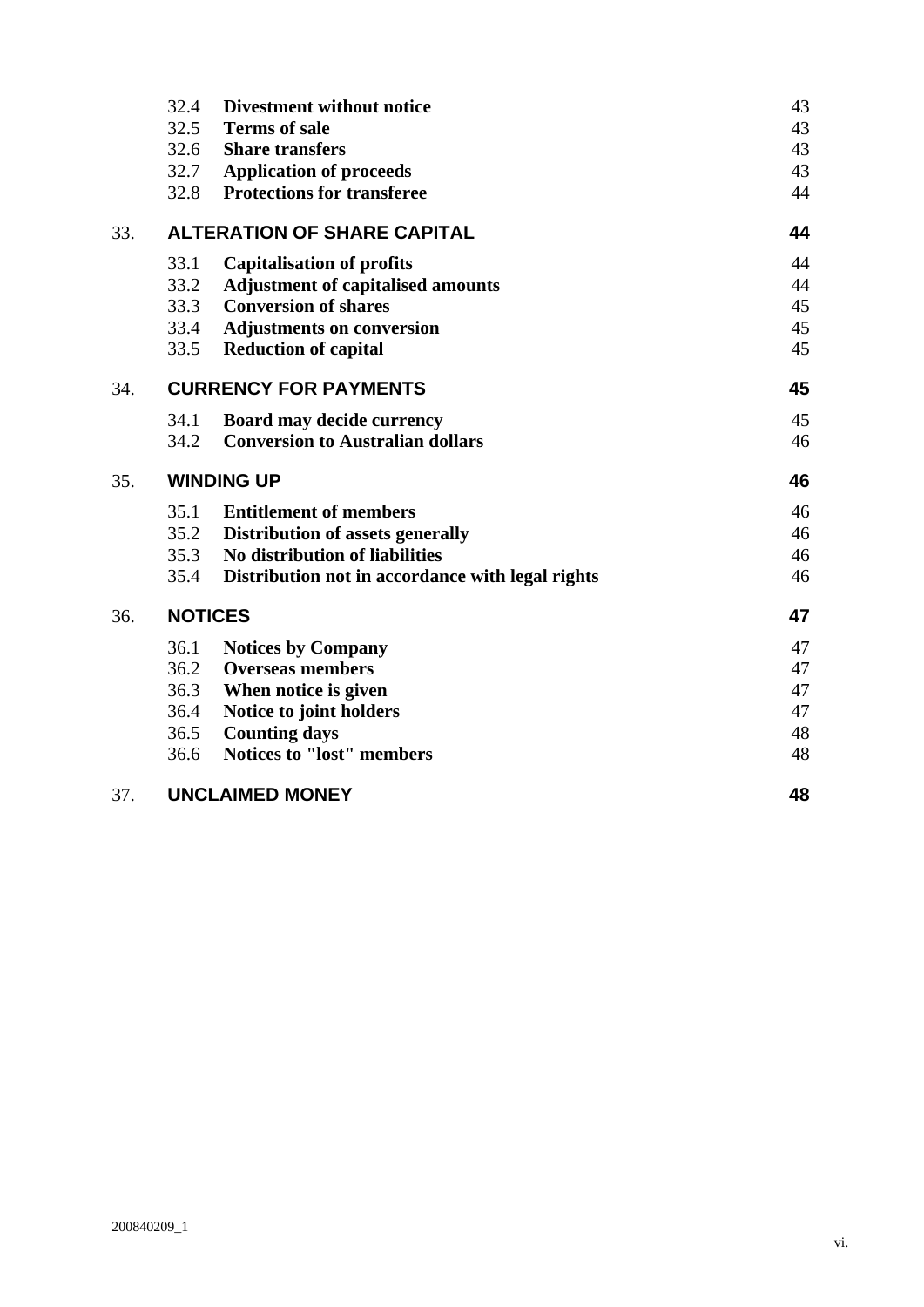| | | |
|---|---|---|
| 32.4 | **Divestment without notice** | 43 |
| 32.5 | **Terms of sale** | 43 |
| 32.6 | **Share transfers** | 43 |
| 32.7 | **Application of proceeds** | 43 |
| 32.8 | **Protections for transferee** | 44 |
| **33.** | **ALTERATION OF SHARE CAPITAL** | **44** |
| 33.1 | **Capitalisation of profits** | 44 |
| 33.2 | **Adjustment of capitalised amounts** | 44 |
| 33.3 | **Conversion of shares** | 45 |
| 33.4 | **Adjustments on conversion** | 45 |
| 33.5 | **Reduction of capital** | 45 |
| **34.** | **CURRENCY FOR PAYMENTS** | **45** |
| 34.1 | **Board may decide currency** | 45 |
| 34.2 | **Conversion to Australian dollars** | 46 |
| **35.** | **WINDING UP** | **46** |
| 35.1 | **Entitlement of members** | 46 |
| 35.2 | **Distribution of assets generally** | 46 |
| 35.3 | **No distribution of liabilities** | 46 |
| 35.4 | **Distribution not in accordance with legal rights** | 46 |
| **36.** | **NOTICES** | **47** |
| 36.1 | **Notices by Company** | 47 |
| 36.2 | **Overseas members** | 47 |
| 36.3 | **When notice is given** | 47 |
| 36.4 | **Notice to joint holders** | 47 |
| 36.5 | **Counting days** | 48 |
| 36.6 | **Notices to "lost" members** | 48 |
| **37.** | **UNCLAIMED MONEY** | **48** |

200840209_1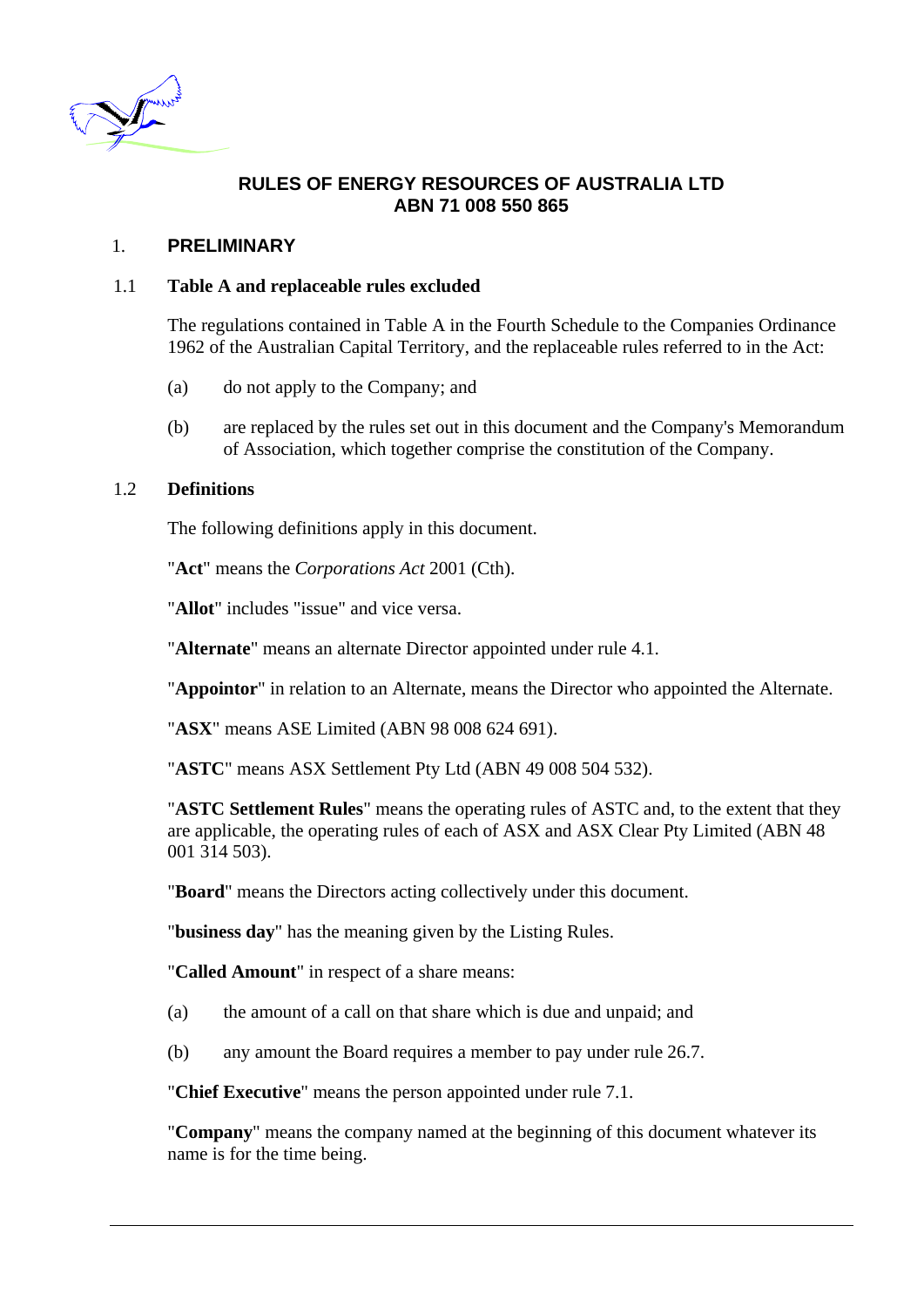## RULES OF ENERGY RESOURCES OF AUSTRALIA LTD
## ABN 71 008 550 865

# 1. PRELIMINARY

## 1.1 Table A and replaceable rules excluded

The regulations contained in Table A in the Fourth Schedule to the Companies Ordinance 1962 of the Australian Capital Territory, and the replaceable rules referred to in the Act:

(a) do not apply to the Company; and

(b) are replaced by the rules set out in this document and the Company's Memorandum of Association, which together comprise the constitution of the Company.

## 1.2 Definitions

The following definitions apply in this document.

"**Act**" means the *Corporations Act* 2001 (Cth).

"**Allot**" includes "issue" and vice versa.

"**Alternate**" means an alternate Director appointed under rule 4.1.

"**Appointor**" in relation to an Alternate, means the Director who appointed the Alternate.

"**ASX**" means ASE Limited (ABN 98 008 624 691).

"**ASTC**" means ASX Settlement Pty Ltd (ABN 49 008 504 532).

"**ASTC Settlement Rules**" means the operating rules of ASTC and, to the extent that they are applicable, the operating rules of each of ASX and ASX Clear Pty Limited (ABN 48 001 314 503).

"**Board**" means the Directors acting collectively under this document.

"**business day**" has the meaning given by the Listing Rules.

"**Called Amount**" in respect of a share means:

(a) the amount of a call on that share which is due and unpaid; and

(b) any amount the Board requires a member to pay under rule 26.7.

"**Chief Executive**" means the person appointed under rule 7.1.

"**Company**" means the company named at the beginning of this document whatever its name is for the time being.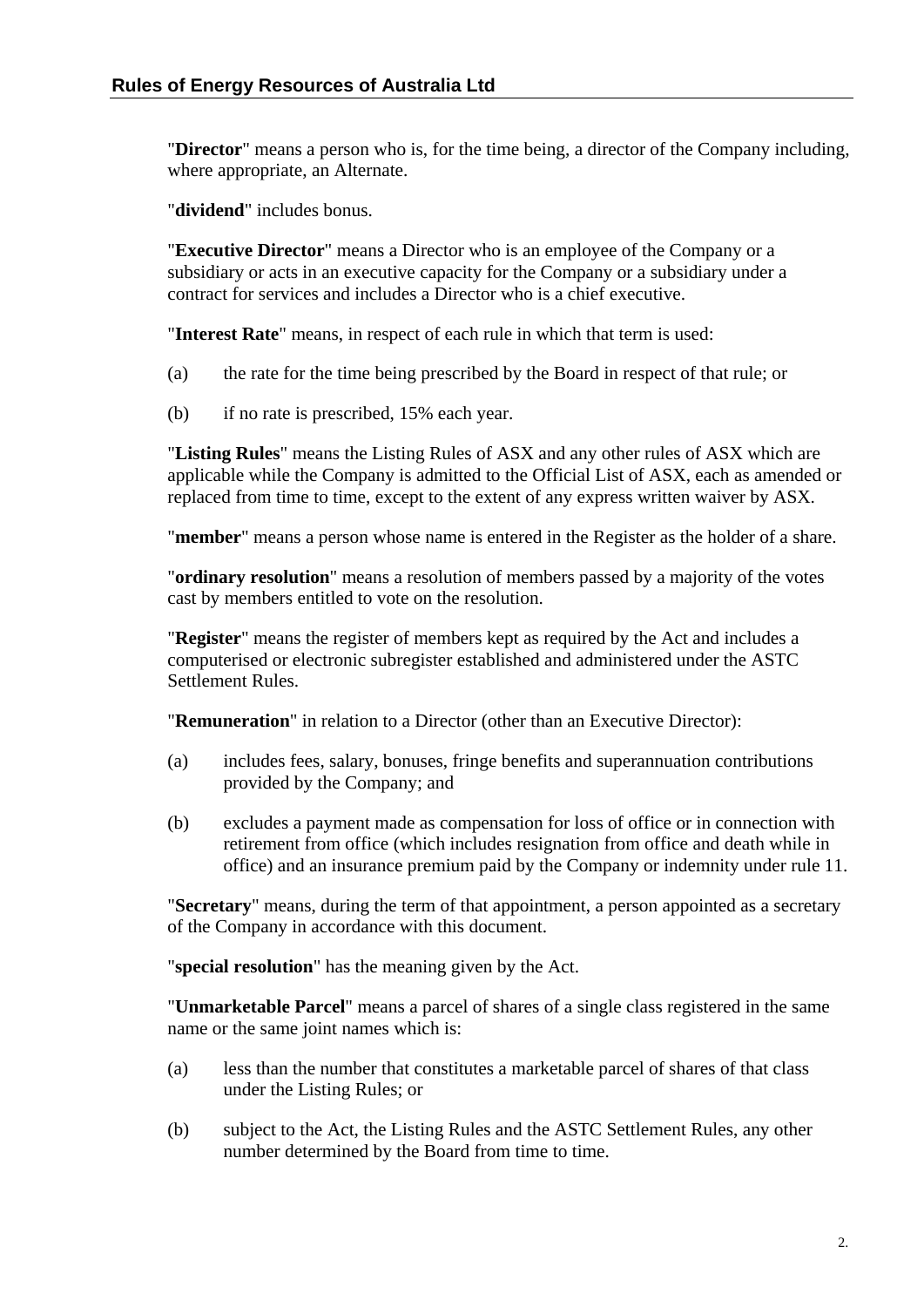"**Director**" means a person who is, for the time being, a director of the Company including, where appropriate, an Alternate.

"**dividend**" includes bonus.

"**Executive Director**" means a Director who is an employee of the Company or a subsidiary or acts in an executive capacity for the Company or a subsidiary under a contract for services and includes a Director who is a chief executive.

"**Interest Rate**" means, in respect of each rule in which that term is used:

(a) the rate for the time being prescribed by the Board in respect of that rule; or

(b) if no rate is prescribed, 15% each year.

"**Listing Rules**" means the Listing Rules of ASX and any other rules of ASX which are applicable while the Company is admitted to the Official List of ASX, each as amended or replaced from time to time, except to the extent of any express written waiver by ASX.

"**member**" means a person whose name is entered in the Register as the holder of a share.

"**ordinary resolution**" means a resolution of members passed by a majority of the votes cast by members entitled to vote on the resolution.

"**Register**" means the register of members kept as required by the Act and includes a computerised or electronic subregister established and administered under the ASTC Settlement Rules.

"**Remuneration**" in relation to a Director (other than an Executive Director):

(a) includes fees, salary, bonuses, fringe benefits and superannuation contributions provided by the Company; and

(b) excludes a payment made as compensation for loss of office or in connection with retirement from office (which includes resignation from office and death while in office) and an insurance premium paid by the Company or indemnity under rule 11.

"**Secretary**" means, during the term of that appointment, a person appointed as a secretary of the Company in accordance with this document.

"**special resolution**" has the meaning given by the Act.

"**Unmarketable Parcel**" means a parcel of shares of a single class registered in the same name or the same joint names which is:

(a) less than the number that constitutes a marketable parcel of shares of that class under the Listing Rules; or

(b) subject to the Act, the Listing Rules and the ASTC Settlement Rules, any other number determined by the Board from time to time.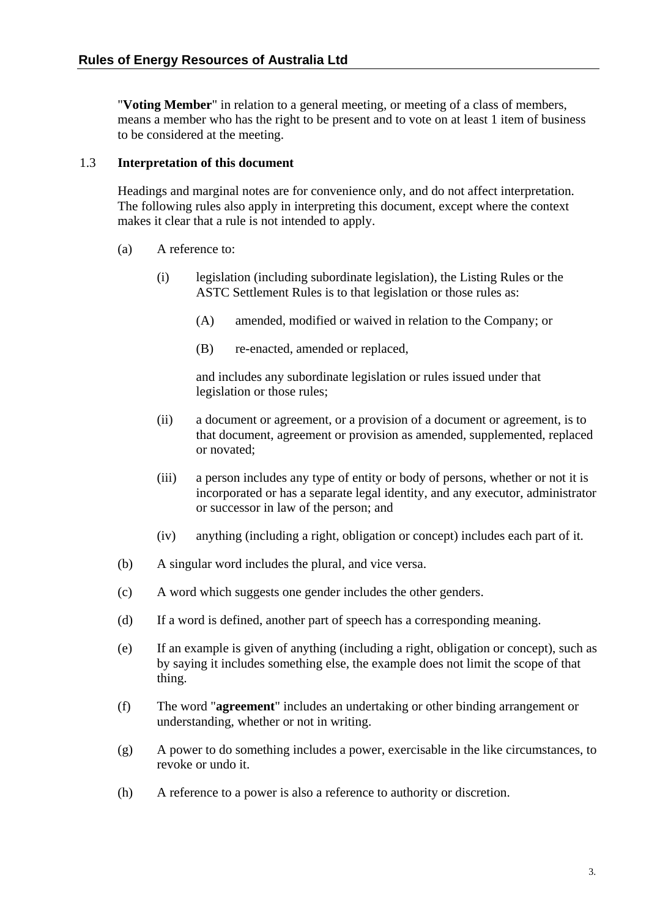"**Voting Member**" in relation to a general meeting, or meeting of a class of members, means a member who has the right to be present and to vote on at least 1 item of business to be considered at the meeting.

### 1.3 Interpretation of this document

Headings and marginal notes are for convenience only, and do not affect interpretation. The following rules also apply in interpreting this document, except where the context makes it clear that a rule is not intended to apply.

(a) A reference to:

  (i) legislation (including subordinate legislation), the Listing Rules or the ASTC Settlement Rules is to that legislation or those rules as:

    (A) amended, modified or waived in relation to the Company; or

    (B) re-enacted, amended or replaced,

  and includes any subordinate legislation or rules issued under that legislation or those rules;

  (ii) a document or agreement, or a provision of a document or agreement, is to that document, agreement or provision as amended, supplemented, replaced or novated;

  (iii) a person includes any type of entity or body of persons, whether or not it is incorporated or has a separate legal identity, and any executor, administrator or successor in law of the person; and

  (iv) anything (including a right, obligation or concept) includes each part of it.

(b) A singular word includes the plural, and vice versa.

(c) A word which suggests one gender includes the other genders.

(d) If a word is defined, another part of speech has a corresponding meaning.

(e) If an example is given of anything (including a right, obligation or concept), such as by saying it includes something else, the example does not limit the scope of that thing.

(f) The word "**agreement**" includes an undertaking or other binding arrangement or understanding, whether or not in writing.

(g) A power to do something includes a power, exercisable in the like circumstances, to revoke or undo it.

(h) A reference to a power is also a reference to authority or discretion.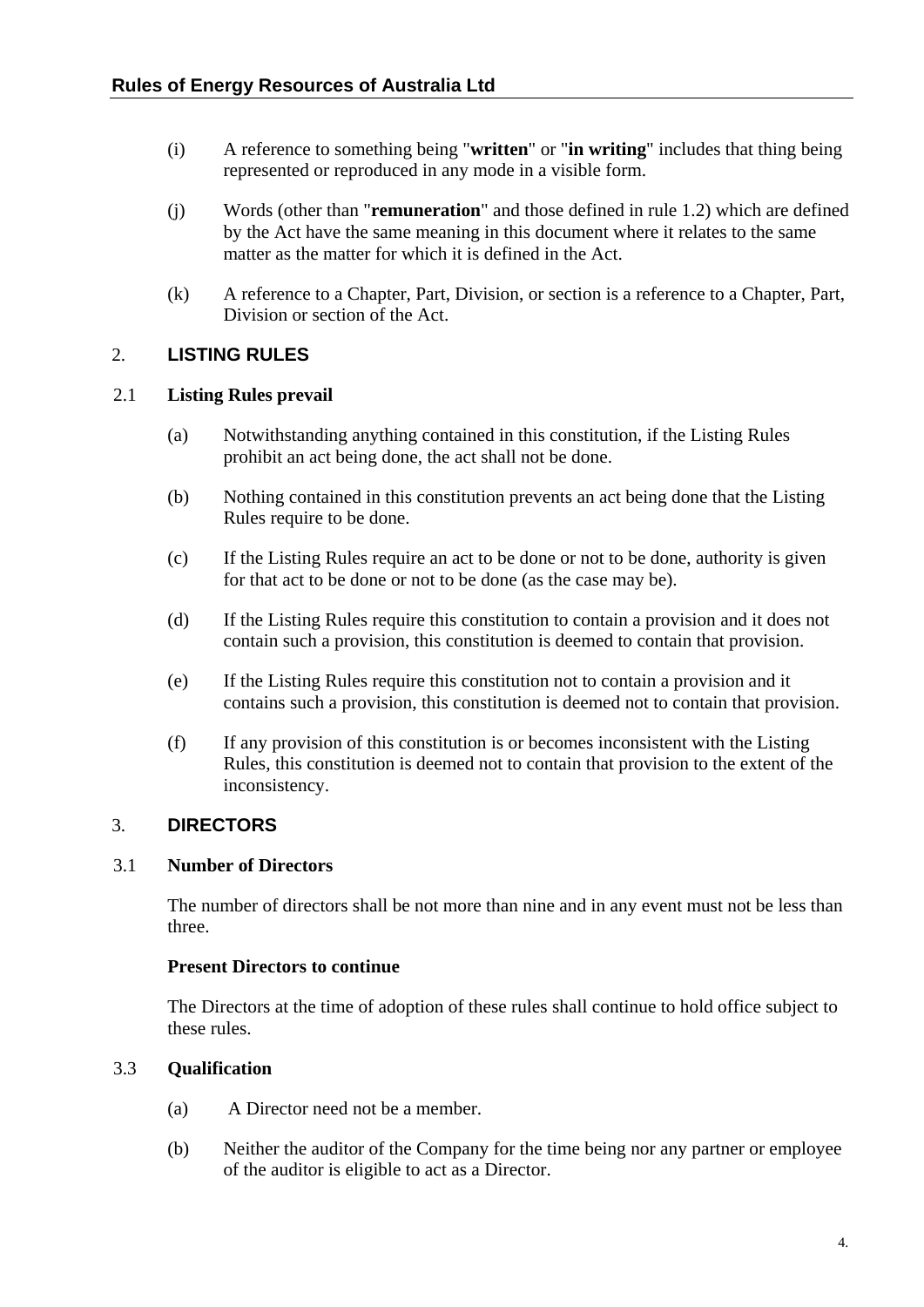(i) A reference to something being "**written**" or "**in writing**" includes that thing being represented or reproduced in any mode in a visible form.

(j) Words (other than "**remuneration**" and those defined in rule 1.2) which are defined by the Act have the same meaning in this document where it relates to the same matter as the matter for which it is defined in the Act.

(k) A reference to a Chapter, Part, Division, or section is a reference to a Chapter, Part, Division or section of the Act.

## 2. LISTING RULES

### 2.1 Listing Rules prevail

(a) Notwithstanding anything contained in this constitution, if the Listing Rules prohibit an act being done, the act shall not be done.

(b) Nothing contained in this constitution prevents an act being done that the Listing Rules require to be done.

(c) If the Listing Rules require an act to be done or not to be done, authority is given for that act to be done or not to be done (as the case may be).

(d) If the Listing Rules require this constitution to contain a provision and it does not contain such a provision, this constitution is deemed to contain that provision.

(e) If the Listing Rules require this constitution not to contain a provision and it contains such a provision, this constitution is deemed not to contain that provision.

(f) If any provision of this constitution is or becomes inconsistent with the Listing Rules, this constitution is deemed not to contain that provision to the extent of the inconsistency.

## 3. DIRECTORS

### 3.1 Number of Directors

The number of directors shall be not more than nine and in any event must not be less than three.

### Present Directors to continue

The Directors at the time of adoption of these rules shall continue to hold office subject to these rules.

### 3.3 Qualification

(a) A Director need not be a member.

(b) Neither the auditor of the Company for the time being nor any partner or employee of the auditor is eligible to act as a Director.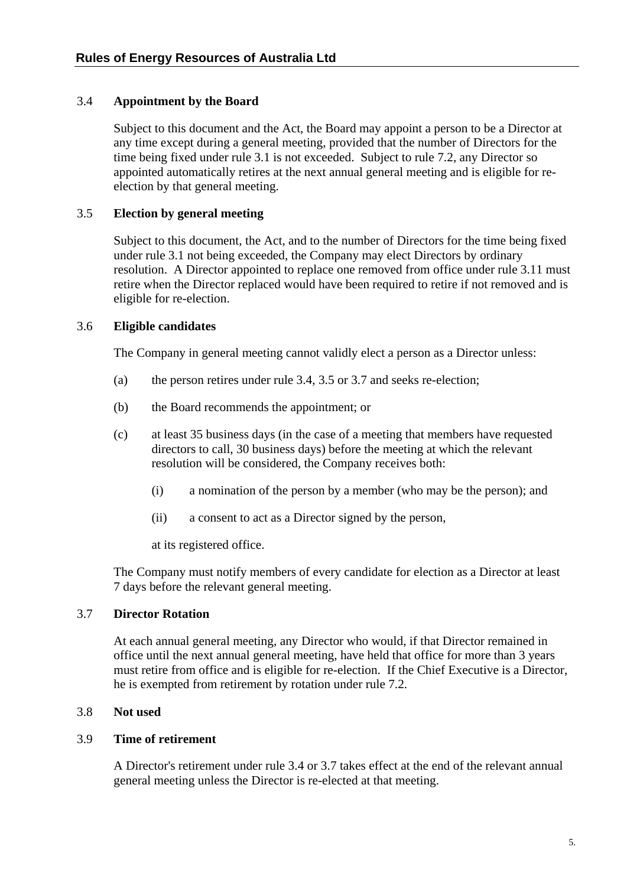### 3.4 Appointment by the Board

Subject to this document and the Act, the Board may appoint a person to be a Director at any time except during a general meeting, provided that the number of Directors for the time being fixed under rule 3.1 is not exceeded. Subject to rule 7.2, any Director so appointed automatically retires at the next annual general meeting and is eligible for re-election by that general meeting.

### 3.5 Election by general meeting

Subject to this document, the Act, and to the number of Directors for the time being fixed under rule 3.1 not being exceeded, the Company may elect Directors by ordinary resolution. A Director appointed to replace one removed from office under rule 3.11 must retire when the Director replaced would have been required to retire if not removed and is eligible for re-election.

### 3.6 Eligible candidates

The Company in general meeting cannot validly elect a person as a Director unless:

(a) the person retires under rule 3.4, 3.5 or 3.7 and seeks re-election;

(b) the Board recommends the appointment; or

(c) at least 35 business days (in the case of a meeting that members have requested directors to call, 30 business days) before the meeting at which the relevant resolution will be considered, the Company receives both:

  (i) a nomination of the person by a member (who may be the person); and

  (ii) a consent to act as a Director signed by the person,

  at its registered office.

The Company must notify members of every candidate for election as a Director at least 7 days before the relevant general meeting.

### 3.7 Director Rotation

At each annual general meeting, any Director who would, if that Director remained in office until the next annual general meeting, have held that office for more than 3 years must retire from office and is eligible for re-election. If the Chief Executive is a Director, he is exempted from retirement by rotation under rule 7.2.

### 3.8 Not used

### 3.9 Time of retirement

A Director's retirement under rule 3.4 or 3.7 takes effect at the end of the relevant annual general meeting unless the Director is re-elected at that meeting.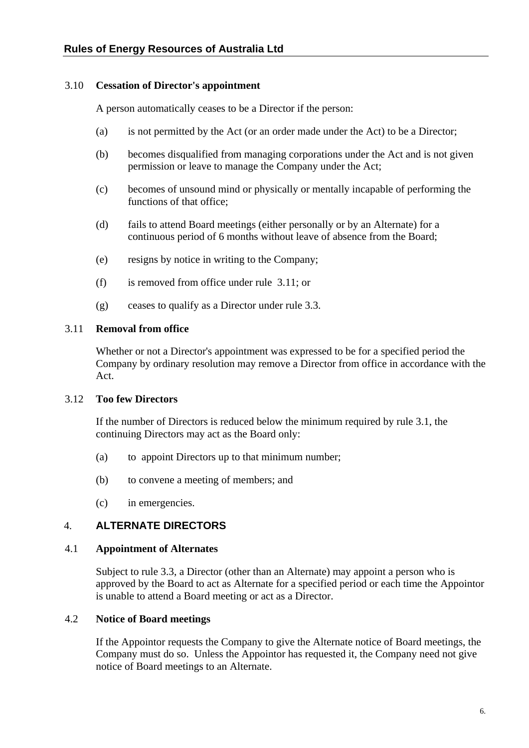### 3.10 **Cessation of Director's appointment**

A person automatically ceases to be a Director if the person:

(a) is not permitted by the Act (or an order made under the Act) to be a Director;

(b) becomes disqualified from managing corporations under the Act and is not given permission or leave to manage the Company under the Act;

(c) becomes of unsound mind or physically or mentally incapable of performing the functions of that office;

(d) fails to attend Board meetings (either personally or by an Alternate) for a continuous period of 6 months without leave of absence from the Board;

(e) resigns by notice in writing to the Company;

(f) is removed from office under rule 3.11; or

(g) ceases to qualify as a Director under rule 3.3.

### 3.11 **Removal from office**

Whether or not a Director's appointment was expressed to be for a specified period the Company by ordinary resolution may remove a Director from office in accordance with the Act.

### 3.12 **Too few Directors**

If the number of Directors is reduced below the minimum required by rule 3.1, the continuing Directors may act as the Board only:

(a) to appoint Directors up to that minimum number;

(b) to convene a meeting of members; and

(c) in emergencies.

## 4. ALTERNATE DIRECTORS

### 4.1 **Appointment of Alternates**

Subject to rule 3.3, a Director (other than an Alternate) may appoint a person who is approved by the Board to act as Alternate for a specified period or each time the Appointor is unable to attend a Board meeting or act as a Director.

### 4.2 **Notice of Board meetings**

If the Appointor requests the Company to give the Alternate notice of Board meetings, the Company must do so. Unless the Appointor has requested it, the Company need not give notice of Board meetings to an Alternate.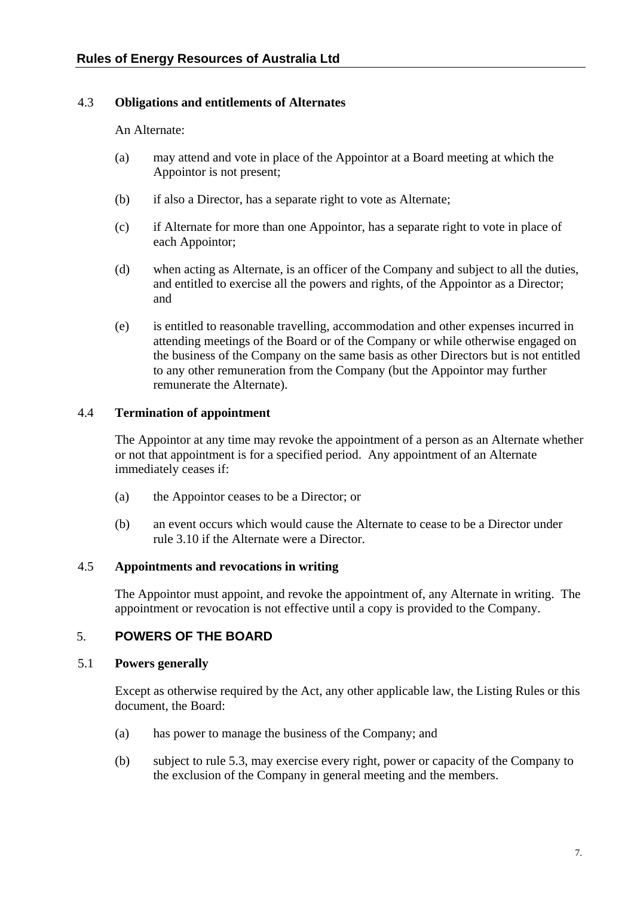### 4.3 Obligations and entitlements of Alternates

An Alternate:

(a) may attend and vote in place of the Appointor at a Board meeting at which the Appointor is not present;

(b) if also a Director, has a separate right to vote as Alternate;

(c) if Alternate for more than one Appointor, has a separate right to vote in place of each Appointor;

(d) when acting as Alternate, is an officer of the Company and subject to all the duties, and entitled to exercise all the powers and rights, of the Appointor as a Director; and

(e) is entitled to reasonable travelling, accommodation and other expenses incurred in attending meetings of the Board or of the Company or while otherwise engaged on the business of the Company on the same basis as other Directors but is not entitled to any other remuneration from the Company (but the Appointor may further remunerate the Alternate).

### 4.4 Termination of appointment

The Appointor at any time may revoke the appointment of a person as an Alternate whether or not that appointment is for a specified period. Any appointment of an Alternate immediately ceases if:

(a) the Appointor ceases to be a Director; or

(b) an event occurs which would cause the Alternate to cease to be a Director under rule 3.10 if the Alternate were a Director.

### 4.5 Appointments and revocations in writing

The Appointor must appoint, and revoke the appointment of, any Alternate in writing. The appointment or revocation is not effective until a copy is provided to the Company.

## 5. POWERS OF THE BOARD

### 5.1 Powers generally

Except as otherwise required by the Act, any other applicable law, the Listing Rules or this document, the Board:

(a) has power to manage the business of the Company; and

(b) subject to rule 5.3, may exercise every right, power or capacity of the Company to the exclusion of the Company in general meeting and the members.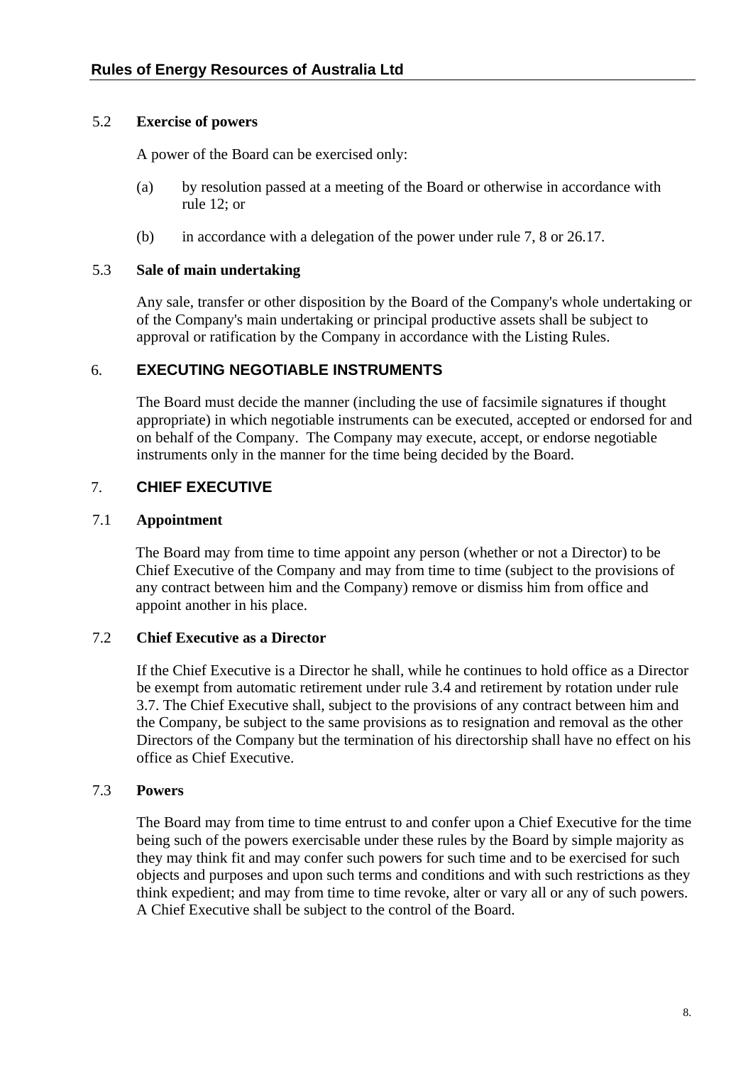### 5.2 Exercise of powers

A power of the Board can be exercised only:

(a) by resolution passed at a meeting of the Board or otherwise in accordance with rule 12; or

(b) in accordance with a delegation of the power under rule 7, 8 or 26.17.

### 5.3 Sale of main undertaking

Any sale, transfer or other disposition by the Board of the Company's whole undertaking or of the Company's main undertaking or principal productive assets shall be subject to approval or ratification by the Company in accordance with the Listing Rules.

## 6. EXECUTING NEGOTIABLE INSTRUMENTS

The Board must decide the manner (including the use of facsimile signatures if thought appropriate) in which negotiable instruments can be executed, accepted or endorsed for and on behalf of the Company. The Company may execute, accept, or endorse negotiable instruments only in the manner for the time being decided by the Board.

## 7. CHIEF EXECUTIVE

### 7.1 Appointment

The Board may from time to time appoint any person (whether or not a Director) to be Chief Executive of the Company and may from time to time (subject to the provisions of any contract between him and the Company) remove or dismiss him from office and appoint another in his place.

### 7.2 Chief Executive as a Director

If the Chief Executive is a Director he shall, while he continues to hold office as a Director be exempt from automatic retirement under rule 3.4 and retirement by rotation under rule 3.7. The Chief Executive shall, subject to the provisions of any contract between him and the Company, be subject to the same provisions as to resignation and removal as the other Directors of the Company but the termination of his directorship shall have no effect on his office as Chief Executive.

### 7.3 Powers

The Board may from time to time entrust to and confer upon a Chief Executive for the time being such of the powers exercisable under these rules by the Board by simple majority as they may think fit and may confer such powers for such time and to be exercised for such objects and purposes and upon such terms and conditions and with such restrictions as they think expedient; and may from time to time revoke, alter or vary all or any of such powers. A Chief Executive shall be subject to the control of the Board.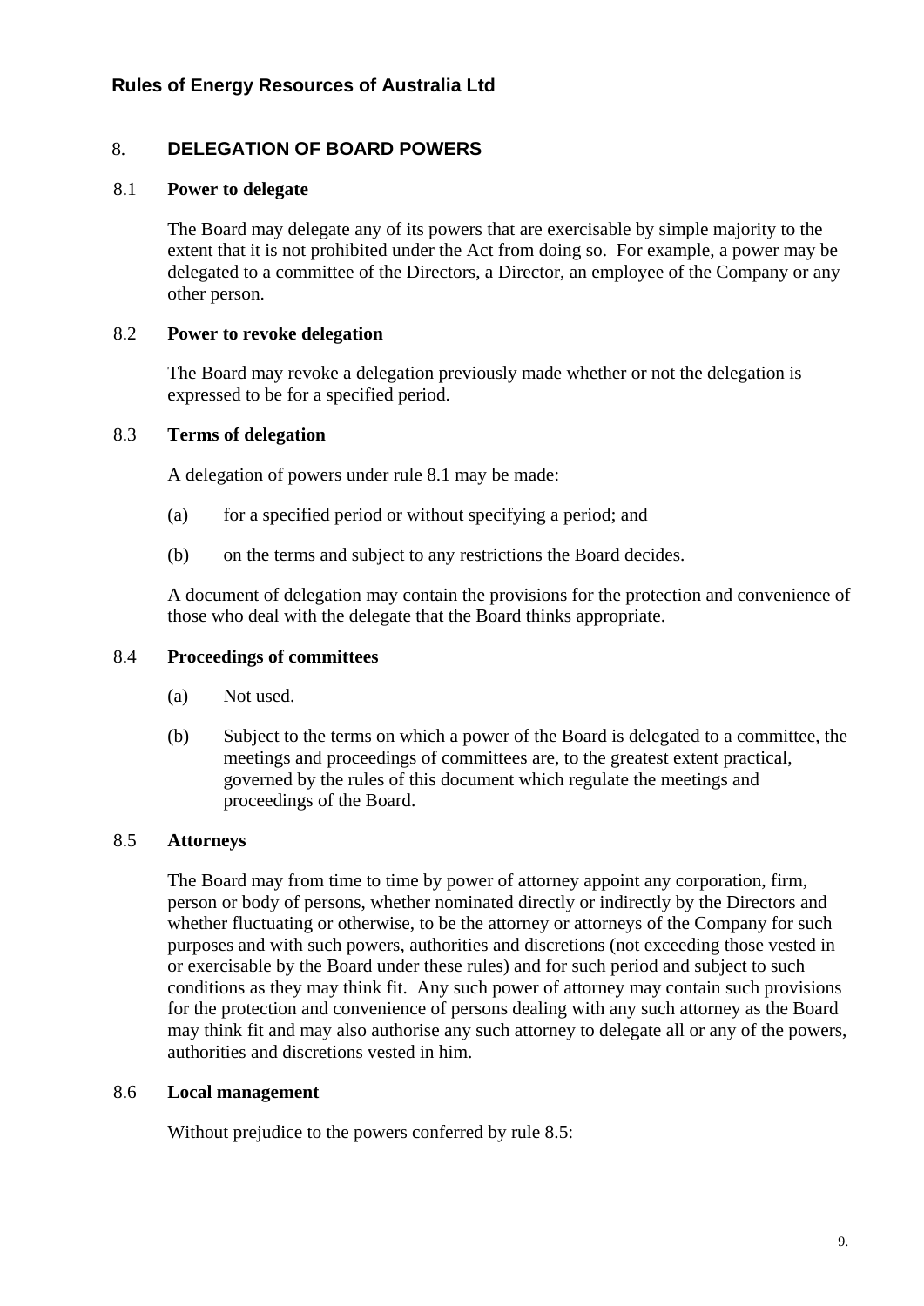## 8. DELEGATION OF BOARD POWERS

### 8.1 Power to delegate

The Board may delegate any of its powers that are exercisable by simple majority to the extent that it is not prohibited under the Act from doing so. For example, a power may be delegated to a committee of the Directors, a Director, an employee of the Company or any other person.

### 8.2 Power to revoke delegation

The Board may revoke a delegation previously made whether or not the delegation is expressed to be for a specified period.

### 8.3 Terms of delegation

A delegation of powers under rule 8.1 may be made:

(a) for a specified period or without specifying a period; and

(b) on the terms and subject to any restrictions the Board decides.

A document of delegation may contain the provisions for the protection and convenience of those who deal with the delegate that the Board thinks appropriate.

### 8.4 Proceedings of committees

(a) Not used.

(b) Subject to the terms on which a power of the Board is delegated to a committee, the meetings and proceedings of committees are, to the greatest extent practical, governed by the rules of this document which regulate the meetings and proceedings of the Board.

### 8.5 Attorneys

The Board may from time to time by power of attorney appoint any corporation, firm, person or body of persons, whether nominated directly or indirectly by the Directors and whether fluctuating or otherwise, to be the attorney or attorneys of the Company for such purposes and with such powers, authorities and discretions (not exceeding those vested in or exercisable by the Board under these rules) and for such period and subject to such conditions as they may think fit. Any such power of attorney may contain such provisions for the protection and convenience of persons dealing with any such attorney as the Board may think fit and may also authorise any such attorney to delegate all or any of the powers, authorities and discretions vested in him.

### 8.6 Local management

Without prejudice to the powers conferred by rule 8.5: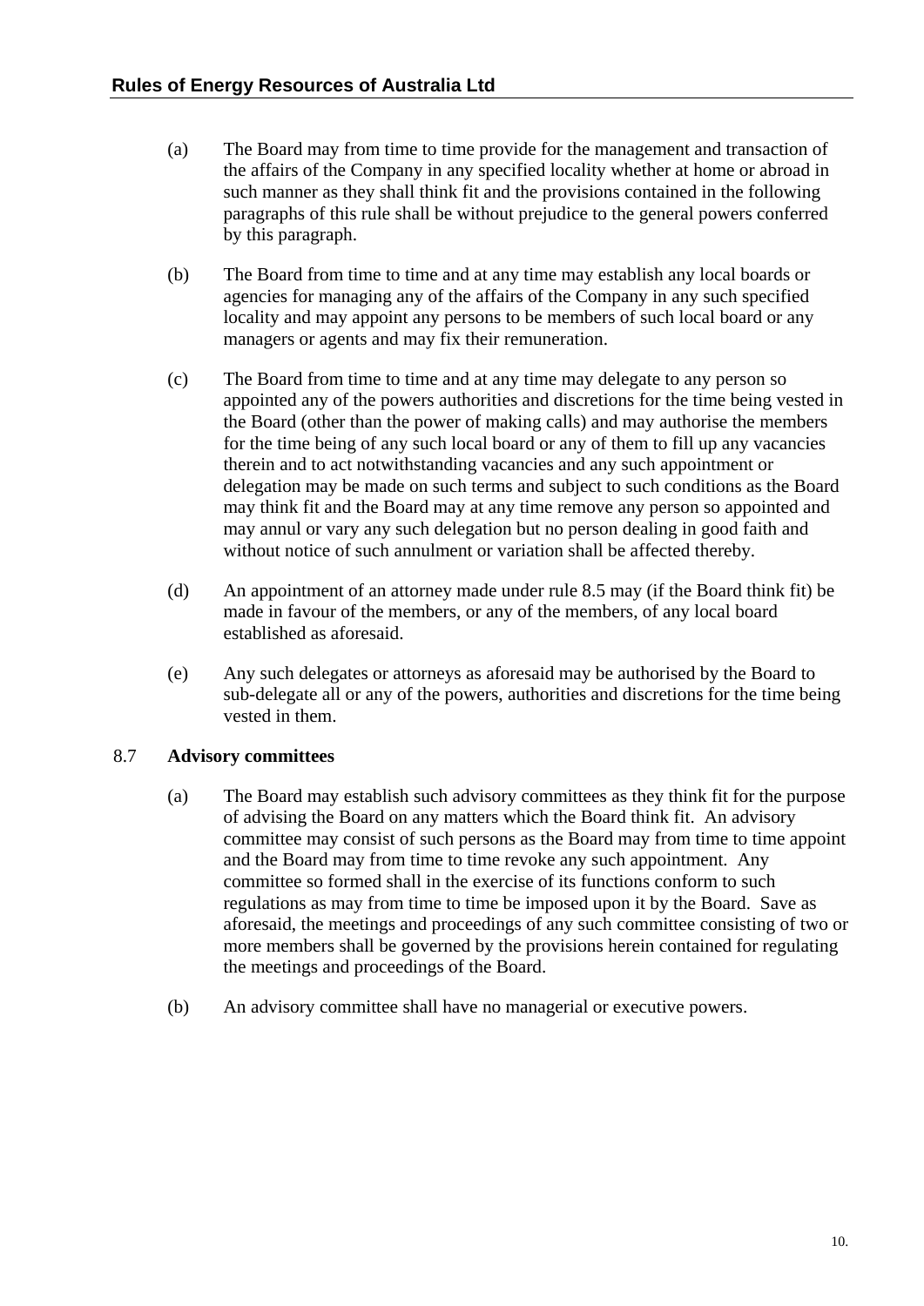(a) The Board may from time to time provide for the management and transaction of the affairs of the Company in any specified locality whether at home or abroad in such manner as they shall think fit and the provisions contained in the following paragraphs of this rule shall be without prejudice to the general powers conferred by this paragraph.

(b) The Board from time to time and at any time may establish any local boards or agencies for managing any of the affairs of the Company in any such specified locality and may appoint any persons to be members of such local board or any managers or agents and may fix their remuneration.

(c) The Board from time to time and at any time may delegate to any person so appointed any of the powers authorities and discretions for the time being vested in the Board (other than the power of making calls) and may authorise the members for the time being of any such local board or any of them to fill up any vacancies therein and to act notwithstanding vacancies and any such appointment or delegation may be made on such terms and subject to such conditions as the Board may think fit and the Board may at any time remove any person so appointed and may annul or vary any such delegation but no person dealing in good faith and without notice of such annulment or variation shall be affected thereby.

(d) An appointment of an attorney made under rule 8.5 may (if the Board think fit) be made in favour of the members, or any of the members, of any local board established as aforesaid.

(e) Any such delegates or attorneys as aforesaid may be authorised by the Board to sub-delegate all or any of the powers, authorities and discretions for the time being vested in them.

## 8.7 Advisory committees

(a) The Board may establish such advisory committees as they think fit for the purpose of advising the Board on any matters which the Board think fit. An advisory committee may consist of such persons as the Board may from time to time appoint and the Board may from time to time revoke any such appointment. Any committee so formed shall in the exercise of its functions conform to such regulations as may from time to time be imposed upon it by the Board. Save as aforesaid, the meetings and proceedings of any such committee consisting of two or more members shall be governed by the provisions herein contained for regulating the meetings and proceedings of the Board.

(b) An advisory committee shall have no managerial or executive powers.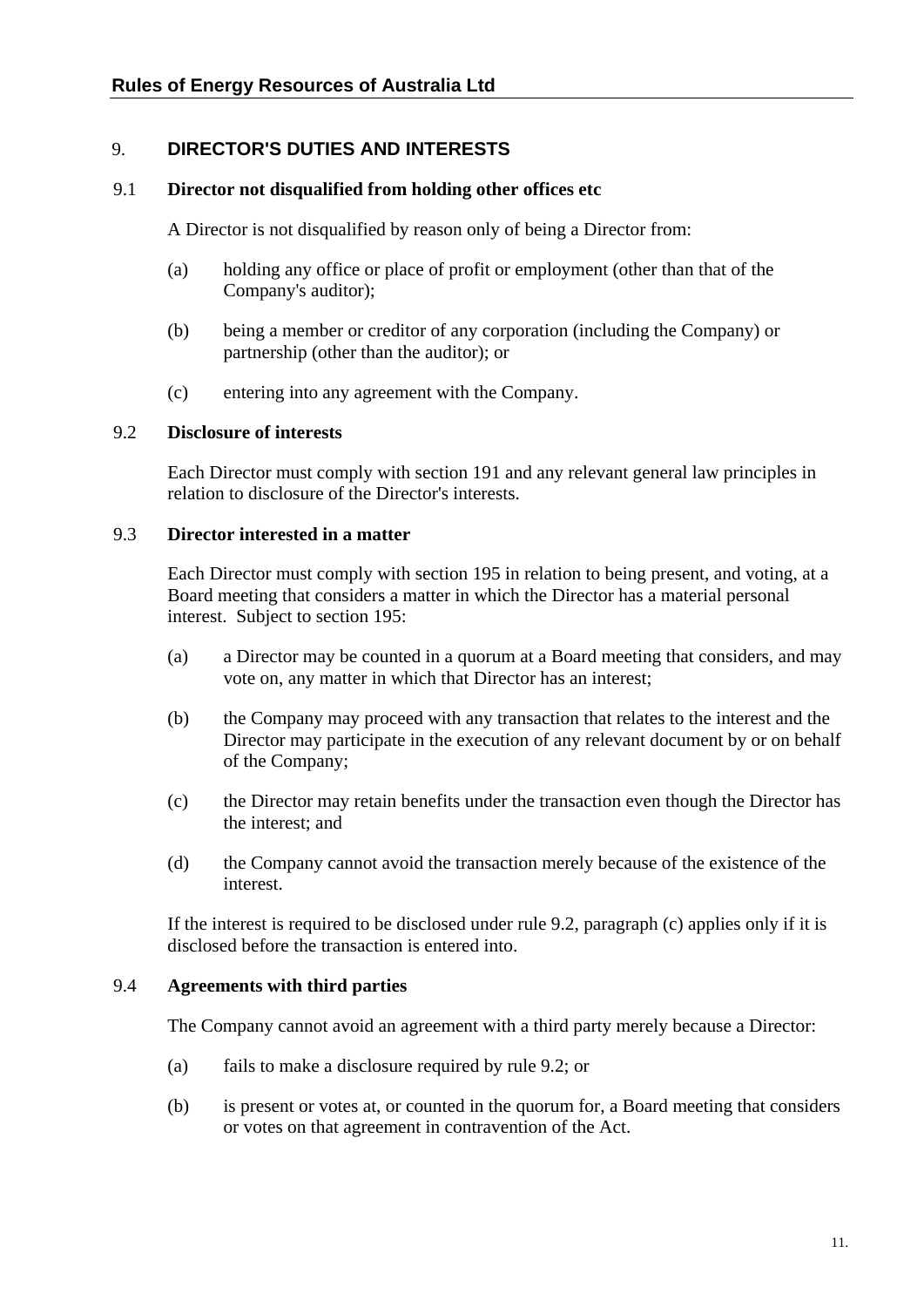## 9. DIRECTOR'S DUTIES AND INTERESTS

### 9.1 Director not disqualified from holding other offices etc

A Director is not disqualified by reason only of being a Director from:

(a) holding any office or place of profit or employment (other than that of the Company's auditor);

(b) being a member or creditor of any corporation (including the Company) or partnership (other than the auditor); or

(c) entering into any agreement with the Company.

### 9.2 Disclosure of interests

Each Director must comply with section 191 and any relevant general law principles in relation to disclosure of the Director's interests.

### 9.3 Director interested in a matter

Each Director must comply with section 195 in relation to being present, and voting, at a Board meeting that considers a matter in which the Director has a material personal interest. Subject to section 195:

(a) a Director may be counted in a quorum at a Board meeting that considers, and may vote on, any matter in which that Director has an interest;

(b) the Company may proceed with any transaction that relates to the interest and the Director may participate in the execution of any relevant document by or on behalf of the Company;

(c) the Director may retain benefits under the transaction even though the Director has the interest; and

(d) the Company cannot avoid the transaction merely because of the existence of the interest.

If the interest is required to be disclosed under rule 9.2, paragraph (c) applies only if it is disclosed before the transaction is entered into.

### 9.4 Agreements with third parties

The Company cannot avoid an agreement with a third party merely because a Director:

(a) fails to make a disclosure required by rule 9.2; or

(b) is present or votes at, or counted in the quorum for, a Board meeting that considers or votes on that agreement in contravention of the Act.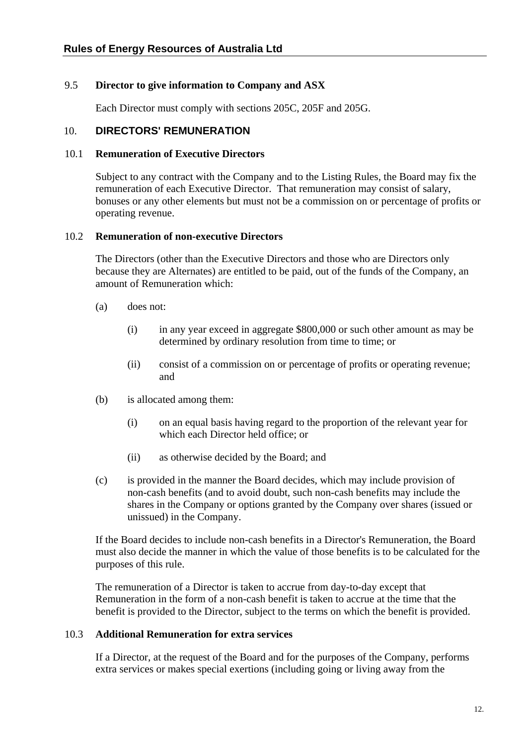### 9.5 Director to give information to Company and ASX

Each Director must comply with sections 205C, 205F and 205G.

## 10. DIRECTORS' REMUNERATION

### 10.1 Remuneration of Executive Directors

Subject to any contract with the Company and to the Listing Rules, the Board may fix the remuneration of each Executive Director. That remuneration may consist of salary, bonuses or any other elements but must not be a commission on or percentage of profits or operating revenue.

### 10.2 Remuneration of non-executive Directors

The Directors (other than the Executive Directors and those who are Directors only because they are Alternates) are entitled to be paid, out of the funds of the Company, an amount of Remuneration which:

(a) does not:

   (i) in any year exceed in aggregate $800,000 or such other amount as may be determined by ordinary resolution from time to time; or

   (ii) consist of a commission on or percentage of profits or operating revenue; and

(b) is allocated among them:

   (i) on an equal basis having regard to the proportion of the relevant year for which each Director held office; or

   (ii) as otherwise decided by the Board; and

(c) is provided in the manner the Board decides, which may include provision of non-cash benefits (and to avoid doubt, such non-cash benefits may include the shares in the Company or options granted by the Company over shares (issued or unissued) in the Company.

If the Board decides to include non-cash benefits in a Director's Remuneration, the Board must also decide the manner in which the value of those benefits is to be calculated for the purposes of this rule.

The remuneration of a Director is taken to accrue from day-to-day except that Remuneration in the form of a non-cash benefit is taken to accrue at the time that the benefit is provided to the Director, subject to the terms on which the benefit is provided.

### 10.3 Additional Remuneration for extra services

If a Director, at the request of the Board and for the purposes of the Company, performs extra services or makes special exertions (including going or living away from the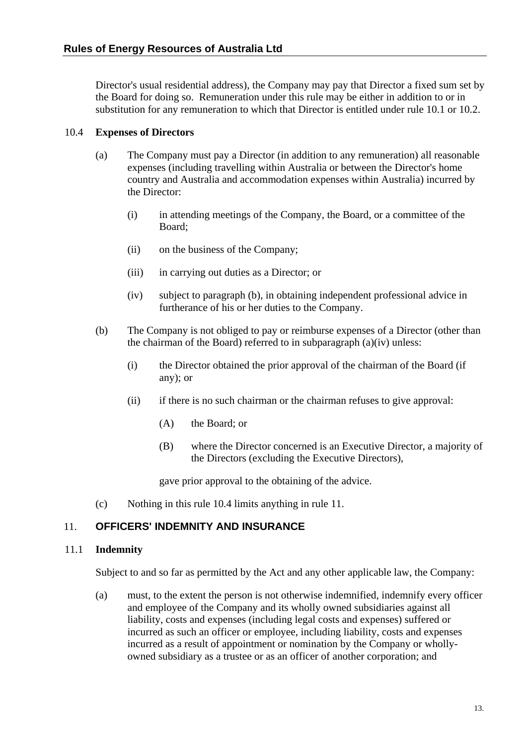Director's usual residential address), the Company may pay that Director a fixed sum set by the Board for doing so. Remuneration under this rule may be either in addition to or in substitution for any remuneration to which that Director is entitled under rule 10.1 or 10.2.

### 10.4 Expenses of Directors

(a) The Company must pay a Director (in addition to any remuneration) all reasonable expenses (including travelling within Australia or between the Director's home country and Australia and accommodation expenses within Australia) incurred by the Director:

(i) in attending meetings of the Company, the Board, or a committee of the Board;

(ii) on the business of the Company;

(iii) in carrying out duties as a Director; or

(iv) subject to paragraph (b), in obtaining independent professional advice in furtherance of his or her duties to the Company.

(b) The Company is not obliged to pay or reimburse expenses of a Director (other than the chairman of the Board) referred to in subparagraph (a)(iv) unless:

(i) the Director obtained the prior approval of the chairman of the Board (if any); or

(ii) if there is no such chairman or the chairman refuses to give approval:

(A) the Board; or

(B) where the Director concerned is an Executive Director, a majority of the Directors (excluding the Executive Directors),

gave prior approval to the obtaining of the advice.

(c) Nothing in this rule 10.4 limits anything in rule 11.

## 11. OFFICERS' INDEMNITY AND INSURANCE

### 11.1 Indemnity

Subject to and so far as permitted by the Act and any other applicable law, the Company:

(a) must, to the extent the person is not otherwise indemnified, indemnify every officer and employee of the Company and its wholly owned subsidiaries against all liability, costs and expenses (including legal costs and expenses) suffered or incurred as such an officer or employee, including liability, costs and expenses incurred as a result of appointment or nomination by the Company or wholly-owned subsidiary as a trustee or as an officer of another corporation; and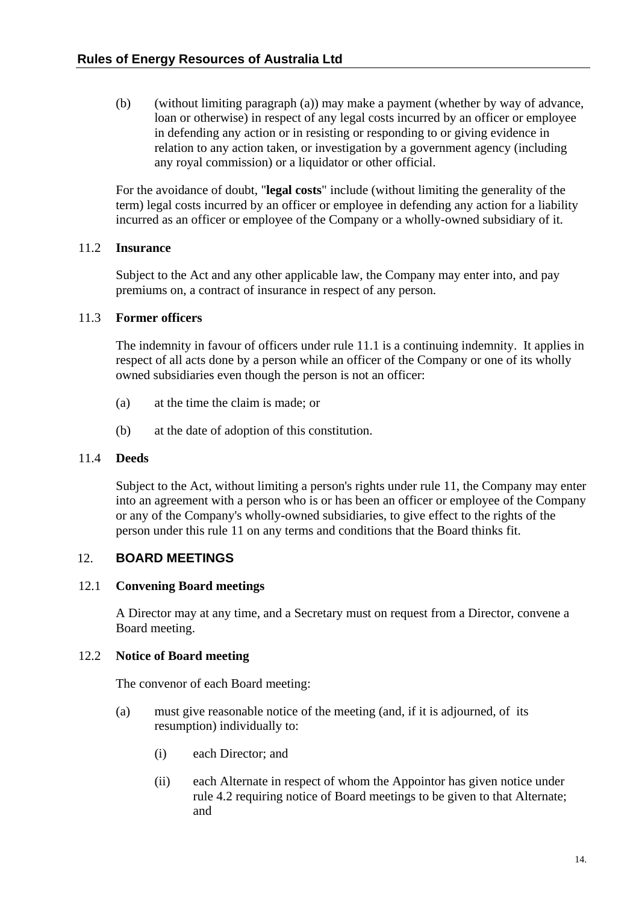(b) (without limiting paragraph (a)) may make a payment (whether by way of advance, loan or otherwise) in respect of any legal costs incurred by an officer or employee in defending any action or in resisting or responding to or giving evidence in relation to any action taken, or investigation by a government agency (including any royal commission) or a liquidator or other official.

For the avoidance of doubt, "**legal costs**" include (without limiting the generality of the term) legal costs incurred by an officer or employee in defending any action for a liability incurred as an officer or employee of the Company or a wholly-owned subsidiary of it.

### 11.2 Insurance

Subject to the Act and any other applicable law, the Company may enter into, and pay premiums on, a contract of insurance in respect of any person.

### 11.3 Former officers

The indemnity in favour of officers under rule 11.1 is a continuing indemnity. It applies in respect of all acts done by a person while an officer of the Company or one of its wholly owned subsidiaries even though the person is not an officer:

(a) at the time the claim is made; or

(b) at the date of adoption of this constitution.

### 11.4 Deeds

Subject to the Act, without limiting a person's rights under rule 11, the Company may enter into an agreement with a person who is or has been an officer or employee of the Company or any of the Company's wholly-owned subsidiaries, to give effect to the rights of the person under this rule 11 on any terms and conditions that the Board thinks fit.

## 12. BOARD MEETINGS

### 12.1 Convening Board meetings

A Director may at any time, and a Secretary must on request from a Director, convene a Board meeting.

### 12.2 Notice of Board meeting

The convenor of each Board meeting:

(a) must give reasonable notice of the meeting (and, if it is adjourned, of its resumption) individually to:

(i) each Director; and

(ii) each Alternate in respect of whom the Appointor has given notice under rule 4.2 requiring notice of Board meetings to be given to that Alternate; and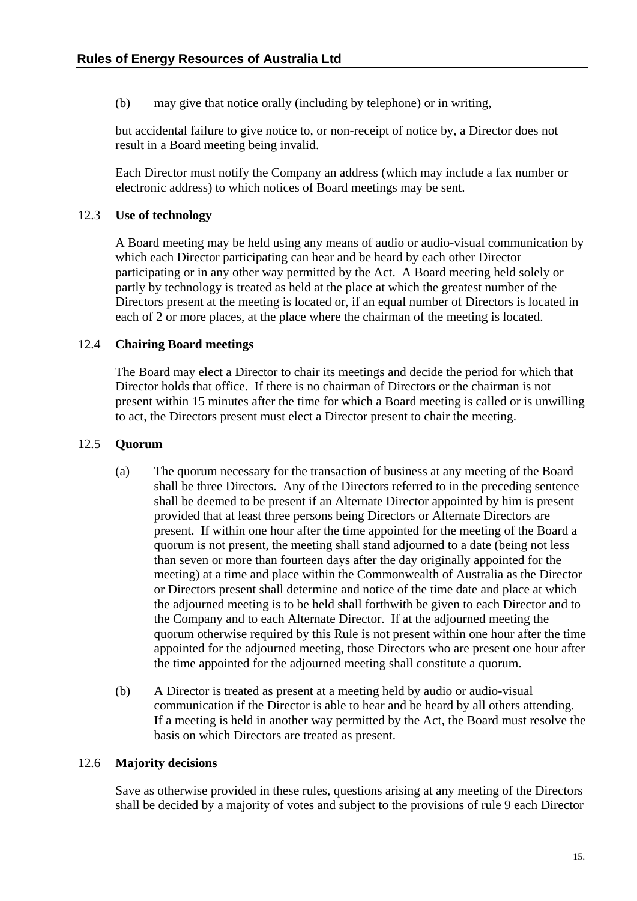(b) may give that notice orally (including by telephone) or in writing,

but accidental failure to give notice to, or non-receipt of notice by, a Director does not result in a Board meeting being invalid.

Each Director must notify the Company an address (which may include a fax number or electronic address) to which notices of Board meetings may be sent.

12.3 **Use of technology**

A Board meeting may be held using any means of audio or audio-visual communication by which each Director participating can hear and be heard by each other Director participating or in any other way permitted by the Act. A Board meeting held solely or partly by technology is treated as held at the place at which the greatest number of the Directors present at the meeting is located or, if an equal number of Directors is located in each of 2 or more places, at the place where the chairman of the meeting is located.

12.4 **Chairing Board meetings**

The Board may elect a Director to chair its meetings and decide the period for which that Director holds that office. If there is no chairman of Directors or the chairman is not present within 15 minutes after the time for which a Board meeting is called or is unwilling to act, the Directors present must elect a Director present to chair the meeting.

12.5 **Quorum**

(a) The quorum necessary for the transaction of business at any meeting of the Board shall be three Directors. Any of the Directors referred to in the preceding sentence shall be deemed to be present if an Alternate Director appointed by him is present provided that at least three persons being Directors or Alternate Directors are present. If within one hour after the time appointed for the meeting of the Board a quorum is not present, the meeting shall stand adjourned to a date (being not less than seven or more than fourteen days after the day originally appointed for the meeting) at a time and place within the Commonwealth of Australia as the Director or Directors present shall determine and notice of the time date and place at which the adjourned meeting is to be held shall forthwith be given to each Director and to the Company and to each Alternate Director. If at the adjourned meeting the quorum otherwise required by this Rule is not present within one hour after the time appointed for the adjourned meeting, those Directors who are present one hour after the time appointed for the adjourned meeting shall constitute a quorum.

(b) A Director is treated as present at a meeting held by audio or audio-visual communication if the Director is able to hear and be heard by all others attending. If a meeting is held in another way permitted by the Act, the Board must resolve the basis on which Directors are treated as present.

12.6 **Majority decisions**

Save as otherwise provided in these rules, questions arising at any meeting of the Directors shall be decided by a majority of votes and subject to the provisions of rule 9 each Director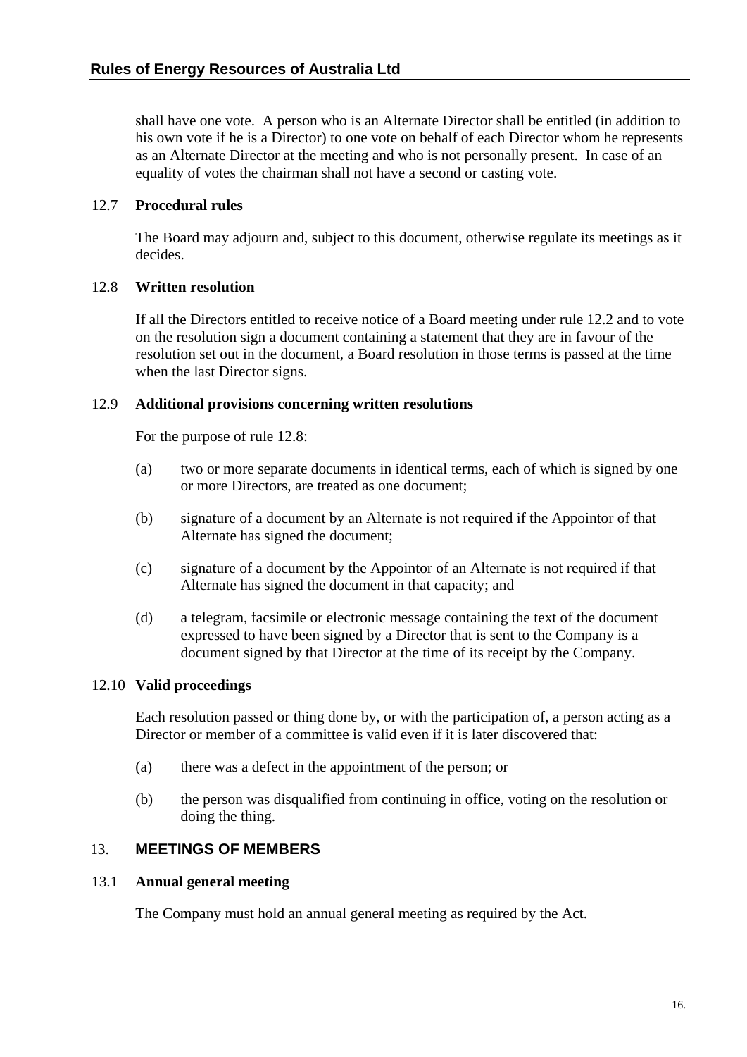shall have one vote. A person who is an Alternate Director shall be entitled (in addition to his own vote if he is a Director) to one vote on behalf of each Director whom he represents as an Alternate Director at the meeting and who is not personally present. In case of an equality of votes the chairman shall not have a second or casting vote.

### 12.7 Procedural rules

The Board may adjourn and, subject to this document, otherwise regulate its meetings as it decides.

### 12.8 Written resolution

If all the Directors entitled to receive notice of a Board meeting under rule 12.2 and to vote on the resolution sign a document containing a statement that they are in favour of the resolution set out in the document, a Board resolution in those terms is passed at the time when the last Director signs.

### 12.9 Additional provisions concerning written resolutions

For the purpose of rule 12.8:

(a) two or more separate documents in identical terms, each of which is signed by one or more Directors, are treated as one document;

(b) signature of a document by an Alternate is not required if the Appointor of that Alternate has signed the document;

(c) signature of a document by the Appointor of an Alternate is not required if that Alternate has signed the document in that capacity; and

(d) a telegram, facsimile or electronic message containing the text of the document expressed to have been signed by a Director that is sent to the Company is a document signed by that Director at the time of its receipt by the Company.

### 12.10 Valid proceedings

Each resolution passed or thing done by, or with the participation of, a person acting as a Director or member of a committee is valid even if it is later discovered that:

(a) there was a defect in the appointment of the person; or

(b) the person was disqualified from continuing in office, voting on the resolution or doing the thing.

## 13. MEETINGS OF MEMBERS

### 13.1 Annual general meeting

The Company must hold an annual general meeting as required by the Act.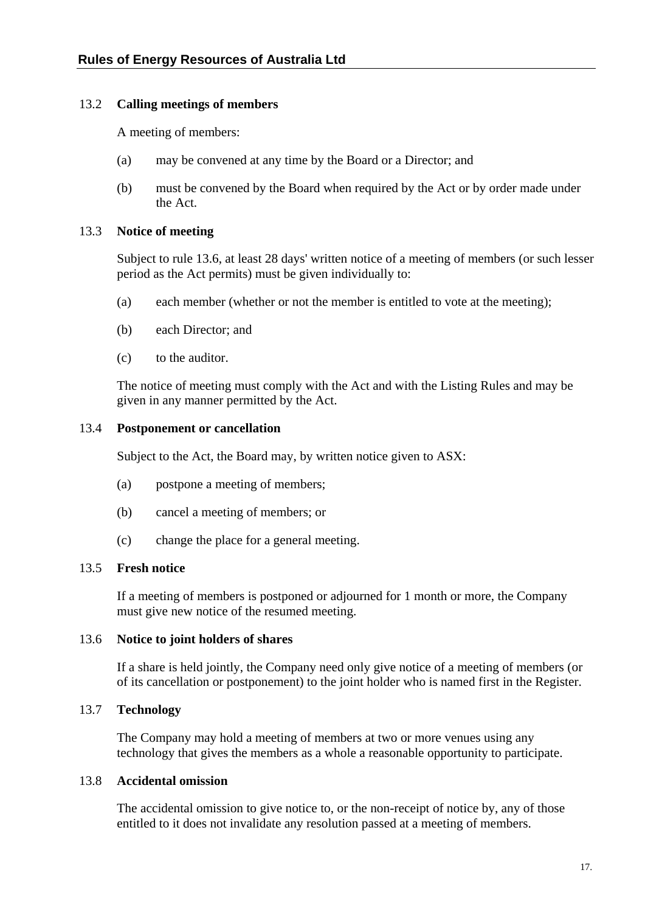### 13.2 **Calling meetings of members**

A meeting of members:

(a) may be convened at any time by the Board or a Director; and

(b) must be convened by the Board when required by the Act or by order made under the Act.

### 13.3 **Notice of meeting**

Subject to rule 13.6, at least 28 days' written notice of a meeting of members (or such lesser period as the Act permits) must be given individually to:

(a) each member (whether or not the member is entitled to vote at the meeting);

(b) each Director; and

(c) to the auditor.

The notice of meeting must comply with the Act and with the Listing Rules and may be given in any manner permitted by the Act.

### 13.4 **Postponement or cancellation**

Subject to the Act, the Board may, by written notice given to ASX:

(a) postpone a meeting of members;

(b) cancel a meeting of members; or

(c) change the place for a general meeting.

### 13.5 **Fresh notice**

If a meeting of members is postponed or adjourned for 1 month or more, the Company must give new notice of the resumed meeting.

### 13.6 **Notice to joint holders of shares**

If a share is held jointly, the Company need only give notice of a meeting of members (or of its cancellation or postponement) to the joint holder who is named first in the Register.

### 13.7 **Technology**

The Company may hold a meeting of members at two or more venues using any technology that gives the members as a whole a reasonable opportunity to participate.

### 13.8 **Accidental omission**

The accidental omission to give notice to, or the non-receipt of notice by, any of those entitled to it does not invalidate any resolution passed at a meeting of members.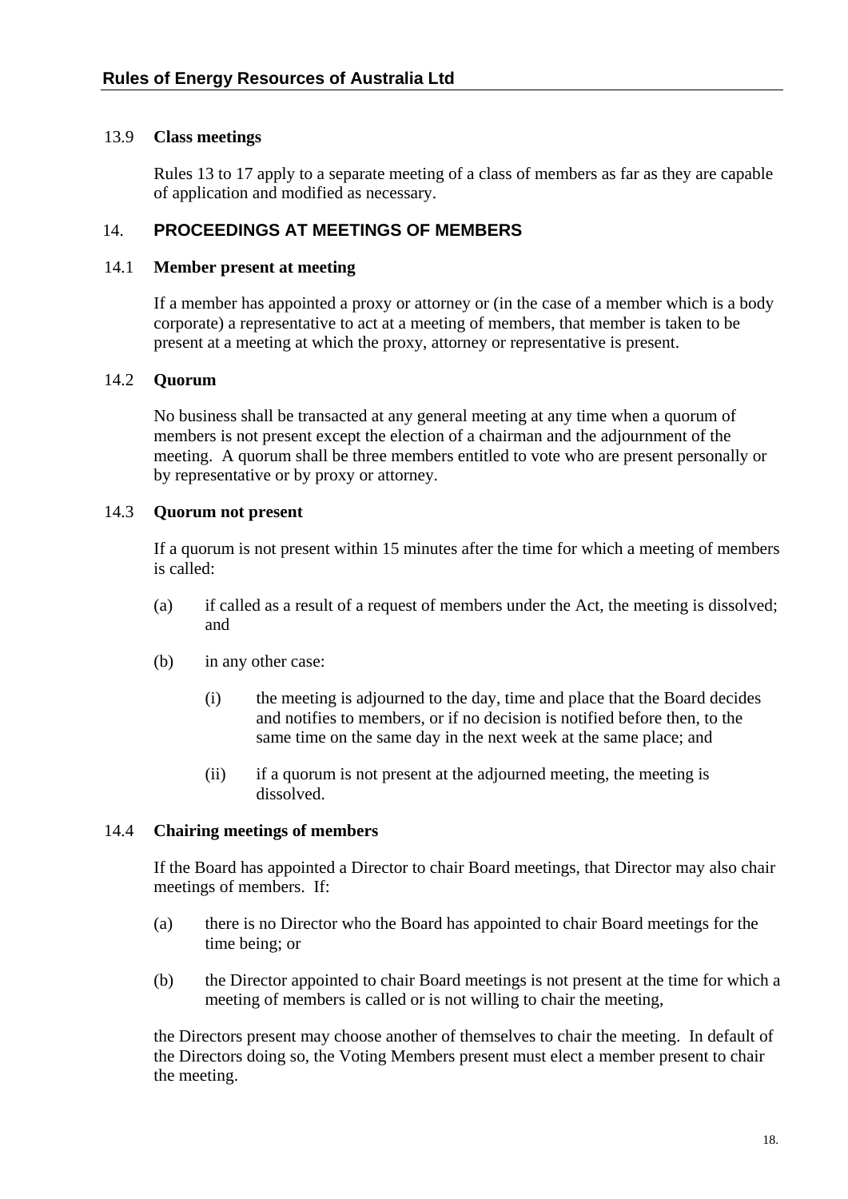### 13.9 Class meetings

Rules 13 to 17 apply to a separate meeting of a class of members as far as they are capable of application and modified as necessary.

## 14. PROCEEDINGS AT MEETINGS OF MEMBERS

### 14.1 Member present at meeting

If a member has appointed a proxy or attorney or (in the case of a member which is a body corporate) a representative to act at a meeting of members, that member is taken to be present at a meeting at which the proxy, attorney or representative is present.

### 14.2 Quorum

No business shall be transacted at any general meeting at any time when a quorum of members is not present except the election of a chairman and the adjournment of the meeting. A quorum shall be three members entitled to vote who are present personally or by representative or by proxy or attorney.

### 14.3 Quorum not present

If a quorum is not present within 15 minutes after the time for which a meeting of members is called:

(a) if called as a result of a request of members under the Act, the meeting is dissolved; and

(b) in any other case:

   (i) the meeting is adjourned to the day, time and place that the Board decides and notifies to members, or if no decision is notified before then, to the same time on the same day in the next week at the same place; and

   (ii) if a quorum is not present at the adjourned meeting, the meeting is dissolved.

### 14.4 Chairing meetings of members

If the Board has appointed a Director to chair Board meetings, that Director may also chair meetings of members. If:

(a) there is no Director who the Board has appointed to chair Board meetings for the time being; or

(b) the Director appointed to chair Board meetings is not present at the time for which a meeting of members is called or is not willing to chair the meeting,

the Directors present may choose another of themselves to chair the meeting. In default of the Directors doing so, the Voting Members present must elect a member present to chair the meeting.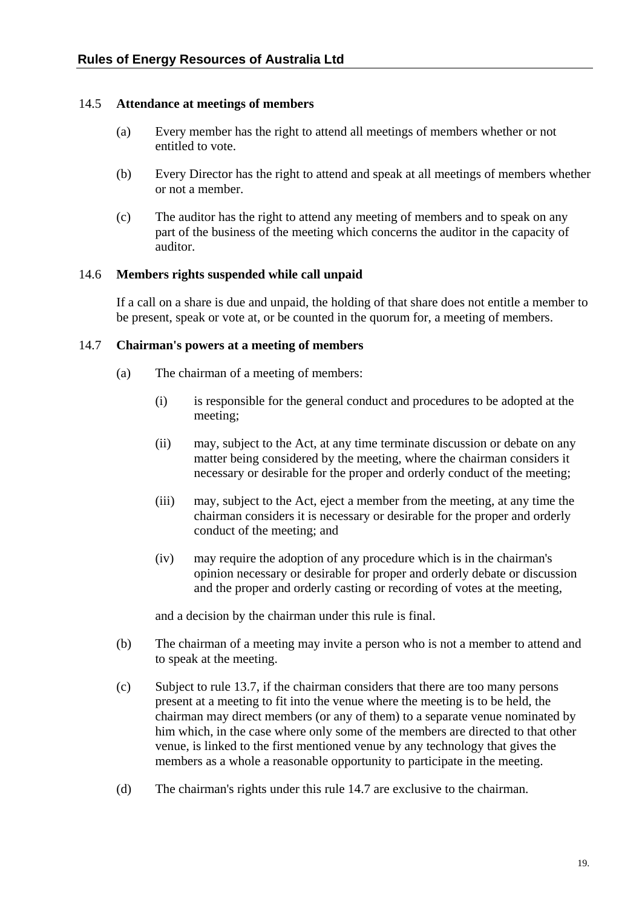### 14.5 Attendance at meetings of members

(a) Every member has the right to attend all meetings of members whether or not entitled to vote.

(b) Every Director has the right to attend and speak at all meetings of members whether or not a member.

(c) The auditor has the right to attend any meeting of members and to speak on any part of the business of the meeting which concerns the auditor in the capacity of auditor.

### 14.6 Members rights suspended while call unpaid

If a call on a share is due and unpaid, the holding of that share does not entitle a member to be present, speak or vote at, or be counted in the quorum for, a meeting of members.

### 14.7 Chairman's powers at a meeting of members

(a) The chairman of a meeting of members:

(i) is responsible for the general conduct and procedures to be adopted at the meeting;

(ii) may, subject to the Act, at any time terminate discussion or debate on any matter being considered by the meeting, where the chairman considers it necessary or desirable for the proper and orderly conduct of the meeting;

(iii) may, subject to the Act, eject a member from the meeting, at any time the chairman considers it is necessary or desirable for the proper and orderly conduct of the meeting; and

(iv) may require the adoption of any procedure which is in the chairman's opinion necessary or desirable for proper and orderly debate or discussion and the proper and orderly casting or recording of votes at the meeting,

and a decision by the chairman under this rule is final.

(b) The chairman of a meeting may invite a person who is not a member to attend and to speak at the meeting.

(c) Subject to rule 13.7, if the chairman considers that there are too many persons present at a meeting to fit into the venue where the meeting is to be held, the chairman may direct members (or any of them) to a separate venue nominated by him which, in the case where only some of the members are directed to that other venue, is linked to the first mentioned venue by any technology that gives the members as a whole a reasonable opportunity to participate in the meeting.

(d) The chairman's rights under this rule 14.7 are exclusive to the chairman.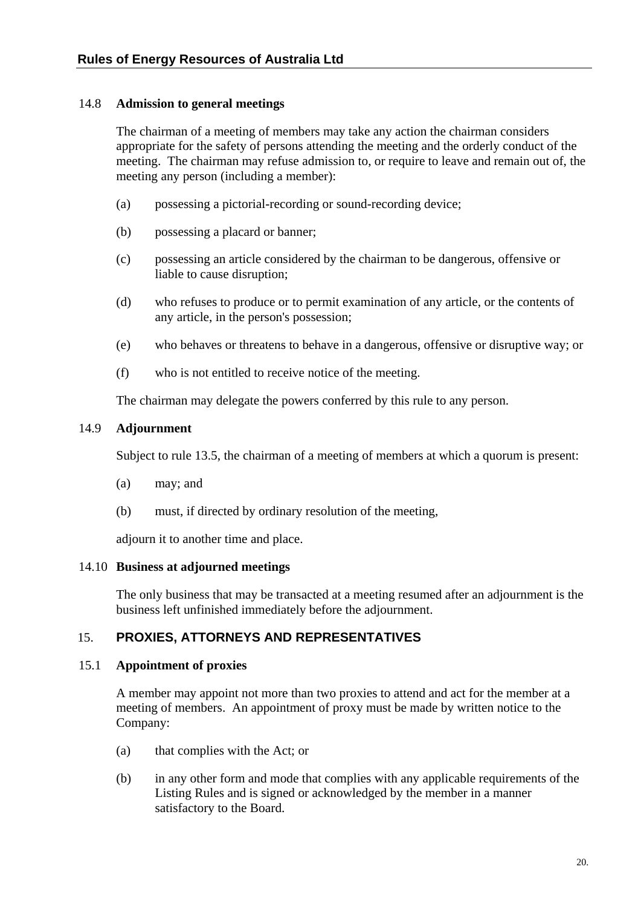### 14.8 **Admission to general meetings**

The chairman of a meeting of members may take any action the chairman considers appropriate for the safety of persons attending the meeting and the orderly conduct of the meeting. The chairman may refuse admission to, or require to leave and remain out of, the meeting any person (including a member):

(a) possessing a pictorial-recording or sound-recording device;

(b) possessing a placard or banner;

(c) possessing an article considered by the chairman to be dangerous, offensive or liable to cause disruption;

(d) who refuses to produce or to permit examination of any article, or the contents of any article, in the person's possession;

(e) who behaves or threatens to behave in a dangerous, offensive or disruptive way; or

(f) who is not entitled to receive notice of the meeting.

The chairman may delegate the powers conferred by this rule to any person.

### 14.9 **Adjournment**

Subject to rule 13.5, the chairman of a meeting of members at which a quorum is present:

(a) may; and

(b) must, if directed by ordinary resolution of the meeting,

adjourn it to another time and place.

### 14.10 **Business at adjourned meetings**

The only business that may be transacted at a meeting resumed after an adjournment is the business left unfinished immediately before the adjournment.

## 15. **PROXIES, ATTORNEYS AND REPRESENTATIVES**

### 15.1 **Appointment of proxies**

A member may appoint not more than two proxies to attend and act for the member at a meeting of members. An appointment of proxy must be made by written notice to the Company:

(a) that complies with the Act; or

(b) in any other form and mode that complies with any applicable requirements of the Listing Rules and is signed or acknowledged by the member in a manner satisfactory to the Board.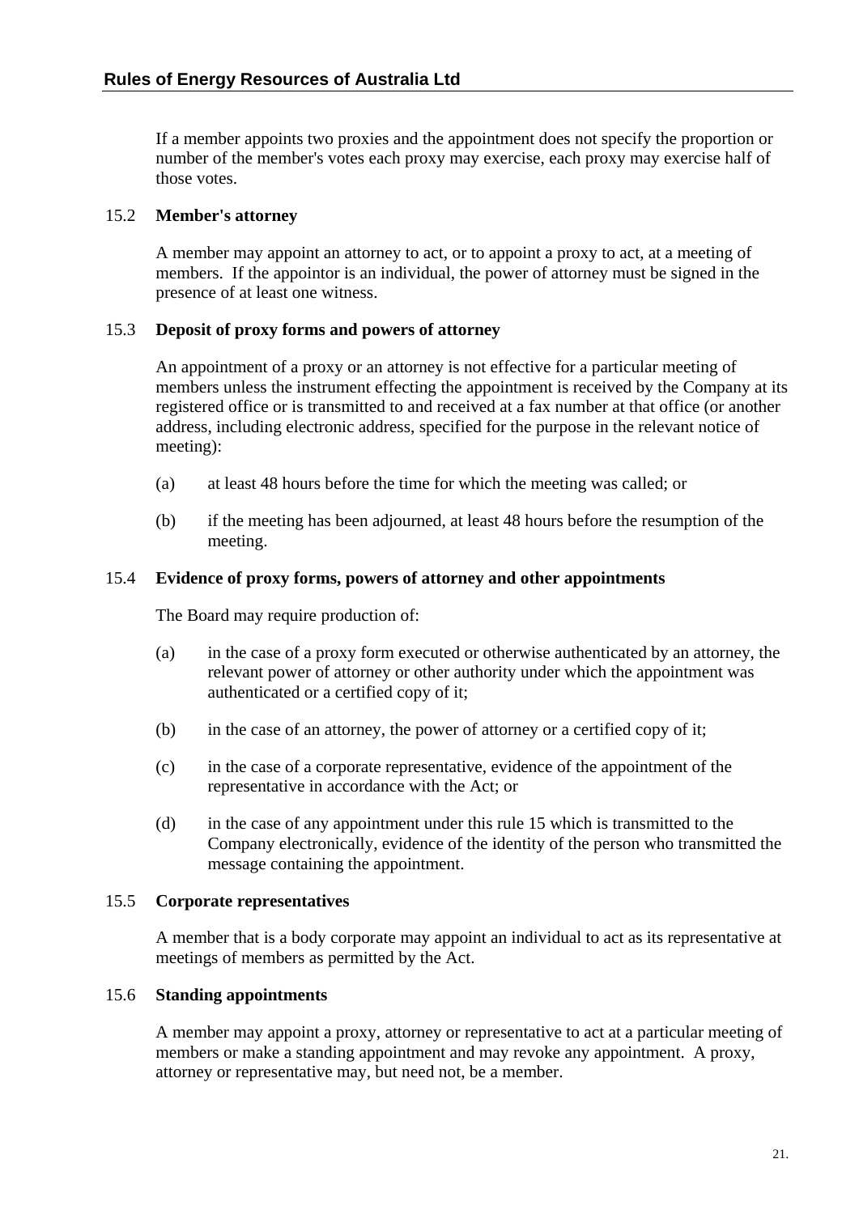If a member appoints two proxies and the appointment does not specify the proportion or number of the member's votes each proxy may exercise, each proxy may exercise half of those votes.

### 15.2 Member's attorney

A member may appoint an attorney to act, or to appoint a proxy to act, at a meeting of members. If the appointor is an individual, the power of attorney must be signed in the presence of at least one witness.

### 15.3 Deposit of proxy forms and powers of attorney

An appointment of a proxy or an attorney is not effective for a particular meeting of members unless the instrument effecting the appointment is received by the Company at its registered office or is transmitted to and received at a fax number at that office (or another address, including electronic address, specified for the purpose in the relevant notice of meeting):

(a) at least 48 hours before the time for which the meeting was called; or

(b) if the meeting has been adjourned, at least 48 hours before the resumption of the meeting.

### 15.4 Evidence of proxy forms, powers of attorney and other appointments

The Board may require production of:

(a) in the case of a proxy form executed or otherwise authenticated by an attorney, the relevant power of attorney or other authority under which the appointment was authenticated or a certified copy of it;

(b) in the case of an attorney, the power of attorney or a certified copy of it;

(c) in the case of a corporate representative, evidence of the appointment of the representative in accordance with the Act; or

(d) in the case of any appointment under this rule 15 which is transmitted to the Company electronically, evidence of the identity of the person who transmitted the message containing the appointment.

### 15.5 Corporate representatives

A member that is a body corporate may appoint an individual to act as its representative at meetings of members as permitted by the Act.

### 15.6 Standing appointments

A member may appoint a proxy, attorney or representative to act at a particular meeting of members or make a standing appointment and may revoke any appointment. A proxy, attorney or representative may, but need not, be a member.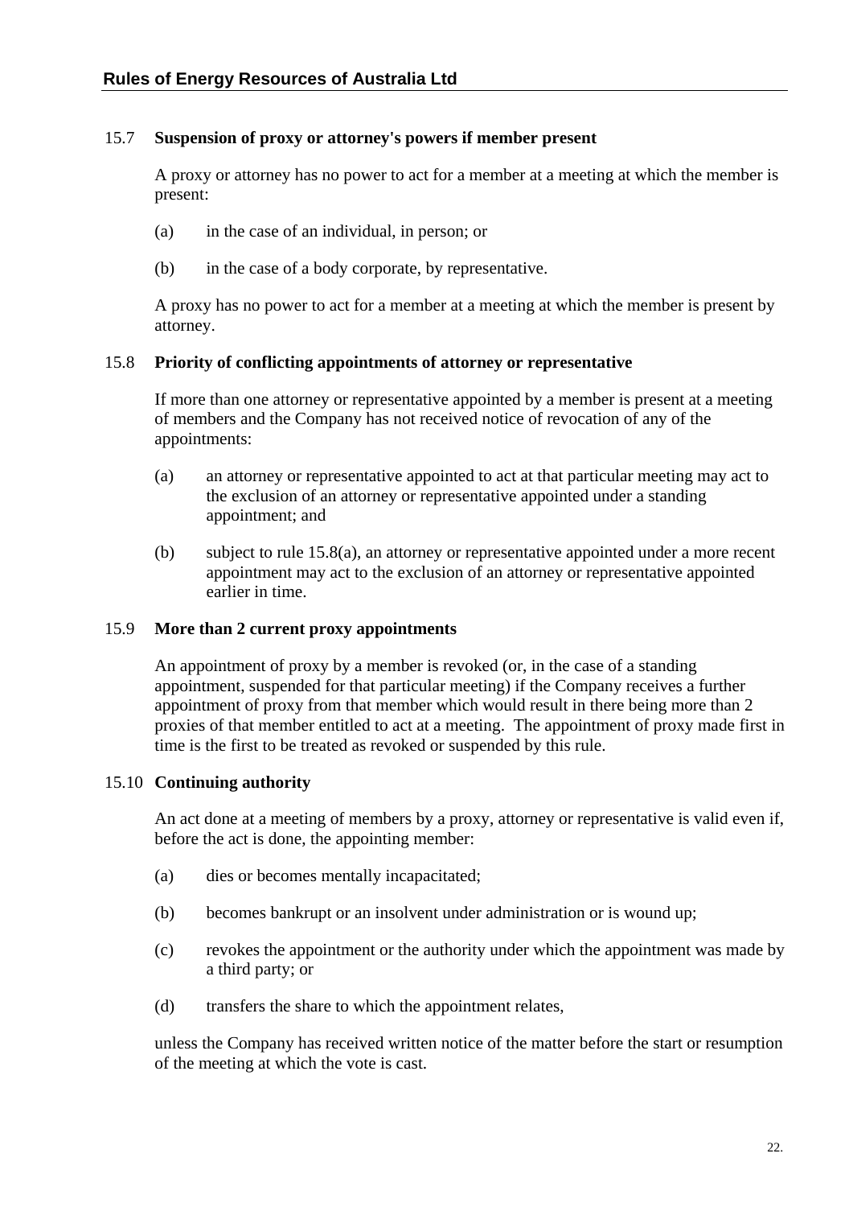### 15.7 **Suspension of proxy or attorney's powers if member present**

A proxy or attorney has no power to act for a member at a meeting at which the member is present:

(a) in the case of an individual, in person; or

(b) in the case of a body corporate, by representative.

A proxy has no power to act for a member at a meeting at which the member is present by attorney.

### 15.8 **Priority of conflicting appointments of attorney or representative**

If more than one attorney or representative appointed by a member is present at a meeting of members and the Company has not received notice of revocation of any of the appointments:

(a) an attorney or representative appointed to act at that particular meeting may act to the exclusion of an attorney or representative appointed under a standing appointment; and

(b) subject to rule 15.8(a), an attorney or representative appointed under a more recent appointment may act to the exclusion of an attorney or representative appointed earlier in time.

### 15.9 **More than 2 current proxy appointments**

An appointment of proxy by a member is revoked (or, in the case of a standing appointment, suspended for that particular meeting) if the Company receives a further appointment of proxy from that member which would result in there being more than 2 proxies of that member entitled to act at a meeting. The appointment of proxy made first in time is the first to be treated as revoked or suspended by this rule.

### 15.10 **Continuing authority**

An act done at a meeting of members by a proxy, attorney or representative is valid even if, before the act is done, the appointing member:

(a) dies or becomes mentally incapacitated;

(b) becomes bankrupt or an insolvent under administration or is wound up;

(c) revokes the appointment or the authority under which the appointment was made by a third party; or

(d) transfers the share to which the appointment relates,

unless the Company has received written notice of the matter before the start or resumption of the meeting at which the vote is cast.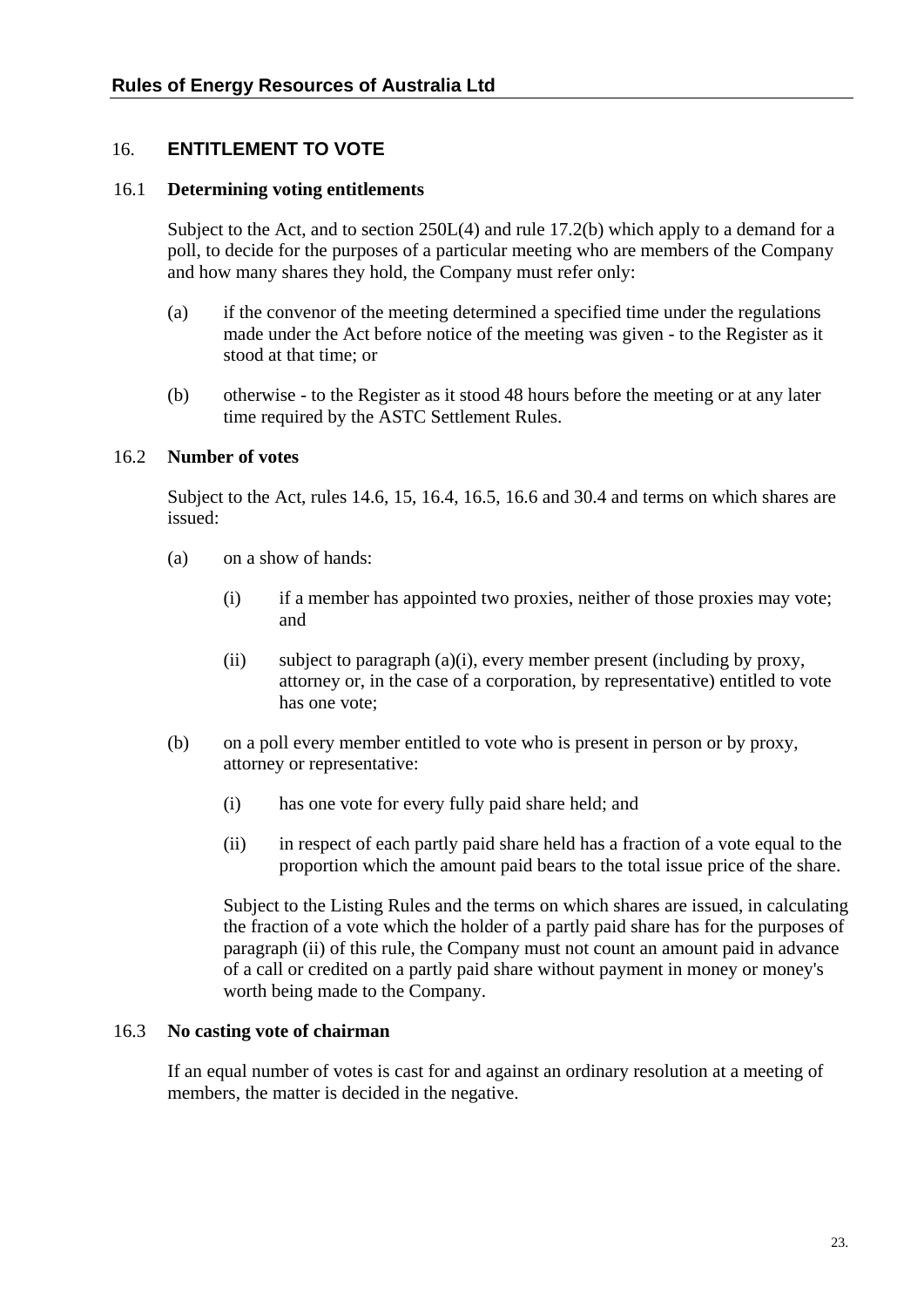## 16. ENTITLEMENT TO VOTE

### 16.1 Determining voting entitlements

Subject to the Act, and to section 250L(4) and rule 17.2(b) which apply to a demand for a poll, to decide for the purposes of a particular meeting who are members of the Company and how many shares they hold, the Company must refer only:

(a) if the convenor of the meeting determined a specified time under the regulations made under the Act before notice of the meeting was given - to the Register as it stood at that time; or

(b) otherwise - to the Register as it stood 48 hours before the meeting or at any later time required by the ASTC Settlement Rules.

### 16.2 Number of votes

Subject to the Act, rules 14.6, 15, 16.4, 16.5, 16.6 and 30.4 and terms on which shares are issued:

(a) on a show of hands:

  (i) if a member has appointed two proxies, neither of those proxies may vote; and

  (ii) subject to paragraph (a)(i), every member present (including by proxy, attorney or, in the case of a corporation, by representative) entitled to vote has one vote;

(b) on a poll every member entitled to vote who is present in person or by proxy, attorney or representative:

  (i) has one vote for every fully paid share held; and

  (ii) in respect of each partly paid share held has a fraction of a vote equal to the proportion which the amount paid bears to the total issue price of the share.

Subject to the Listing Rules and the terms on which shares are issued, in calculating the fraction of a vote which the holder of a partly paid share has for the purposes of paragraph (ii) of this rule, the Company must not count an amount paid in advance of a call or credited on a partly paid share without payment in money or money's worth being made to the Company.

### 16.3 No casting vote of chairman

If an equal number of votes is cast for and against an ordinary resolution at a meeting of members, the matter is decided in the negative.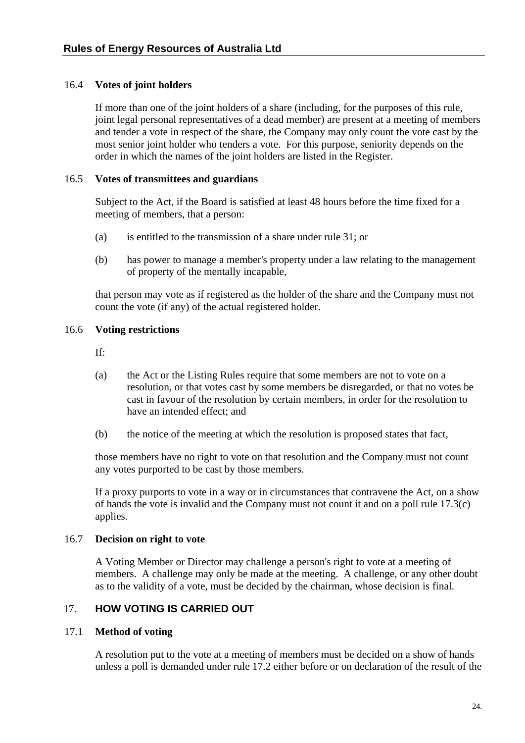### 16.4 **Votes of joint holders**

If more than one of the joint holders of a share (including, for the purposes of this rule, joint legal personal representatives of a dead member) are present at a meeting of members and tender a vote in respect of the share, the Company may only count the vote cast by the most senior joint holder who tenders a vote. For this purpose, seniority depends on the order in which the names of the joint holders are listed in the Register.

### 16.5 **Votes of transmittees and guardians**

Subject to the Act, if the Board is satisfied at least 48 hours before the time fixed for a meeting of members, that a person:

(a) is entitled to the transmission of a share under rule 31; or

(b) has power to manage a member's property under a law relating to the management of property of the mentally incapable,

that person may vote as if registered as the holder of the share and the Company must not count the vote (if any) of the actual registered holder.

### 16.6 **Voting restrictions**

If:

(a) the Act or the Listing Rules require that some members are not to vote on a resolution, or that votes cast by some members be disregarded, or that no votes be cast in favour of the resolution by certain members, in order for the resolution to have an intended effect; and

(b) the notice of the meeting at which the resolution is proposed states that fact,

those members have no right to vote on that resolution and the Company must not count any votes purported to be cast by those members.

If a proxy purports to vote in a way or in circumstances that contravene the Act, on a show of hands the vote is invalid and the Company must not count it and on a poll rule 17.3(c) applies.

### 16.7 **Decision on right to vote**

A Voting Member or Director may challenge a person's right to vote at a meeting of members. A challenge may only be made at the meeting. A challenge, or any other doubt as to the validity of a vote, must be decided by the chairman, whose decision is final.

## 17. **HOW VOTING IS CARRIED OUT**

### 17.1 **Method of voting**

A resolution put to the vote at a meeting of members must be decided on a show of hands unless a poll is demanded under rule 17.2 either before or on declaration of the result of the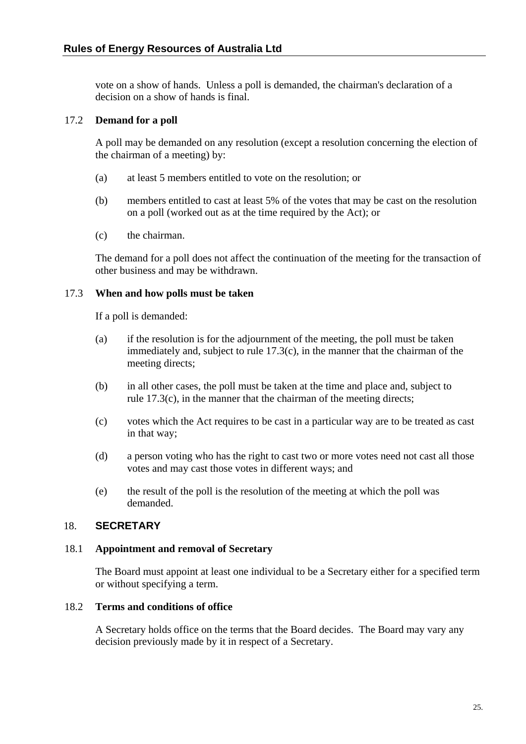vote on a show of hands. Unless a poll is demanded, the chairman's declaration of a decision on a show of hands is final.

### 17.2 Demand for a poll

A poll may be demanded on any resolution (except a resolution concerning the election of the chairman of a meeting) by:

(a) at least 5 members entitled to vote on the resolution; or

(b) members entitled to cast at least 5% of the votes that may be cast on the resolution on a poll (worked out as at the time required by the Act); or

(c) the chairman.

The demand for a poll does not affect the continuation of the meeting for the transaction of other business and may be withdrawn.

### 17.3 When and how polls must be taken

If a poll is demanded:

(a) if the resolution is for the adjournment of the meeting, the poll must be taken immediately and, subject to rule 17.3(c), in the manner that the chairman of the meeting directs;

(b) in all other cases, the poll must be taken at the time and place and, subject to rule 17.3(c), in the manner that the chairman of the meeting directs;

(c) votes which the Act requires to be cast in a particular way are to be treated as cast in that way;

(d) a person voting who has the right to cast two or more votes need not cast all those votes and may cast those votes in different ways; and

(e) the result of the poll is the resolution of the meeting at which the poll was demanded.

## 18. SECRETARY

### 18.1 Appointment and removal of Secretary

The Board must appoint at least one individual to be a Secretary either for a specified term or without specifying a term.

### 18.2 Terms and conditions of office

A Secretary holds office on the terms that the Board decides. The Board may vary any decision previously made by it in respect of a Secretary.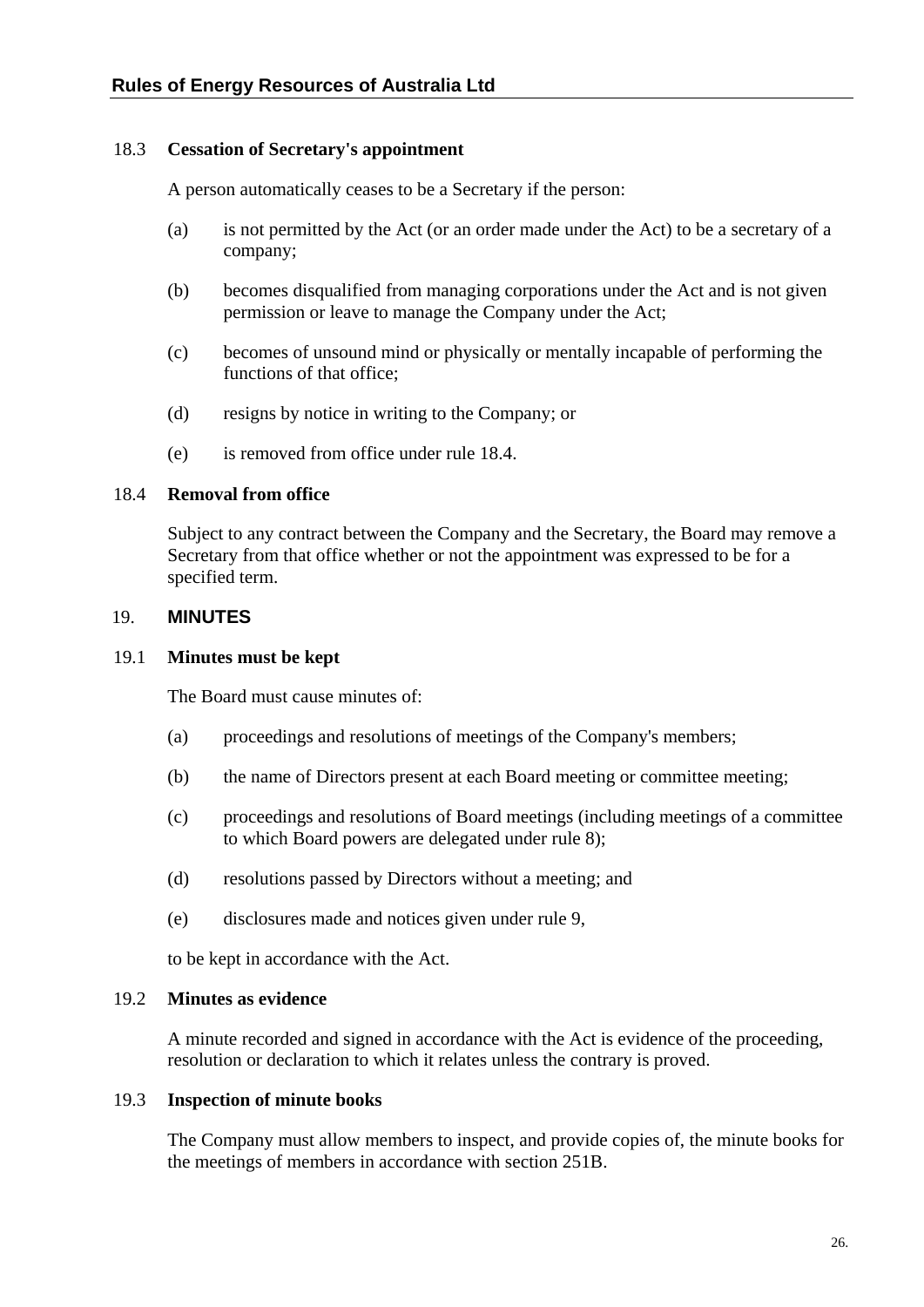### 18.3 Cessation of Secretary's appointment

A person automatically ceases to be a Secretary if the person:

(a) is not permitted by the Act (or an order made under the Act) to be a secretary of a company;

(b) becomes disqualified from managing corporations under the Act and is not given permission or leave to manage the Company under the Act;

(c) becomes of unsound mind or physically or mentally incapable of performing the functions of that office;

(d) resigns by notice in writing to the Company; or

(e) is removed from office under rule 18.4.

### 18.4 Removal from office

Subject to any contract between the Company and the Secretary, the Board may remove a Secretary from that office whether or not the appointment was expressed to be for a specified term.

## 19. MINUTES

### 19.1 Minutes must be kept

The Board must cause minutes of:

(a) proceedings and resolutions of meetings of the Company's members;

(b) the name of Directors present at each Board meeting or committee meeting;

(c) proceedings and resolutions of Board meetings (including meetings of a committee to which Board powers are delegated under rule 8);

(d) resolutions passed by Directors without a meeting; and

(e) disclosures made and notices given under rule 9,

to be kept in accordance with the Act.

### 19.2 Minutes as evidence

A minute recorded and signed in accordance with the Act is evidence of the proceeding, resolution or declaration to which it relates unless the contrary is proved.

### 19.3 Inspection of minute books

The Company must allow members to inspect, and provide copies of, the minute books for the meetings of members in accordance with section 251B.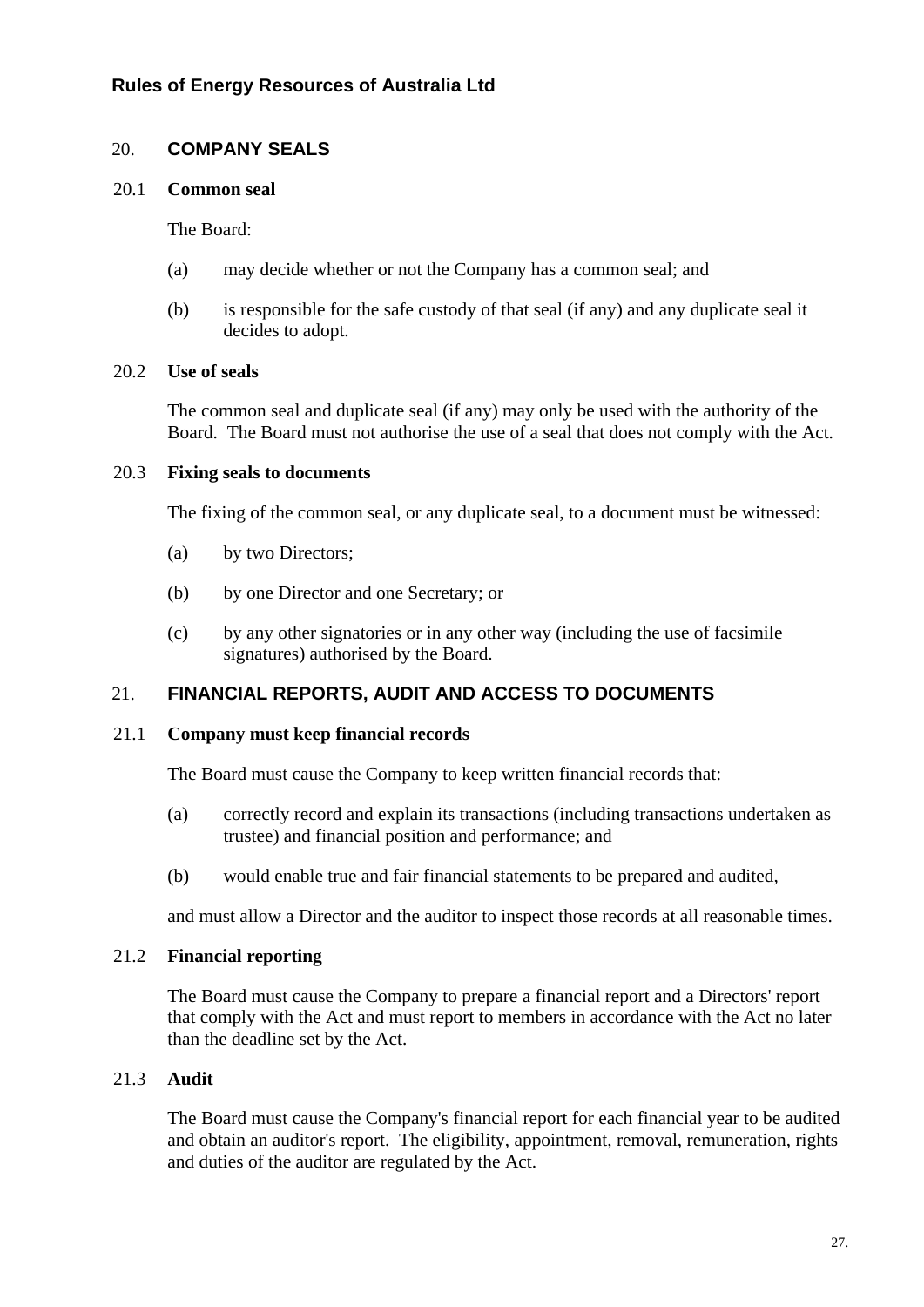## 20. COMPANY SEALS

### 20.1 Common seal

The Board:

(a) may decide whether or not the Company has a common seal; and

(b) is responsible for the safe custody of that seal (if any) and any duplicate seal it decides to adopt.

### 20.2 Use of seals

The common seal and duplicate seal (if any) may only be used with the authority of the Board. The Board must not authorise the use of a seal that does not comply with the Act.

### 20.3 Fixing seals to documents

The fixing of the common seal, or any duplicate seal, to a document must be witnessed:

(a) by two Directors;

(b) by one Director and one Secretary; or

(c) by any other signatories or in any other way (including the use of facsimile signatures) authorised by the Board.

## 21. FINANCIAL REPORTS, AUDIT AND ACCESS TO DOCUMENTS

### 21.1 Company must keep financial records

The Board must cause the Company to keep written financial records that:

(a) correctly record and explain its transactions (including transactions undertaken as trustee) and financial position and performance; and

(b) would enable true and fair financial statements to be prepared and audited,

and must allow a Director and the auditor to inspect those records at all reasonable times.

### 21.2 Financial reporting

The Board must cause the Company to prepare a financial report and a Directors' report that comply with the Act and must report to members in accordance with the Act no later than the deadline set by the Act.

### 21.3 Audit

The Board must cause the Company's financial report for each financial year to be audited and obtain an auditor's report. The eligibility, appointment, removal, remuneration, rights and duties of the auditor are regulated by the Act.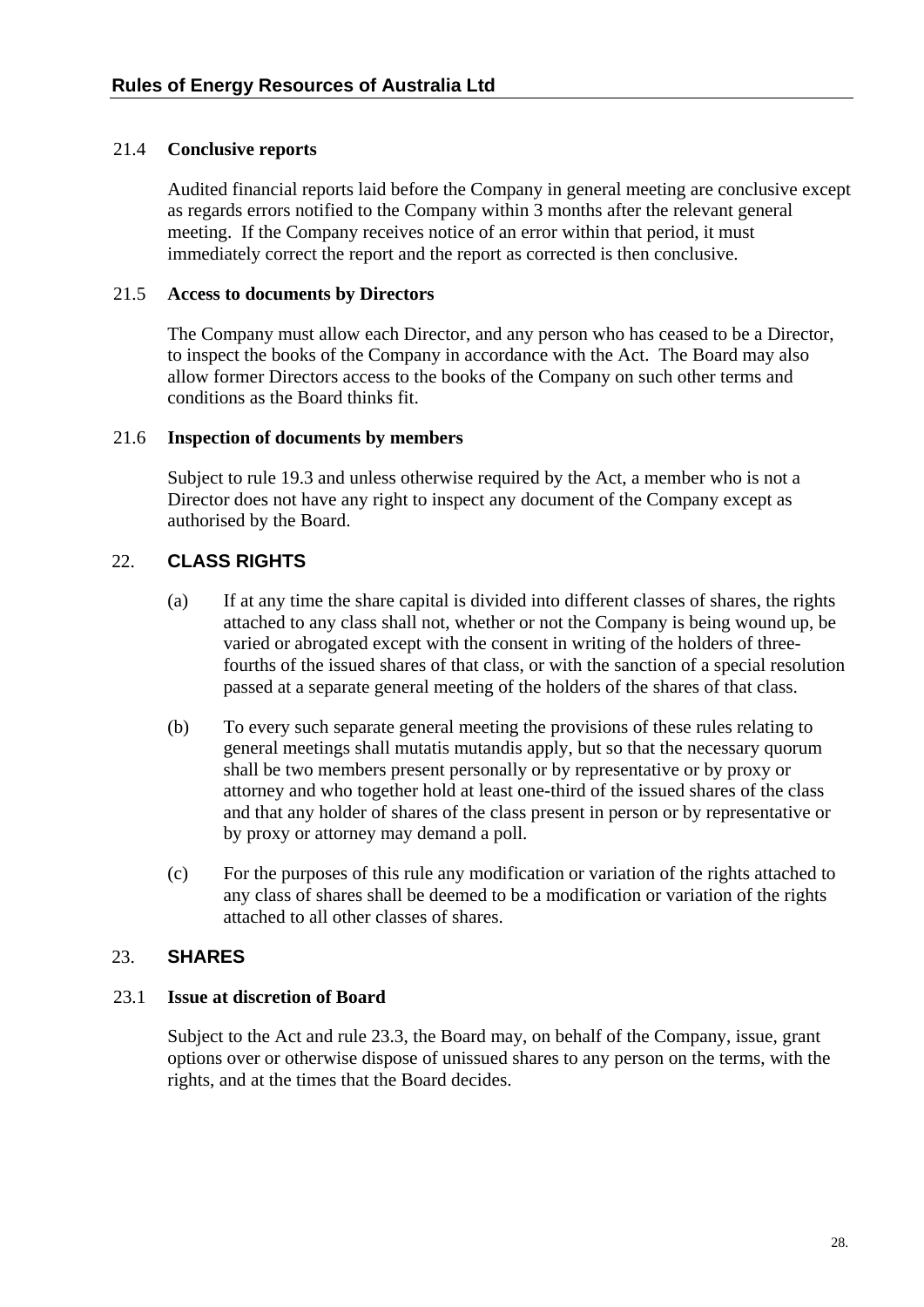### 21.4 Conclusive reports

Audited financial reports laid before the Company in general meeting are conclusive except as regards errors notified to the Company within 3 months after the relevant general meeting. If the Company receives notice of an error within that period, it must immediately correct the report and the report as corrected is then conclusive.

### 21.5 Access to documents by Directors

The Company must allow each Director, and any person who has ceased to be a Director, to inspect the books of the Company in accordance with the Act. The Board may also allow former Directors access to the books of the Company on such other terms and conditions as the Board thinks fit.

### 21.6 Inspection of documents by members

Subject to rule 19.3 and unless otherwise required by the Act, a member who is not a Director does not have any right to inspect any document of the Company except as authorised by the Board.

## 22. CLASS RIGHTS

(a) If at any time the share capital is divided into different classes of shares, the rights attached to any class shall not, whether or not the Company is being wound up, be varied or abrogated except with the consent in writing of the holders of three-fourths of the issued shares of that class, or with the sanction of a special resolution passed at a separate general meeting of the holders of the shares of that class.

(b) To every such separate general meeting the provisions of these rules relating to general meetings shall mutatis mutandis apply, but so that the necessary quorum shall be two members present personally or by representative or by proxy or attorney and who together hold at least one-third of the issued shares of the class and that any holder of shares of the class present in person or by representative or by proxy or attorney may demand a poll.

(c) For the purposes of this rule any modification or variation of the rights attached to any class of shares shall be deemed to be a modification or variation of the rights attached to all other classes of shares.

## 23. SHARES

### 23.1 Issue at discretion of Board

Subject to the Act and rule 23.3, the Board may, on behalf of the Company, issue, grant options over or otherwise dispose of unissued shares to any person on the terms, with the rights, and at the times that the Board decides.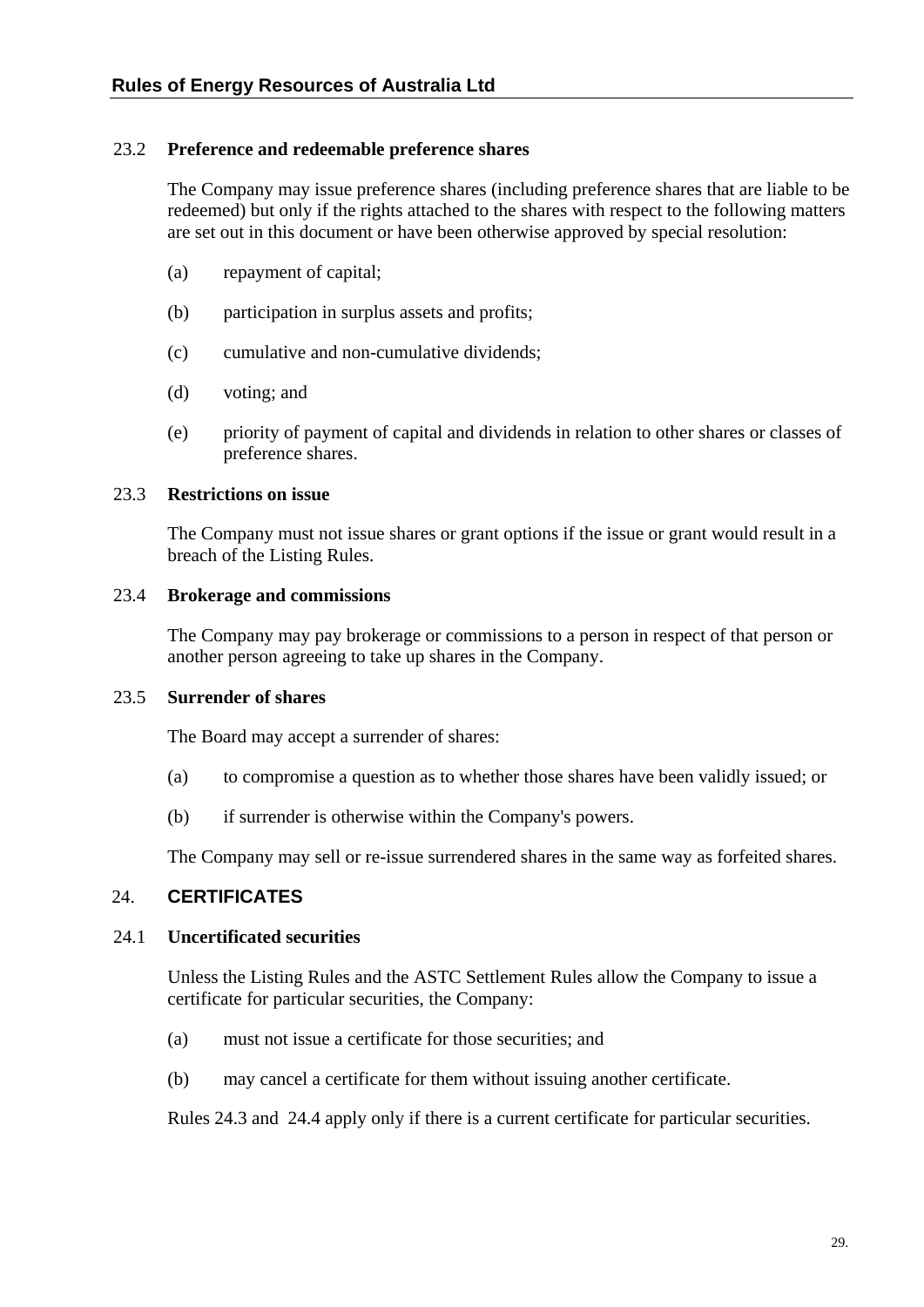### 23.2 Preference and redeemable preference shares

The Company may issue preference shares (including preference shares that are liable to be redeemed) but only if the rights attached to the shares with respect to the following matters are set out in this document or have been otherwise approved by special resolution:

(a) repayment of capital;

(b) participation in surplus assets and profits;

(c) cumulative and non-cumulative dividends;

(d) voting; and

(e) priority of payment of capital and dividends in relation to other shares or classes of preference shares.

### 23.3 Restrictions on issue

The Company must not issue shares or grant options if the issue or grant would result in a breach of the Listing Rules.

### 23.4 Brokerage and commissions

The Company may pay brokerage or commissions to a person in respect of that person or another person agreeing to take up shares in the Company.

### 23.5 Surrender of shares

The Board may accept a surrender of shares:

(a) to compromise a question as to whether those shares have been validly issued; or

(b) if surrender is otherwise within the Company's powers.

The Company may sell or re-issue surrendered shares in the same way as forfeited shares.

## 24. CERTIFICATES

### 24.1 Uncertificated securities

Unless the Listing Rules and the ASTC Settlement Rules allow the Company to issue a certificate for particular securities, the Company:

(a) must not issue a certificate for those securities; and

(b) may cancel a certificate for them without issuing another certificate.

Rules 24.3 and 24.4 apply only if there is a current certificate for particular securities.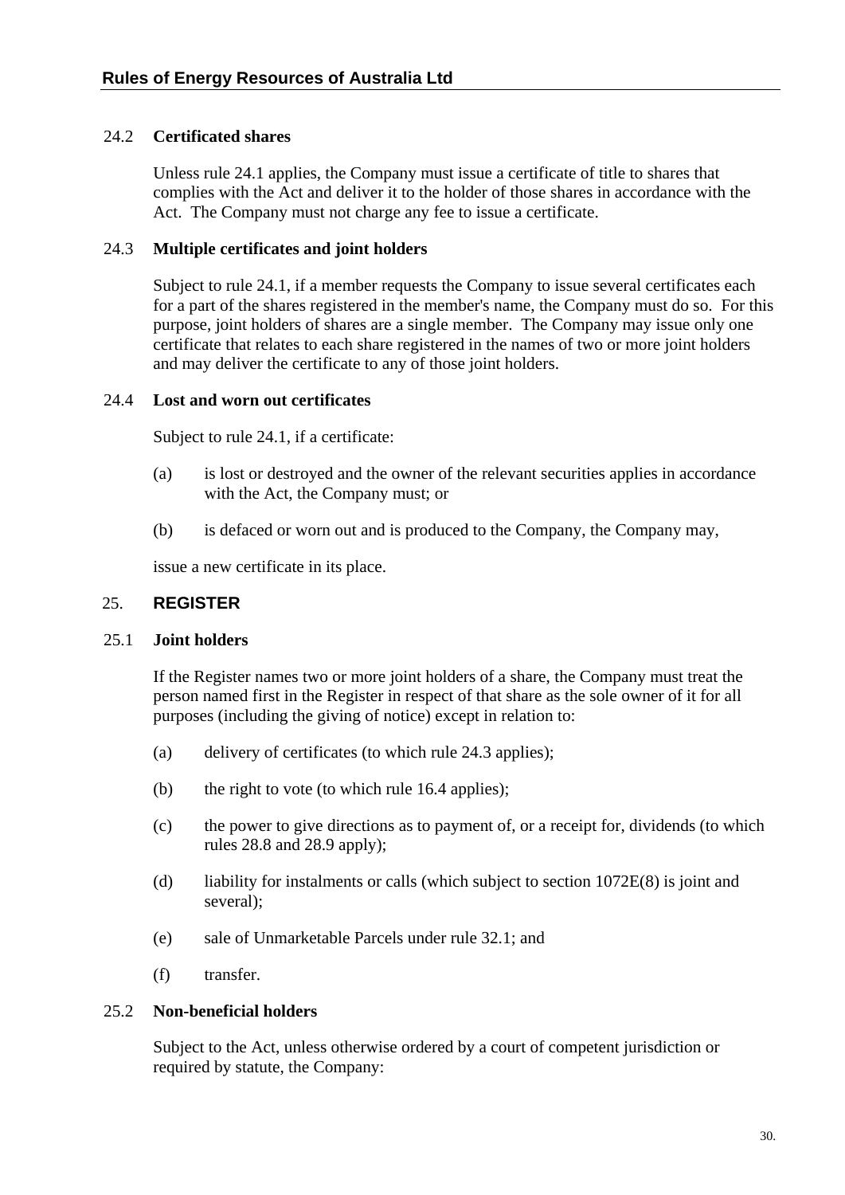### 24.2 Certificated shares

Unless rule 24.1 applies, the Company must issue a certificate of title to shares that complies with the Act and deliver it to the holder of those shares in accordance with the Act. The Company must not charge any fee to issue a certificate.

### 24.3 Multiple certificates and joint holders

Subject to rule 24.1, if a member requests the Company to issue several certificates each for a part of the shares registered in the member's name, the Company must do so. For this purpose, joint holders of shares are a single member. The Company may issue only one certificate that relates to each share registered in the names of two or more joint holders and may deliver the certificate to any of those joint holders.

### 24.4 Lost and worn out certificates

Subject to rule 24.1, if a certificate:

(a) is lost or destroyed and the owner of the relevant securities applies in accordance with the Act, the Company must; or

(b) is defaced or worn out and is produced to the Company, the Company may,

issue a new certificate in its place.

## 25. REGISTER

### 25.1 Joint holders

If the Register names two or more joint holders of a share, the Company must treat the person named first in the Register in respect of that share as the sole owner of it for all purposes (including the giving of notice) except in relation to:

(a) delivery of certificates (to which rule 24.3 applies);

(b) the right to vote (to which rule 16.4 applies);

(c) the power to give directions as to payment of, or a receipt for, dividends (to which rules 28.8 and 28.9 apply);

(d) liability for instalments or calls (which subject to section 1072E(8) is joint and several);

(e) sale of Unmarketable Parcels under rule 32.1; and

(f) transfer.

### 25.2 Non-beneficial holders

Subject to the Act, unless otherwise ordered by a court of competent jurisdiction or required by statute, the Company: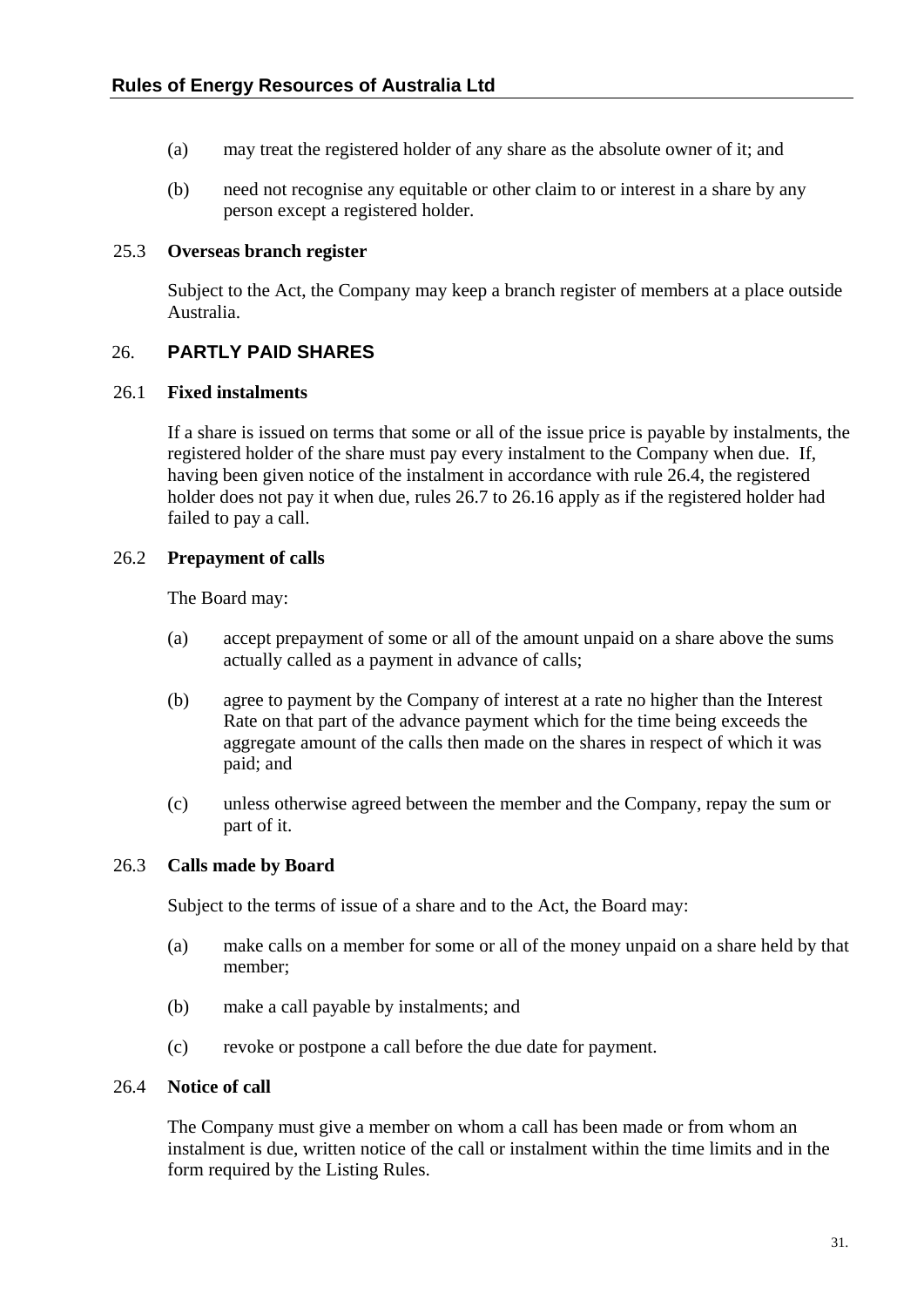(a) may treat the registered holder of any share as the absolute owner of it; and

(b) need not recognise any equitable or other claim to or interest in a share by any person except a registered holder.

### 25.3 Overseas branch register

Subject to the Act, the Company may keep a branch register of members at a place outside Australia.

## 26. PARTLY PAID SHARES

### 26.1 Fixed instalments

If a share is issued on terms that some or all of the issue price is payable by instalments, the registered holder of the share must pay every instalment to the Company when due. If, having been given notice of the instalment in accordance with rule 26.4, the registered holder does not pay it when due, rules 26.7 to 26.16 apply as if the registered holder had failed to pay a call.

### 26.2 Prepayment of calls

The Board may:

(a) accept prepayment of some or all of the amount unpaid on a share above the sums actually called as a payment in advance of calls;

(b) agree to payment by the Company of interest at a rate no higher than the Interest Rate on that part of the advance payment which for the time being exceeds the aggregate amount of the calls then made on the shares in respect of which it was paid; and

(c) unless otherwise agreed between the member and the Company, repay the sum or part of it.

### 26.3 Calls made by Board

Subject to the terms of issue of a share and to the Act, the Board may:

(a) make calls on a member for some or all of the money unpaid on a share held by that member;

(b) make a call payable by instalments; and

(c) revoke or postpone a call before the due date for payment.

### 26.4 Notice of call

The Company must give a member on whom a call has been made or from whom an instalment is due, written notice of the call or instalment within the time limits and in the form required by the Listing Rules.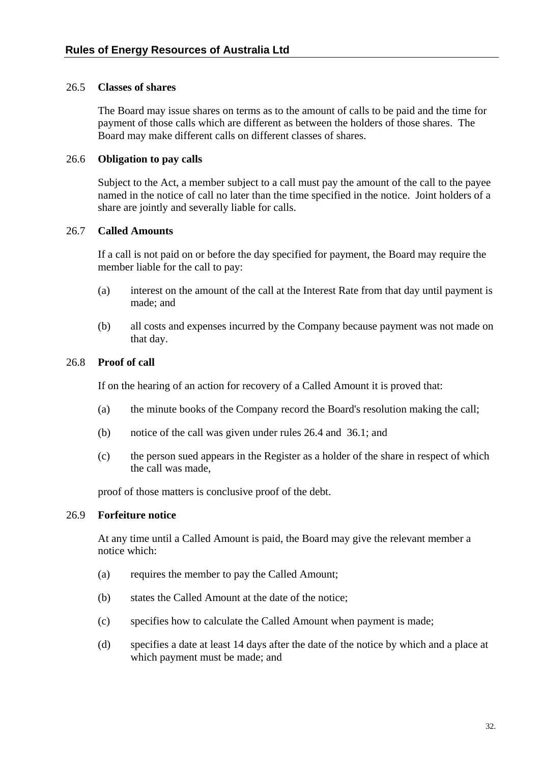### 26.5 Classes of shares

The Board may issue shares on terms as to the amount of calls to be paid and the time for payment of those calls which are different as between the holders of those shares. The Board may make different calls on different classes of shares.

### 26.6 Obligation to pay calls

Subject to the Act, a member subject to a call must pay the amount of the call to the payee named in the notice of call no later than the time specified in the notice. Joint holders of a share are jointly and severally liable for calls.

### 26.7 Called Amounts

If a call is not paid on or before the day specified for payment, the Board may require the member liable for the call to pay:

(a) interest on the amount of the call at the Interest Rate from that day until payment is made; and

(b) all costs and expenses incurred by the Company because payment was not made on that day.

### 26.8 Proof of call

If on the hearing of an action for recovery of a Called Amount it is proved that:

(a) the minute books of the Company record the Board's resolution making the call;

(b) notice of the call was given under rules 26.4 and 36.1; and

(c) the person sued appears in the Register as a holder of the share in respect of which the call was made,

proof of those matters is conclusive proof of the debt.

### 26.9 Forfeiture notice

At any time until a Called Amount is paid, the Board may give the relevant member a notice which:

(a) requires the member to pay the Called Amount;

(b) states the Called Amount at the date of the notice;

(c) specifies how to calculate the Called Amount when payment is made;

(d) specifies a date at least 14 days after the date of the notice by which and a place at which payment must be made; and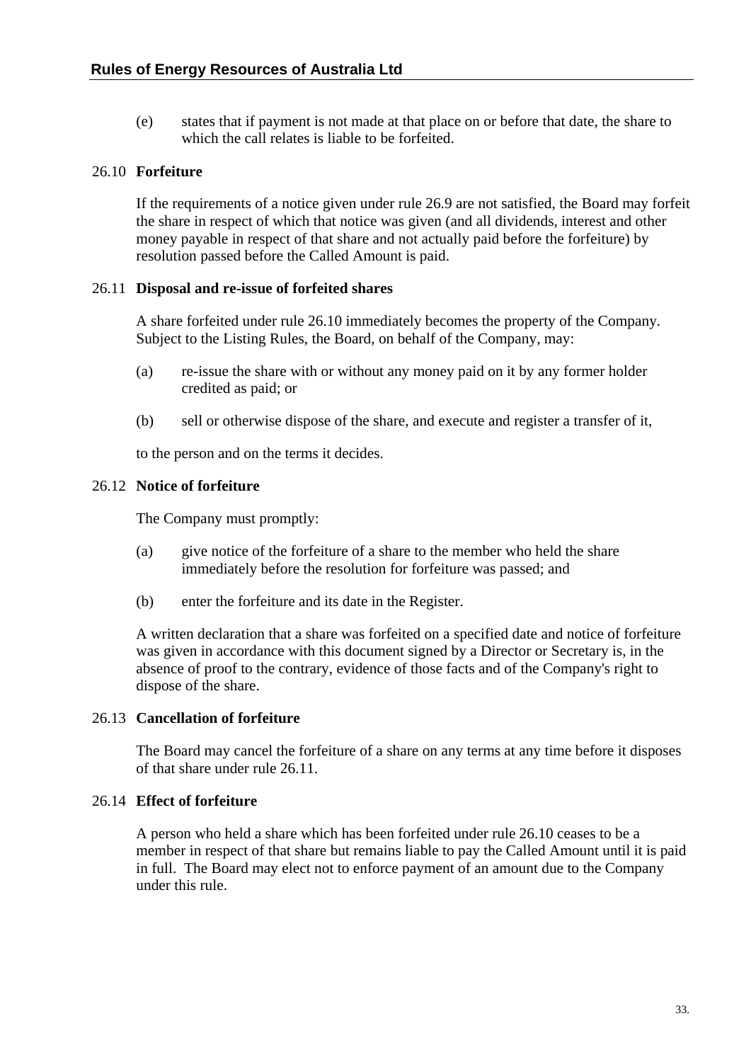(e) states that if payment is not made at that place on or before that date, the share to which the call relates is liable to be forfeited.

### 26.10 Forfeiture

If the requirements of a notice given under rule 26.9 are not satisfied, the Board may forfeit the share in respect of which that notice was given (and all dividends, interest and other money payable in respect of that share and not actually paid before the forfeiture) by resolution passed before the Called Amount is paid.

### 26.11 Disposal and re-issue of forfeited shares

A share forfeited under rule 26.10 immediately becomes the property of the Company. Subject to the Listing Rules, the Board, on behalf of the Company, may:

(a) re-issue the share with or without any money paid on it by any former holder credited as paid; or

(b) sell or otherwise dispose of the share, and execute and register a transfer of it,

to the person and on the terms it decides.

### 26.12 Notice of forfeiture

The Company must promptly:

(a) give notice of the forfeiture of a share to the member who held the share immediately before the resolution for forfeiture was passed; and

(b) enter the forfeiture and its date in the Register.

A written declaration that a share was forfeited on a specified date and notice of forfeiture was given in accordance with this document signed by a Director or Secretary is, in the absence of proof to the contrary, evidence of those facts and of the Company's right to dispose of the share.

### 26.13 Cancellation of forfeiture

The Board may cancel the forfeiture of a share on any terms at any time before it disposes of that share under rule 26.11.

### 26.14 Effect of forfeiture

A person who held a share which has been forfeited under rule 26.10 ceases to be a member in respect of that share but remains liable to pay the Called Amount until it is paid in full. The Board may elect not to enforce payment of an amount due to the Company under this rule.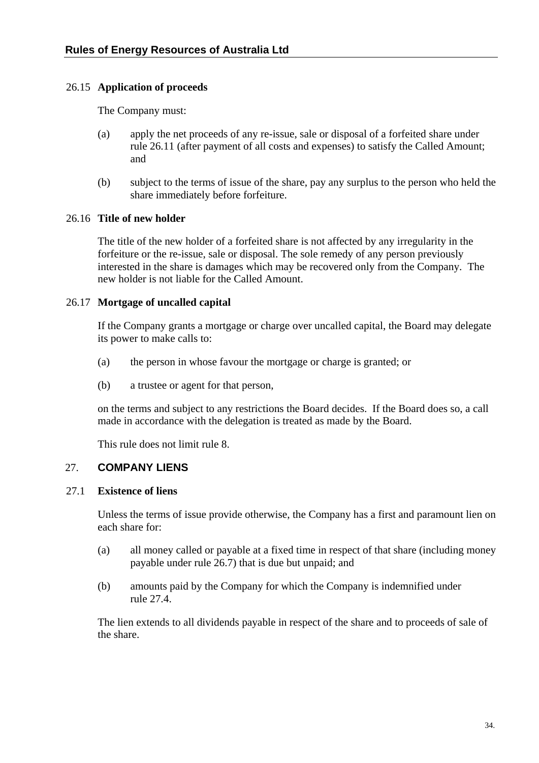### 26.15 **Application of proceeds**

The Company must:

(a) apply the net proceeds of any re-issue, sale or disposal of a forfeited share under rule 26.11 (after payment of all costs and expenses) to satisfy the Called Amount; and

(b) subject to the terms of issue of the share, pay any surplus to the person who held the share immediately before forfeiture.

### 26.16 **Title of new holder**

The title of the new holder of a forfeited share is not affected by any irregularity in the forfeiture or the re-issue, sale or disposal. The sole remedy of any person previously interested in the share is damages which may be recovered only from the Company. The new holder is not liable for the Called Amount.

### 26.17 **Mortgage of uncalled capital**

If the Company grants a mortgage or charge over uncalled capital, the Board may delegate its power to make calls to:

(a) the person in whose favour the mortgage or charge is granted; or

(b) a trustee or agent for that person,

on the terms and subject to any restrictions the Board decides. If the Board does so, a call made in accordance with the delegation is treated as made by the Board.

This rule does not limit rule 8.

## 27. **COMPANY LIENS**

### 27.1 **Existence of liens**

Unless the terms of issue provide otherwise, the Company has a first and paramount lien on each share for:

(a) all money called or payable at a fixed time in respect of that share (including money payable under rule 26.7) that is due but unpaid; and

(b) amounts paid by the Company for which the Company is indemnified under rule 27.4.

The lien extends to all dividends payable in respect of the share and to proceeds of sale of the share.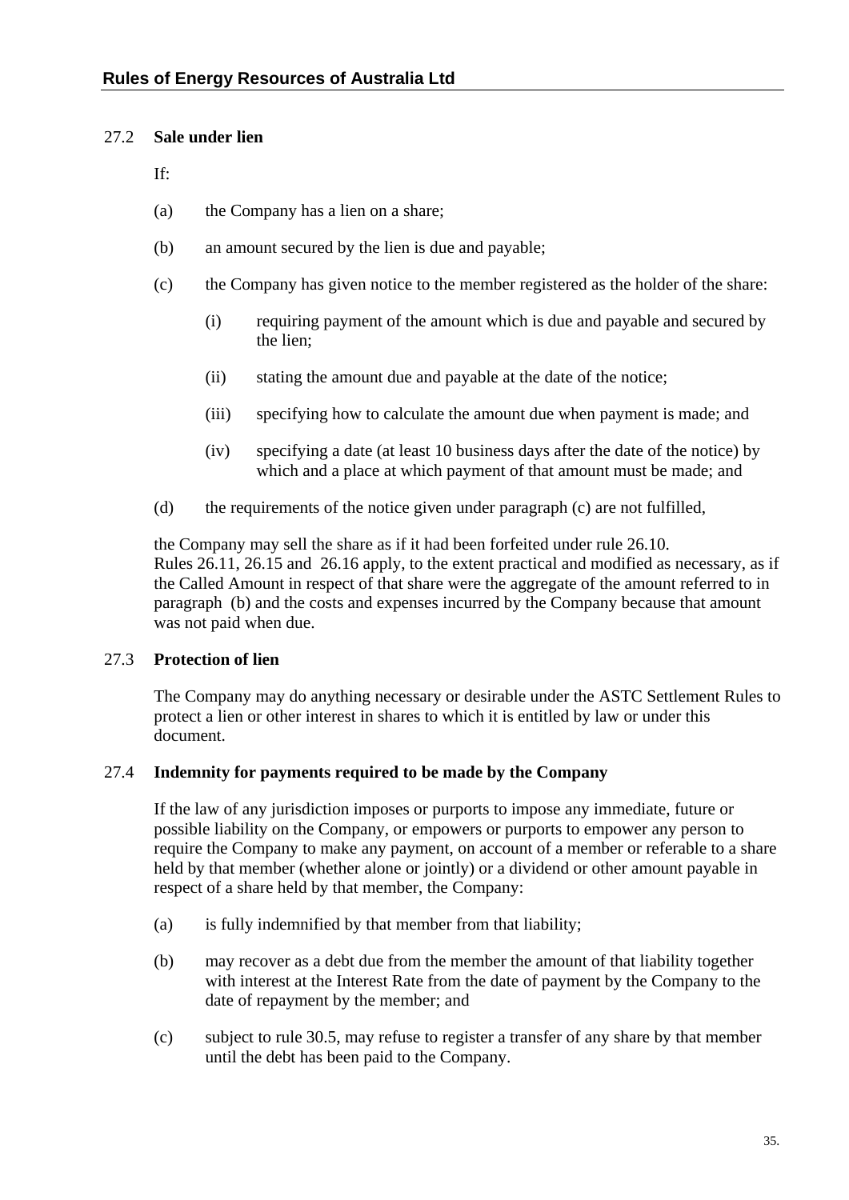### 27.2 Sale under lien

If:

(a) the Company has a lien on a share;

(b) an amount secured by the lien is due and payable;

(c) the Company has given notice to the member registered as the holder of the share:

   (i) requiring payment of the amount which is due and payable and secured by the lien;

   (ii) stating the amount due and payable at the date of the notice;

   (iii) specifying how to calculate the amount due when payment is made; and

   (iv) specifying a date (at least 10 business days after the date of the notice) by which and a place at which payment of that amount must be made; and

(d) the requirements of the notice given under paragraph (c) are not fulfilled,

the Company may sell the share as if it had been forfeited under rule 26.10. Rules 26.11, 26.15 and 26.16 apply, to the extent practical and modified as necessary, as if the Called Amount in respect of that share were the aggregate of the amount referred to in paragraph (b) and the costs and expenses incurred by the Company because that amount was not paid when due.

### 27.3 Protection of lien

The Company may do anything necessary or desirable under the ASTC Settlement Rules to protect a lien or other interest in shares to which it is entitled by law or under this document.

### 27.4 Indemnity for payments required to be made by the Company

If the law of any jurisdiction imposes or purports to impose any immediate, future or possible liability on the Company, or empowers or purports to empower any person to require the Company to make any payment, on account of a member or referable to a share held by that member (whether alone or jointly) or a dividend or other amount payable in respect of a share held by that member, the Company:

(a) is fully indemnified by that member from that liability;

(b) may recover as a debt due from the member the amount of that liability together with interest at the Interest Rate from the date of payment by the Company to the date of repayment by the member; and

(c) subject to rule 30.5, may refuse to register a transfer of any share by that member until the debt has been paid to the Company.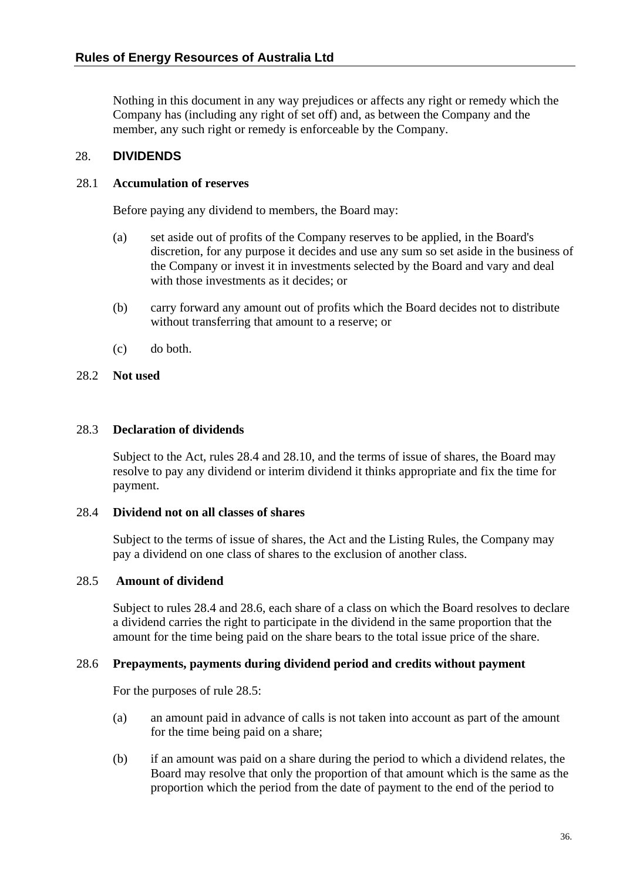Nothing in this document in any way prejudices or affects any right or remedy which the Company has (including any right of set off) and, as between the Company and the member, any such right or remedy is enforceable by the Company.

## 28. DIVIDENDS

### 28.1 Accumulation of reserves

Before paying any dividend to members, the Board may:

(a) set aside out of profits of the Company reserves to be applied, in the Board's discretion, for any purpose it decides and use any sum so set aside in the business of the Company or invest it in investments selected by the Board and vary and deal with those investments as it decides; or

(b) carry forward any amount out of profits which the Board decides not to distribute without transferring that amount to a reserve; or

(c) do both.

### 28.2 Not used

### 28.3 Declaration of dividends

Subject to the Act, rules 28.4 and 28.10, and the terms of issue of shares, the Board may resolve to pay any dividend or interim dividend it thinks appropriate and fix the time for payment.

### 28.4 Dividend not on all classes of shares

Subject to the terms of issue of shares, the Act and the Listing Rules, the Company may pay a dividend on one class of shares to the exclusion of another class.

### 28.5 Amount of dividend

Subject to rules 28.4 and 28.6, each share of a class on which the Board resolves to declare a dividend carries the right to participate in the dividend in the same proportion that the amount for the time being paid on the share bears to the total issue price of the share.

### 28.6 Prepayments, payments during dividend period and credits without payment

For the purposes of rule 28.5:

(a) an amount paid in advance of calls is not taken into account as part of the amount for the time being paid on a share;

(b) if an amount was paid on a share during the period to which a dividend relates, the Board may resolve that only the proportion of that amount which is the same as the proportion which the period from the date of payment to the end of the period to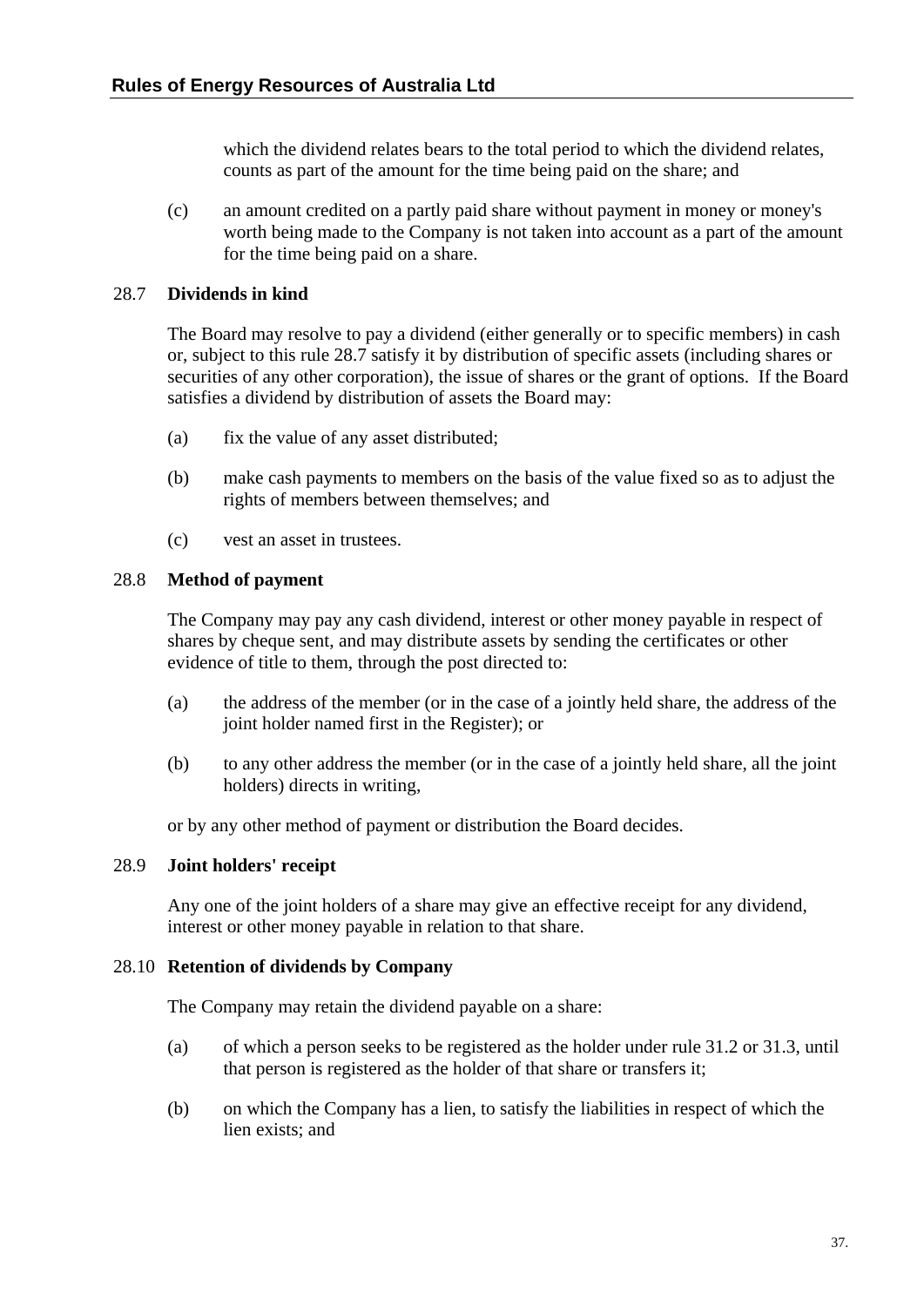which the dividend relates bears to the total period to which the dividend relates, counts as part of the amount for the time being paid on the share; and

(c) an amount credited on a partly paid share without payment in money or money's worth being made to the Company is not taken into account as a part of the amount for the time being paid on a share.

## 28.7 Dividends in kind

The Board may resolve to pay a dividend (either generally or to specific members) in cash or, subject to this rule 28.7 satisfy it by distribution of specific assets (including shares or securities of any other corporation), the issue of shares or the grant of options. If the Board satisfies a dividend by distribution of assets the Board may:

(a) fix the value of any asset distributed;

(b) make cash payments to members on the basis of the value fixed so as to adjust the rights of members between themselves; and

(c) vest an asset in trustees.

## 28.8 Method of payment

The Company may pay any cash dividend, interest or other money payable in respect of shares by cheque sent, and may distribute assets by sending the certificates or other evidence of title to them, through the post directed to:

(a) the address of the member (or in the case of a jointly held share, the address of the joint holder named first in the Register); or

(b) to any other address the member (or in the case of a jointly held share, all the joint holders) directs in writing,

or by any other method of payment or distribution the Board decides.

## 28.9 Joint holders' receipt

Any one of the joint holders of a share may give an effective receipt for any dividend, interest or other money payable in relation to that share.

## 28.10 Retention of dividends by Company

The Company may retain the dividend payable on a share:

(a) of which a person seeks to be registered as the holder under rule 31.2 or 31.3, until that person is registered as the holder of that share or transfers it;

(b) on which the Company has a lien, to satisfy the liabilities in respect of which the lien exists; and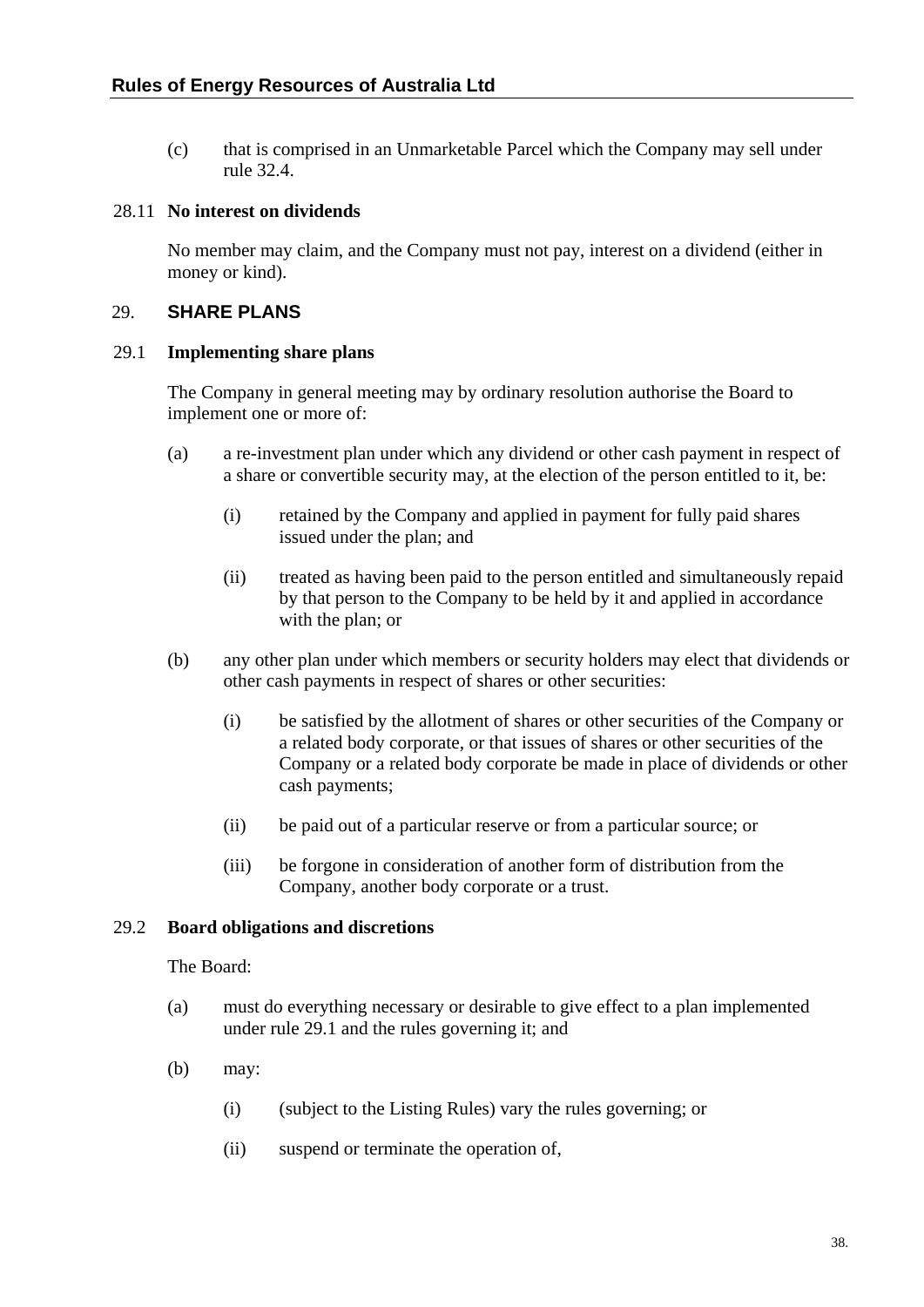(c) that is comprised in an Unmarketable Parcel which the Company may sell under rule 32.4.

### 28.11 No interest on dividends

No member may claim, and the Company must not pay, interest on a dividend (either in money or kind).

## 29. SHARE PLANS

### 29.1 Implementing share plans

The Company in general meeting may by ordinary resolution authorise the Board to implement one or more of:

(a) a re-investment plan under which any dividend or other cash payment in respect of a share or convertible security may, at the election of the person entitled to it, be:

   (i) retained by the Company and applied in payment for fully paid shares issued under the plan; and

   (ii) treated as having been paid to the person entitled and simultaneously repaid by that person to the Company to be held by it and applied in accordance with the plan; or

(b) any other plan under which members or security holders may elect that dividends or other cash payments in respect of shares or other securities:

   (i) be satisfied by the allotment of shares or other securities of the Company or a related body corporate, or that issues of shares or other securities of the Company or a related body corporate be made in place of dividends or other cash payments;

   (ii) be paid out of a particular reserve or from a particular source; or

   (iii) be forgone in consideration of another form of distribution from the Company, another body corporate or a trust.

### 29.2 Board obligations and discretions

The Board:

(a) must do everything necessary or desirable to give effect to a plan implemented under rule 29.1 and the rules governing it; and

(b) may:

   (i) (subject to the Listing Rules) vary the rules governing; or

   (ii) suspend or terminate the operation of,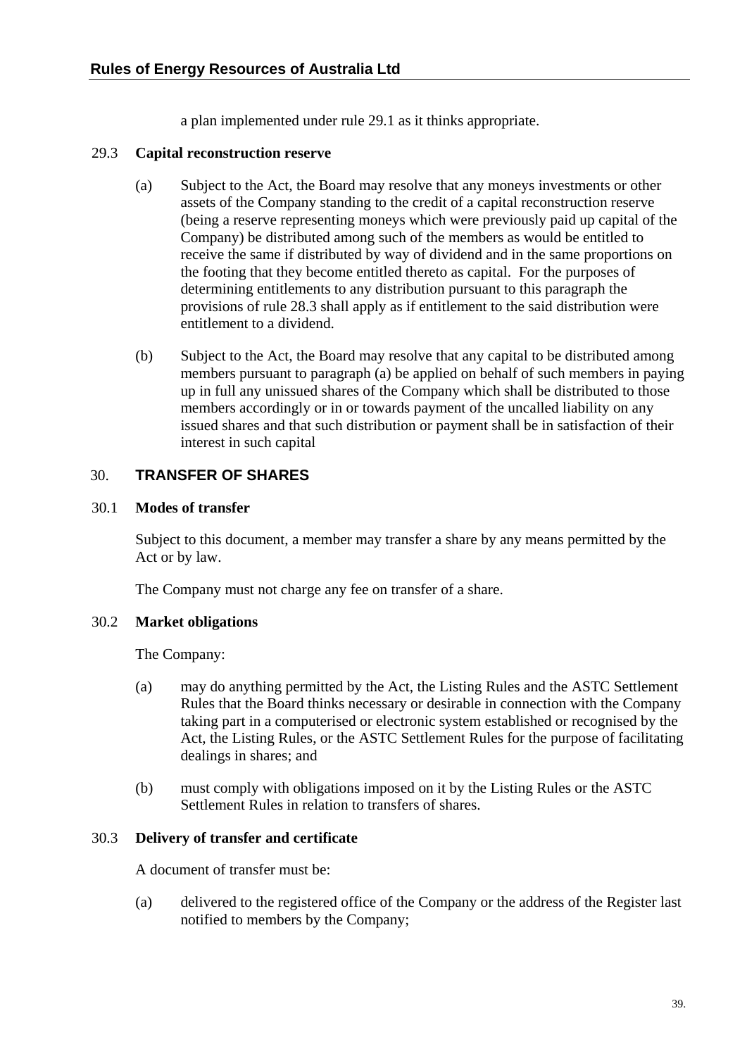a plan implemented under rule 29.1 as it thinks appropriate.

### 29.3 Capital reconstruction reserve

(a) Subject to the Act, the Board may resolve that any moneys investments or other assets of the Company standing to the credit of a capital reconstruction reserve (being a reserve representing moneys which were previously paid up capital of the Company) be distributed among such of the members as would be entitled to receive the same if distributed by way of dividend and in the same proportions on the footing that they become entitled thereto as capital. For the purposes of determining entitlements to any distribution pursuant to this paragraph the provisions of rule 28.3 shall apply as if entitlement to the said distribution were entitlement to a dividend.

(b) Subject to the Act, the Board may resolve that any capital to be distributed among members pursuant to paragraph (a) be applied on behalf of such members in paying up in full any unissued shares of the Company which shall be distributed to those members accordingly or in or towards payment of the uncalled liability on any issued shares and that such distribution or payment shall be in satisfaction of their interest in such capital

## 30. TRANSFER OF SHARES

### 30.1 Modes of transfer

Subject to this document, a member may transfer a share by any means permitted by the Act or by law.

The Company must not charge any fee on transfer of a share.

### 30.2 Market obligations

The Company:

(a) may do anything permitted by the Act, the Listing Rules and the ASTC Settlement Rules that the Board thinks necessary or desirable in connection with the Company taking part in a computerised or electronic system established or recognised by the Act, the Listing Rules, or the ASTC Settlement Rules for the purpose of facilitating dealings in shares; and

(b) must comply with obligations imposed on it by the Listing Rules or the ASTC Settlement Rules in relation to transfers of shares.

### 30.3 Delivery of transfer and certificate

A document of transfer must be:

(a) delivered to the registered office of the Company or the address of the Register last notified to members by the Company;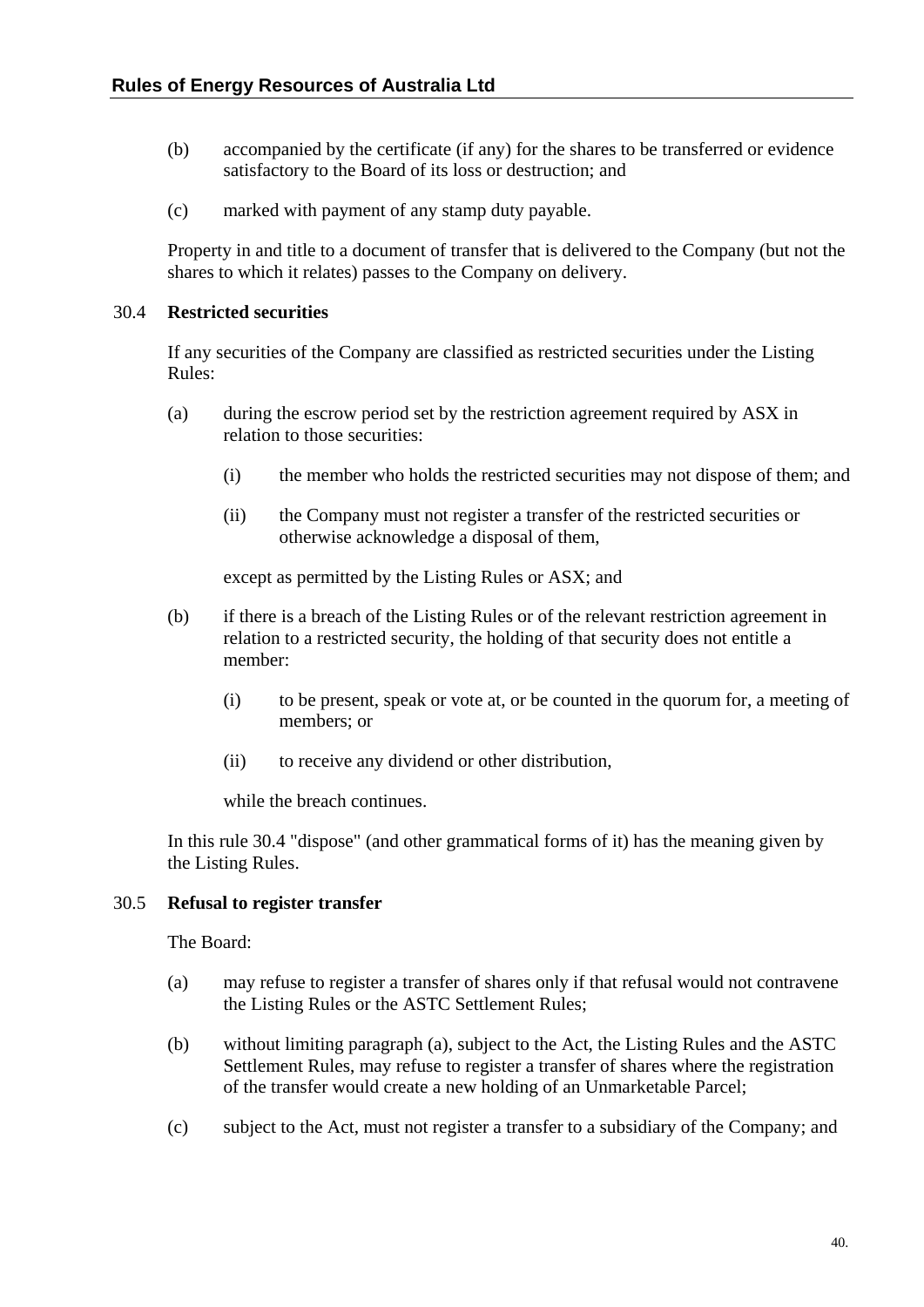(b) accompanied by the certificate (if any) for the shares to be transferred or evidence satisfactory to the Board of its loss or destruction; and

(c) marked with payment of any stamp duty payable.

Property in and title to a document of transfer that is delivered to the Company (but not the shares to which it relates) passes to the Company on delivery.

### 30.4 Restricted securities

If any securities of the Company are classified as restricted securities under the Listing Rules:

(a) during the escrow period set by the restriction agreement required by ASX in relation to those securities:

  (i) the member who holds the restricted securities may not dispose of them; and

  (ii) the Company must not register a transfer of the restricted securities or otherwise acknowledge a disposal of them,

  except as permitted by the Listing Rules or ASX; and

(b) if there is a breach of the Listing Rules or of the relevant restriction agreement in relation to a restricted security, the holding of that security does not entitle a member:

  (i) to be present, speak or vote at, or be counted in the quorum for, a meeting of members; or

  (ii) to receive any dividend or other distribution,

  while the breach continues.

In this rule 30.4 "dispose" (and other grammatical forms of it) has the meaning given by the Listing Rules.

### 30.5 Refusal to register transfer

The Board:

(a) may refuse to register a transfer of shares only if that refusal would not contravene the Listing Rules or the ASTC Settlement Rules;

(b) without limiting paragraph (a), subject to the Act, the Listing Rules and the ASTC Settlement Rules, may refuse to register a transfer of shares where the registration of the transfer would create a new holding of an Unmarketable Parcel;

(c) subject to the Act, must not register a transfer to a subsidiary of the Company; and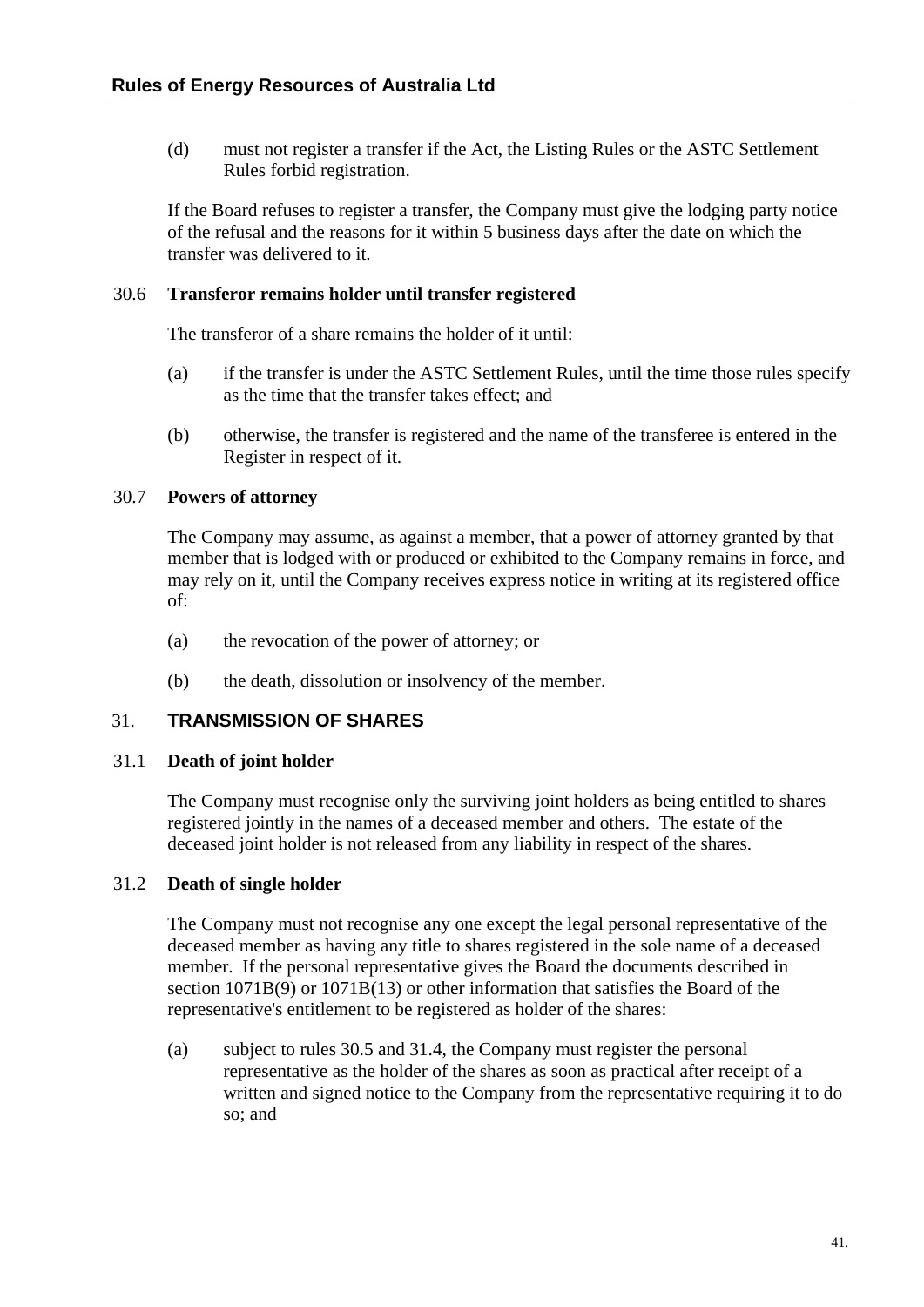(d) must not register a transfer if the Act, the Listing Rules or the ASTC Settlement Rules forbid registration.

If the Board refuses to register a transfer, the Company must give the lodging party notice of the refusal and the reasons for it within 5 business days after the date on which the transfer was delivered to it.

### 30.6 Transferor remains holder until transfer registered

The transferor of a share remains the holder of it until:

(a) if the transfer is under the ASTC Settlement Rules, until the time those rules specify as the time that the transfer takes effect; and

(b) otherwise, the transfer is registered and the name of the transferee is entered in the Register in respect of it.

### 30.7 Powers of attorney

The Company may assume, as against a member, that a power of attorney granted by that member that is lodged with or produced or exhibited to the Company remains in force, and may rely on it, until the Company receives express notice in writing at its registered office of:

(a) the revocation of the power of attorney; or

(b) the death, dissolution or insolvency of the member.

## 31. TRANSMISSION OF SHARES

### 31.1 Death of joint holder

The Company must recognise only the surviving joint holders as being entitled to shares registered jointly in the names of a deceased member and others. The estate of the deceased joint holder is not released from any liability in respect of the shares.

### 31.2 Death of single holder

The Company must not recognise any one except the legal personal representative of the deceased member as having any title to shares registered in the sole name of a deceased member. If the personal representative gives the Board the documents described in section 1071B(9) or 1071B(13) or other information that satisfies the Board of the representative's entitlement to be registered as holder of the shares:

(a) subject to rules 30.5 and 31.4, the Company must register the personal representative as the holder of the shares as soon as practical after receipt of a written and signed notice to the Company from the representative requiring it to do so; and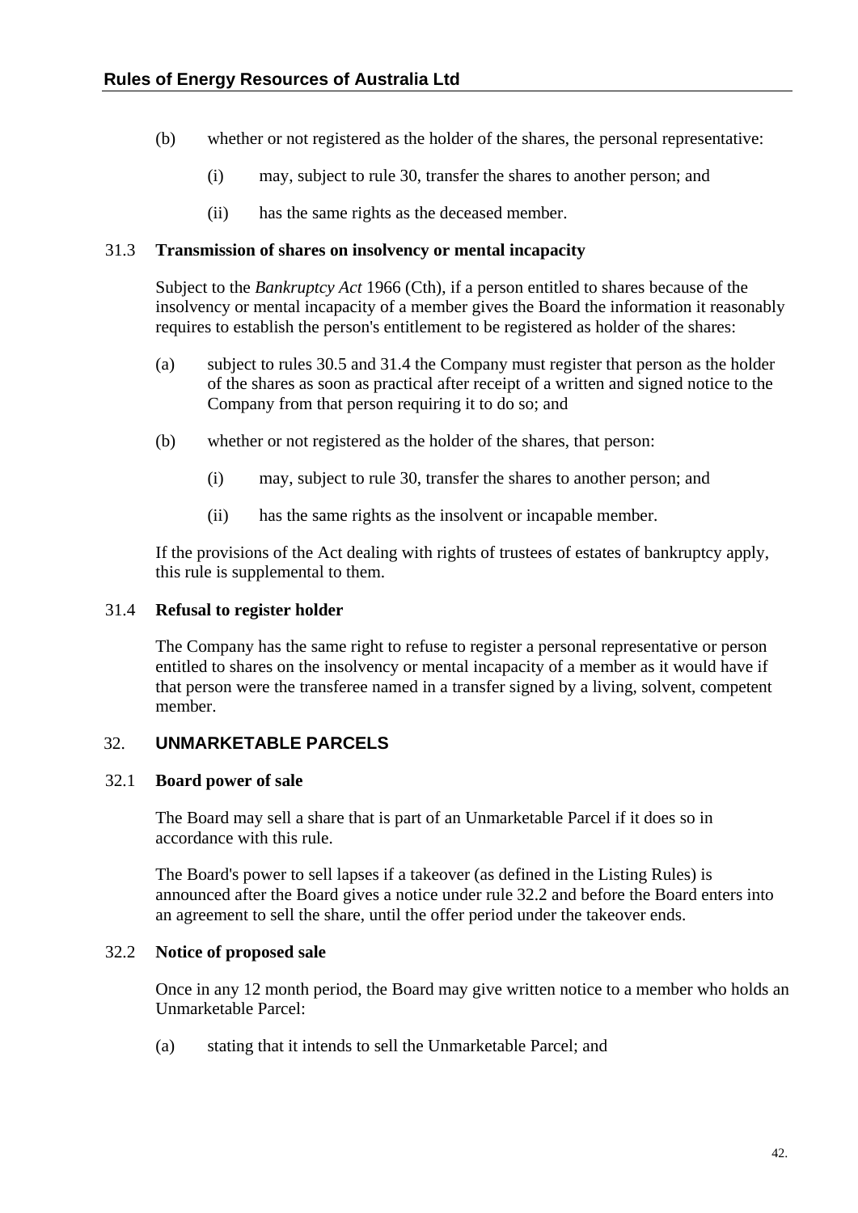(b) whether or not registered as the holder of the shares, the personal representative:

   (i) may, subject to rule 30, transfer the shares to another person; and

   (ii) has the same rights as the deceased member.

### 31.3 Transmission of shares on insolvency or mental incapacity

Subject to the *Bankruptcy Act* 1966 (Cth), if a person entitled to shares because of the insolvency or mental incapacity of a member gives the Board the information it reasonably requires to establish the person's entitlement to be registered as holder of the shares:

(a) subject to rules 30.5 and 31.4 the Company must register that person as the holder of the shares as soon as practical after receipt of a written and signed notice to the Company from that person requiring it to do so; and

(b) whether or not registered as the holder of the shares, that person:

   (i) may, subject to rule 30, transfer the shares to another person; and

   (ii) has the same rights as the insolvent or incapable member.

If the provisions of the Act dealing with rights of trustees of estates of bankruptcy apply, this rule is supplemental to them.

### 31.4 Refusal to register holder

The Company has the same right to refuse to register a personal representative or person entitled to shares on the insolvency or mental incapacity of a member as it would have if that person were the transferee named in a transfer signed by a living, solvent, competent member.

## 32. UNMARKETABLE PARCELS

### 32.1 Board power of sale

The Board may sell a share that is part of an Unmarketable Parcel if it does so in accordance with this rule.

The Board's power to sell lapses if a takeover (as defined in the Listing Rules) is announced after the Board gives a notice under rule 32.2 and before the Board enters into an agreement to sell the share, until the offer period under the takeover ends.

### 32.2 Notice of proposed sale

Once in any 12 month period, the Board may give written notice to a member who holds an Unmarketable Parcel:

(a) stating that it intends to sell the Unmarketable Parcel; and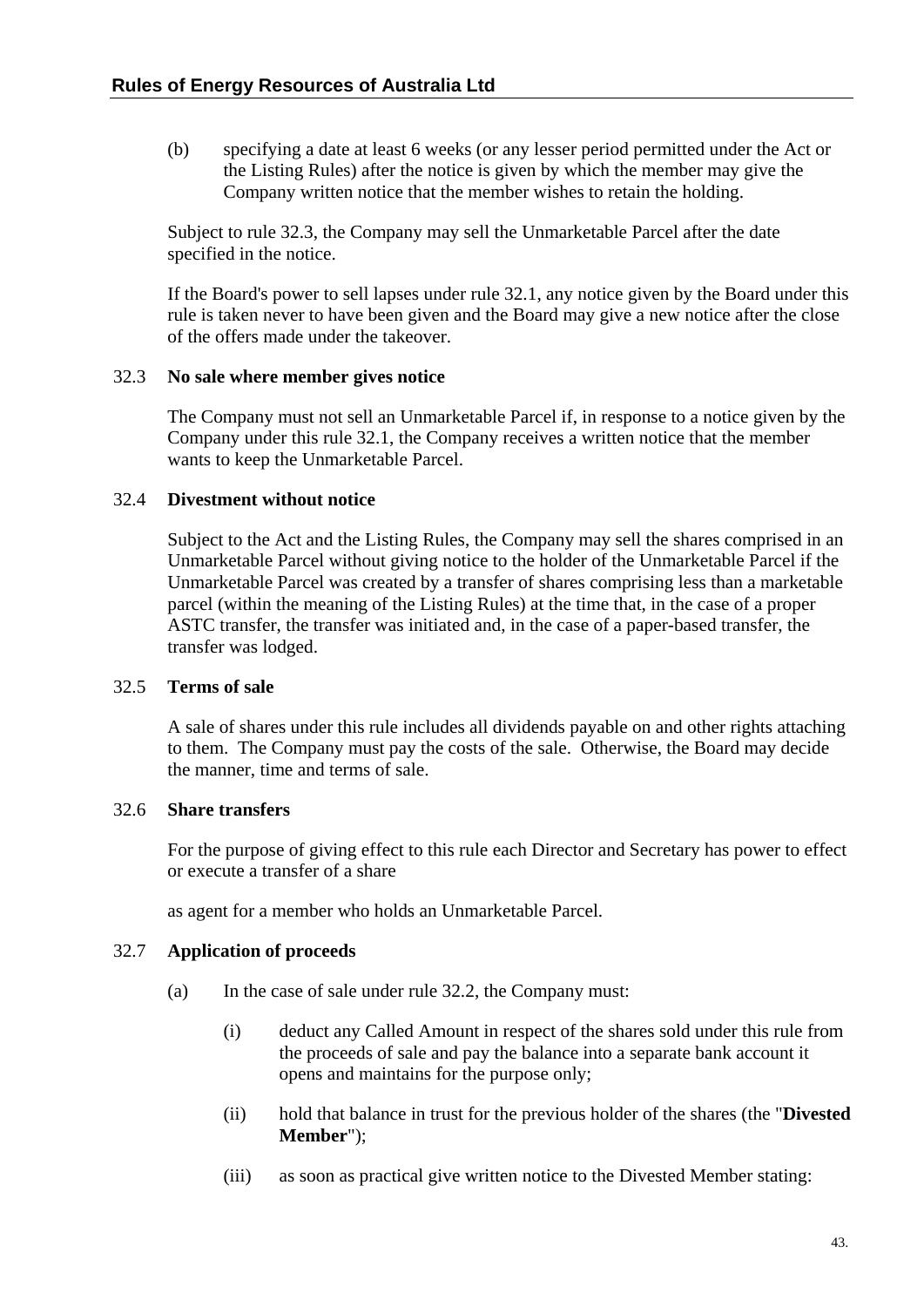(b) specifying a date at least 6 weeks (or any lesser period permitted under the Act or the Listing Rules) after the notice is given by which the member may give the Company written notice that the member wishes to retain the holding.

Subject to rule 32.3, the Company may sell the Unmarketable Parcel after the date specified in the notice.

If the Board's power to sell lapses under rule 32.1, any notice given by the Board under this rule is taken never to have been given and the Board may give a new notice after the close of the offers made under the takeover.

32.3 **No sale where member gives notice**

The Company must not sell an Unmarketable Parcel if, in response to a notice given by the Company under this rule 32.1, the Company receives a written notice that the member wants to keep the Unmarketable Parcel.

32.4 **Divestment without notice**

Subject to the Act and the Listing Rules, the Company may sell the shares comprised in an Unmarketable Parcel without giving notice to the holder of the Unmarketable Parcel if the Unmarketable Parcel was created by a transfer of shares comprising less than a marketable parcel (within the meaning of the Listing Rules) at the time that, in the case of a proper ASTC transfer, the transfer was initiated and, in the case of a paper-based transfer, the transfer was lodged.

32.5 **Terms of sale**

A sale of shares under this rule includes all dividends payable on and other rights attaching to them. The Company must pay the costs of the sale. Otherwise, the Board may decide the manner, time and terms of sale.

32.6 **Share transfers**

For the purpose of giving effect to this rule each Director and Secretary has power to effect or execute a transfer of a share

as agent for a member who holds an Unmarketable Parcel.

32.7 **Application of proceeds**

(a) In the case of sale under rule 32.2, the Company must:

(i) deduct any Called Amount in respect of the shares sold under this rule from the proceeds of sale and pay the balance into a separate bank account it opens and maintains for the purpose only;

(ii) hold that balance in trust for the previous holder of the shares (the "**Divested Member**");

(iii) as soon as practical give written notice to the Divested Member stating: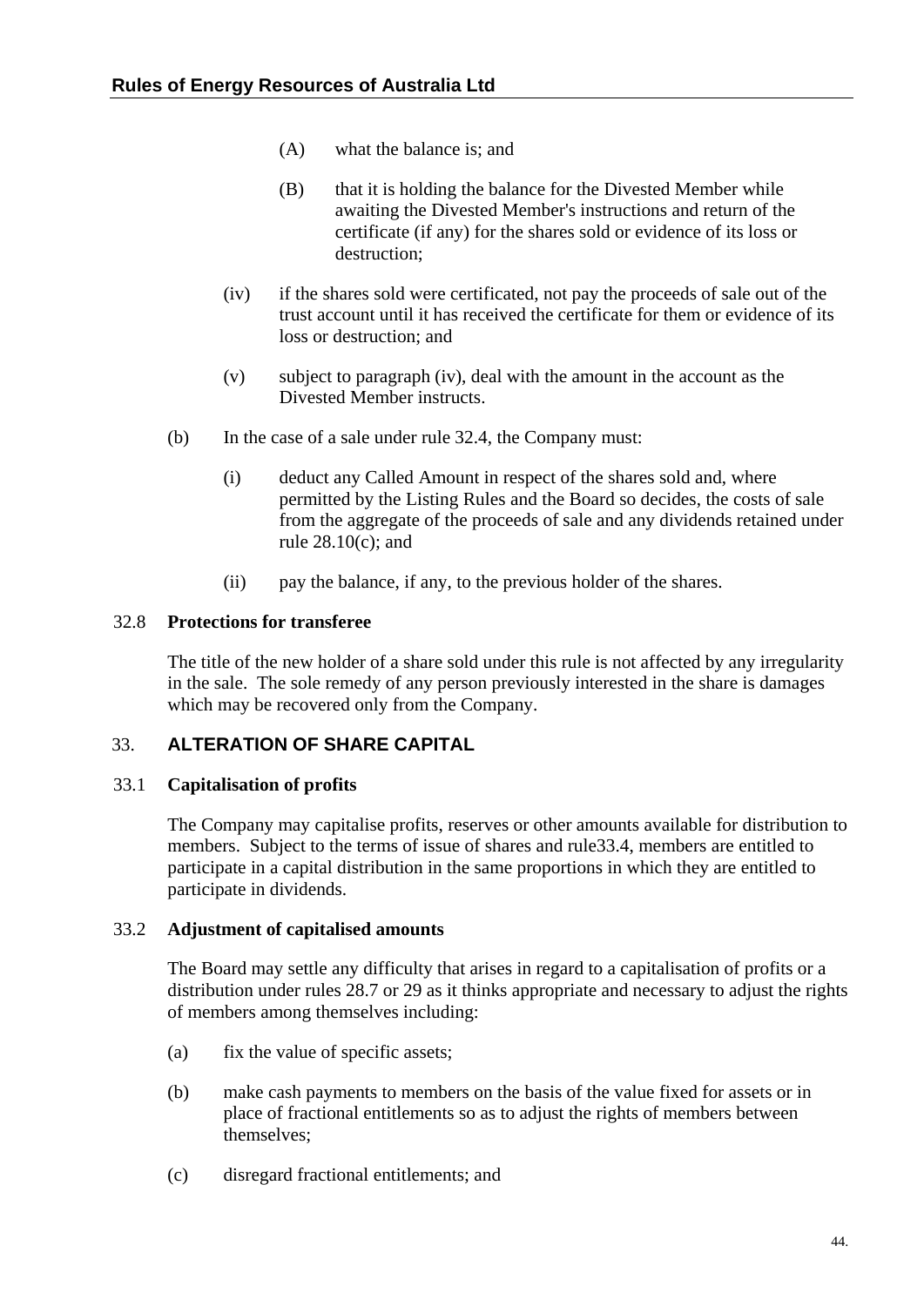(A) what the balance is; and

(B) that it is holding the balance for the Divested Member while awaiting the Divested Member's instructions and return of the certificate (if any) for the shares sold or evidence of its loss or destruction;

(iv) if the shares sold were certificated, not pay the proceeds of sale out of the trust account until it has received the certificate for them or evidence of its loss or destruction; and

(v) subject to paragraph (iv), deal with the amount in the account as the Divested Member instructs.

(b) In the case of a sale under rule 32.4, the Company must:

(i) deduct any Called Amount in respect of the shares sold and, where permitted by the Listing Rules and the Board so decides, the costs of sale from the aggregate of the proceeds of sale and any dividends retained under rule 28.10(c); and

(ii) pay the balance, if any, to the previous holder of the shares.

### 32.8 Protections for transferee

The title of the new holder of a share sold under this rule is not affected by any irregularity in the sale. The sole remedy of any person previously interested in the share is damages which may be recovered only from the Company.

## 33. ALTERATION OF SHARE CAPITAL

### 33.1 Capitalisation of profits

The Company may capitalise profits, reserves or other amounts available for distribution to members. Subject to the terms of issue of shares and rule33.4, members are entitled to participate in a capital distribution in the same proportions in which they are entitled to participate in dividends.

### 33.2 Adjustment of capitalised amounts

The Board may settle any difficulty that arises in regard to a capitalisation of profits or a distribution under rules 28.7 or 29 as it thinks appropriate and necessary to adjust the rights of members among themselves including:

(a) fix the value of specific assets;

(b) make cash payments to members on the basis of the value fixed for assets or in place of fractional entitlements so as to adjust the rights of members between themselves;

(c) disregard fractional entitlements; and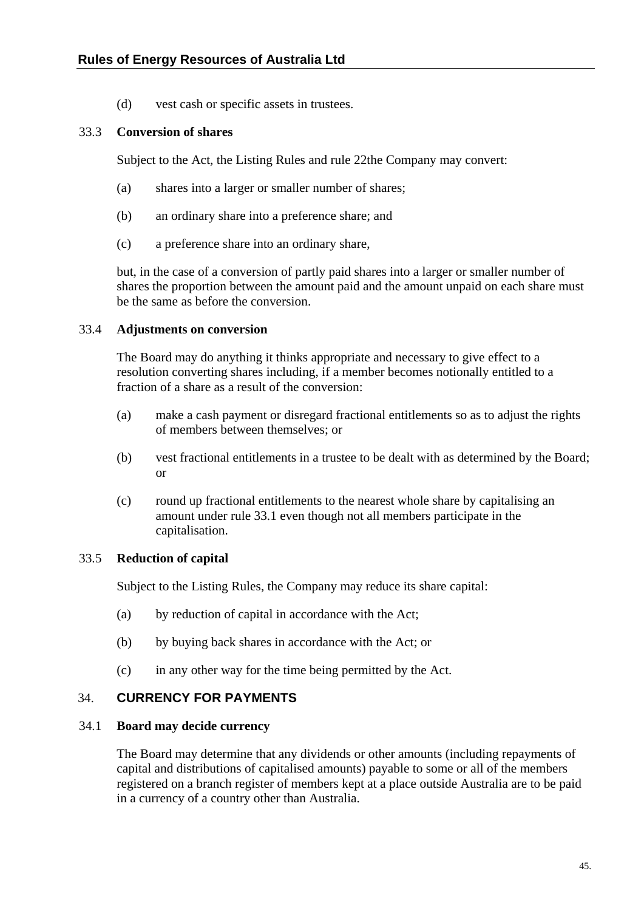(d) vest cash or specific assets in trustees.

### 33.3 Conversion of shares

Subject to the Act, the Listing Rules and rule 22the Company may convert:

(a) shares into a larger or smaller number of shares;

(b) an ordinary share into a preference share; and

(c) a preference share into an ordinary share,

but, in the case of a conversion of partly paid shares into a larger or smaller number of shares the proportion between the amount paid and the amount unpaid on each share must be the same as before the conversion.

### 33.4 Adjustments on conversion

The Board may do anything it thinks appropriate and necessary to give effect to a resolution converting shares including, if a member becomes notionally entitled to a fraction of a share as a result of the conversion:

(a) make a cash payment or disregard fractional entitlements so as to adjust the rights of members between themselves; or

(b) vest fractional entitlements in a trustee to be dealt with as determined by the Board; or

(c) round up fractional entitlements to the nearest whole share by capitalising an amount under rule 33.1 even though not all members participate in the capitalisation.

### 33.5 Reduction of capital

Subject to the Listing Rules, the Company may reduce its share capital:

(a) by reduction of capital in accordance with the Act;

(b) by buying back shares in accordance with the Act; or

(c) in any other way for the time being permitted by the Act.

## 34. CURRENCY FOR PAYMENTS

### 34.1 Board may decide currency

The Board may determine that any dividends or other amounts (including repayments of capital and distributions of capitalised amounts) payable to some or all of the members registered on a branch register of members kept at a place outside Australia are to be paid in a currency of a country other than Australia.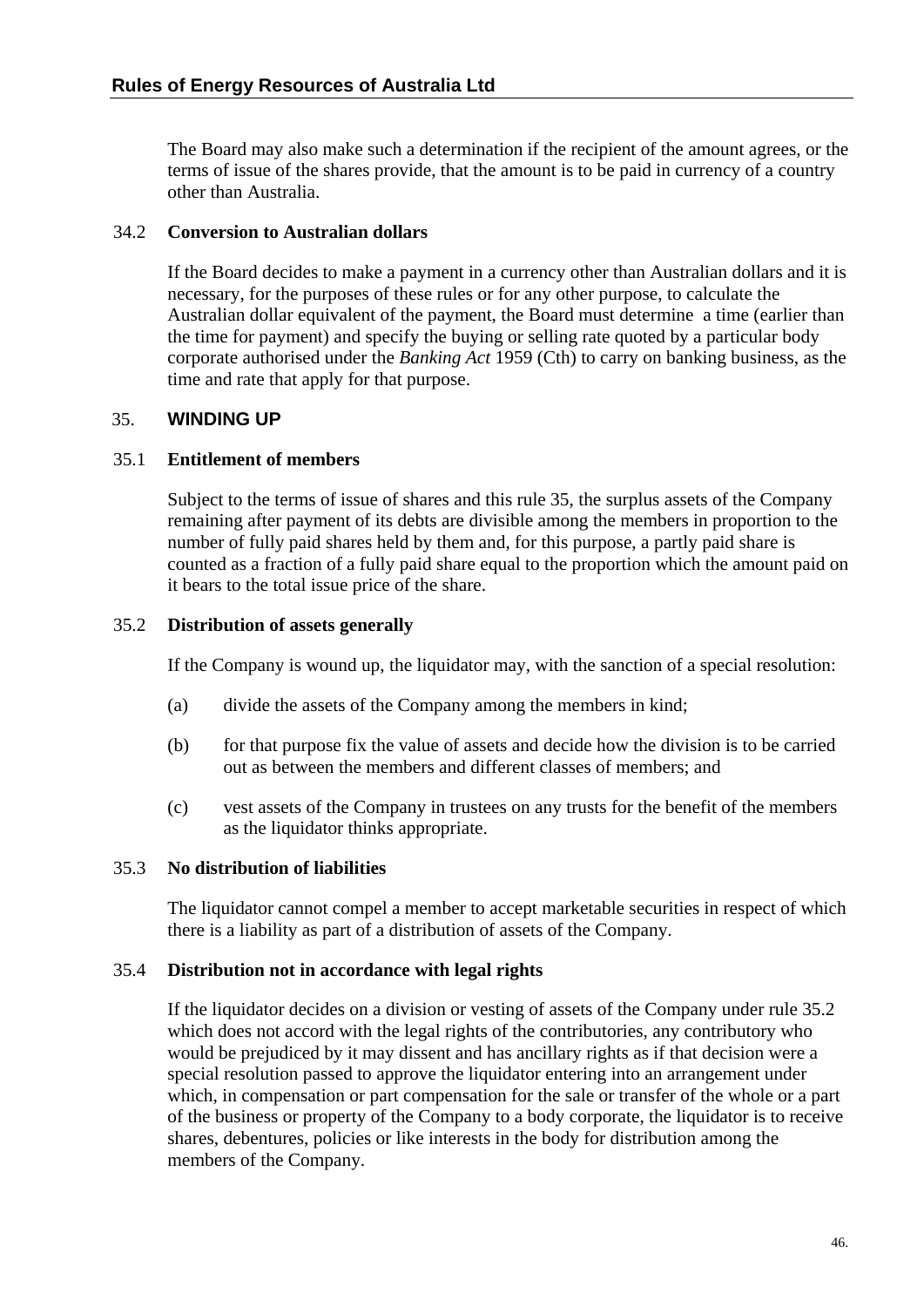The Board may also make such a determination if the recipient of the amount agrees, or the terms of issue of the shares provide, that the amount is to be paid in currency of a country other than Australia.

### 34.2 Conversion to Australian dollars

If the Board decides to make a payment in a currency other than Australian dollars and it is necessary, for the purposes of these rules or for any other purpose, to calculate the Australian dollar equivalent of the payment, the Board must determine a time (earlier than the time for payment) and specify the buying or selling rate quoted by a particular body corporate authorised under the *Banking Act* 1959 (Cth) to carry on banking business, as the time and rate that apply for that purpose.

## 35. WINDING UP

### 35.1 Entitlement of members

Subject to the terms of issue of shares and this rule 35, the surplus assets of the Company remaining after payment of its debts are divisible among the members in proportion to the number of fully paid shares held by them and, for this purpose, a partly paid share is counted as a fraction of a fully paid share equal to the proportion which the amount paid on it bears to the total issue price of the share.

### 35.2 Distribution of assets generally

If the Company is wound up, the liquidator may, with the sanction of a special resolution:

(a) divide the assets of the Company among the members in kind;

(b) for that purpose fix the value of assets and decide how the division is to be carried out as between the members and different classes of members; and

(c) vest assets of the Company in trustees on any trusts for the benefit of the members as the liquidator thinks appropriate.

### 35.3 No distribution of liabilities

The liquidator cannot compel a member to accept marketable securities in respect of which there is a liability as part of a distribution of assets of the Company.

### 35.4 Distribution not in accordance with legal rights

If the liquidator decides on a division or vesting of assets of the Company under rule 35.2 which does not accord with the legal rights of the contributories, any contributory who would be prejudiced by it may dissent and has ancillary rights as if that decision were a special resolution passed to approve the liquidator entering into an arrangement under which, in compensation or part compensation for the sale or transfer of the whole or a part of the business or property of the Company to a body corporate, the liquidator is to receive shares, debentures, policies or like interests in the body for distribution among the members of the Company.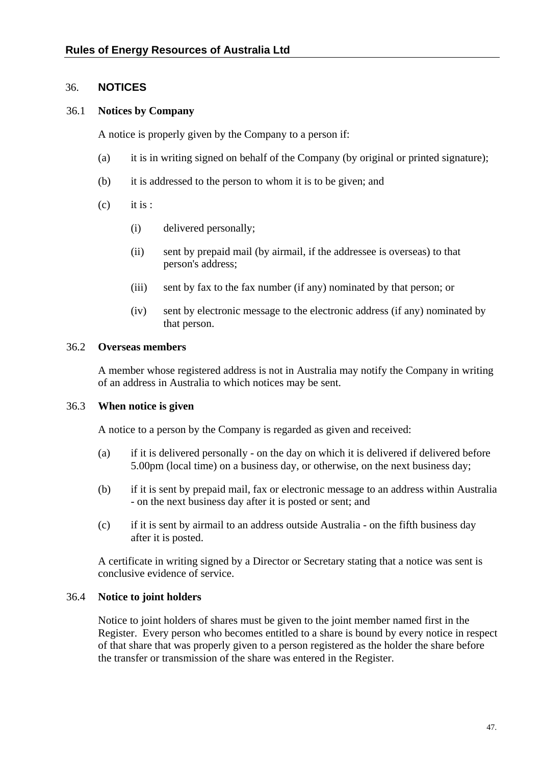## 36. NOTICES

### 36.1 Notices by Company

A notice is properly given by the Company to a person if:

(a) it is in writing signed on behalf of the Company (by original or printed signature);

(b) it is addressed to the person to whom it is to be given; and

(c) it is :

(i) delivered personally;

(ii) sent by prepaid mail (by airmail, if the addressee is overseas) to that person's address;

(iii) sent by fax to the fax number (if any) nominated by that person; or

(iv) sent by electronic message to the electronic address (if any) nominated by that person.

### 36.2 Overseas members

A member whose registered address is not in Australia may notify the Company in writing of an address in Australia to which notices may be sent.

### 36.3 When notice is given

A notice to a person by the Company is regarded as given and received:

(a) if it is delivered personally - on the day on which it is delivered if delivered before 5.00pm (local time) on a business day, or otherwise, on the next business day;

(b) if it is sent by prepaid mail, fax or electronic message to an address within Australia - on the next business day after it is posted or sent; and

(c) if it is sent by airmail to an address outside Australia - on the fifth business day after it is posted.

A certificate in writing signed by a Director or Secretary stating that a notice was sent is conclusive evidence of service.

### 36.4 Notice to joint holders

Notice to joint holders of shares must be given to the joint member named first in the Register. Every person who becomes entitled to a share is bound by every notice in respect of that share that was properly given to a person registered as the holder the share before the transfer or transmission of the share was entered in the Register.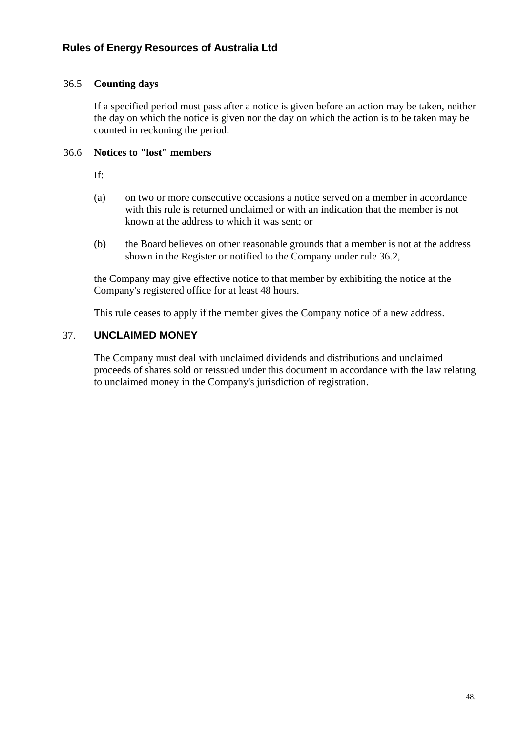### 36.5 Counting days

If a specified period must pass after a notice is given before an action may be taken, neither the day on which the notice is given nor the day on which the action is to be taken may be counted in reckoning the period.

### 36.6 Notices to "lost" members

If:

(a) on two or more consecutive occasions a notice served on a member in accordance with this rule is returned unclaimed or with an indication that the member is not known at the address to which it was sent; or

(b) the Board believes on other reasonable grounds that a member is not at the address shown in the Register or notified to the Company under rule 36.2,

the Company may give effective notice to that member by exhibiting the notice at the Company's registered office for at least 48 hours.

This rule ceases to apply if the member gives the Company notice of a new address.

## 37. UNCLAIMED MONEY

The Company must deal with unclaimed dividends and distributions and unclaimed proceeds of shares sold or reissued under this document in accordance with the law relating to unclaimed money in the Company's jurisdiction of registration.